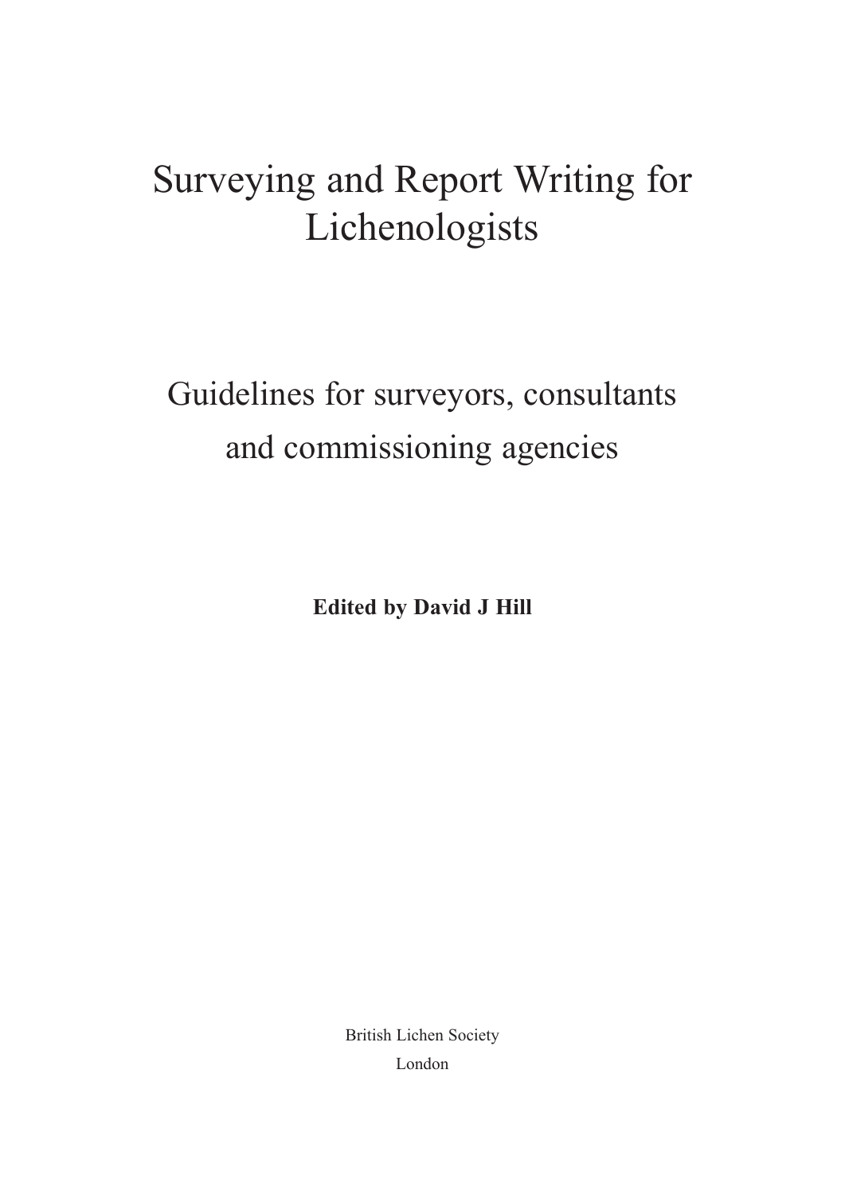# Surveying and Report Writing for Lichenologists

## Guidelines for surveyors, consultants and commissioning agencies

**Edited by David J Hill**

British Lichen Society

London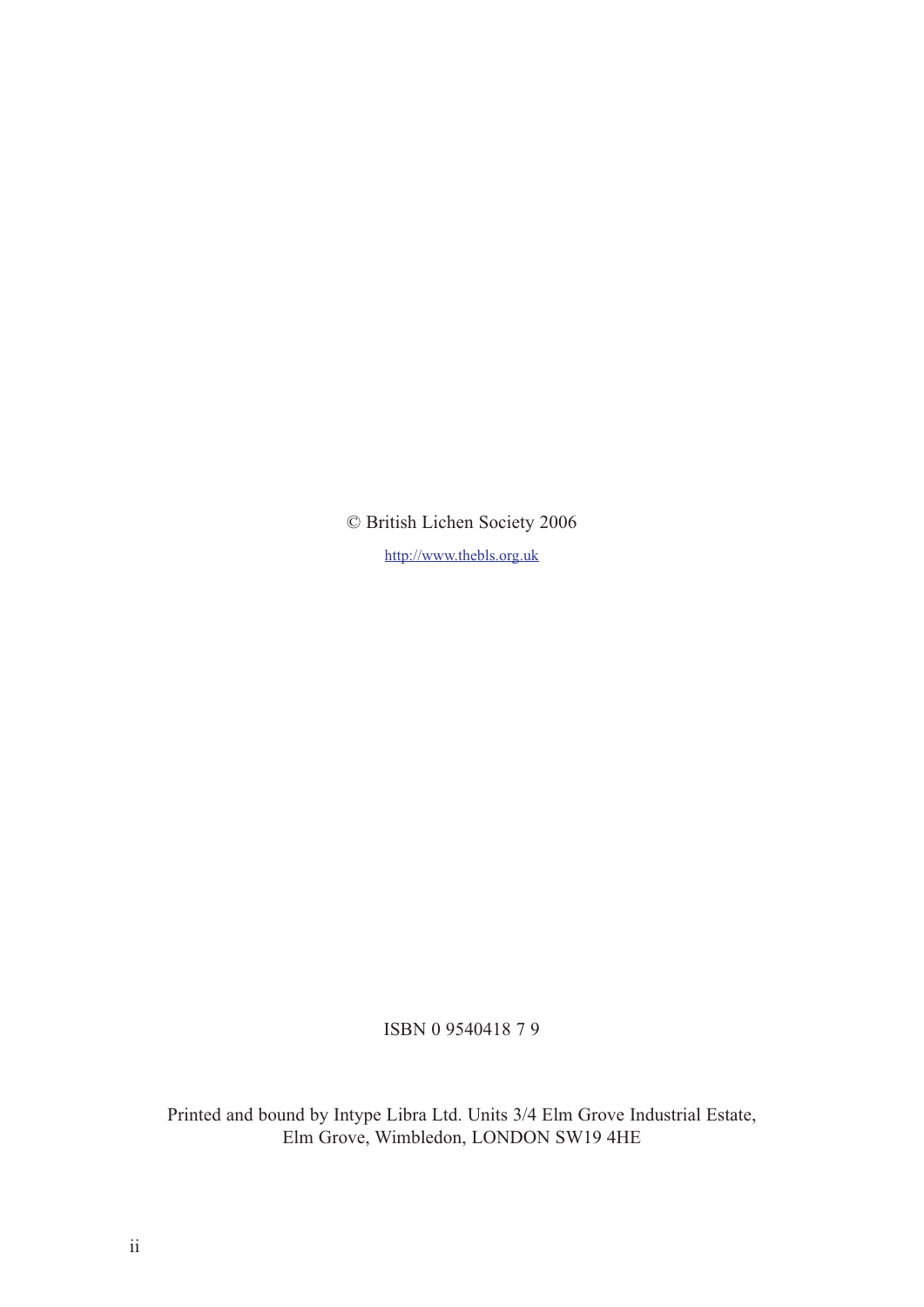© British Lichen Society 2006

http://www.thebls.org.uk

ISBN 0 9540418 7 9

Printed and bound by Intype Libra Ltd. Units 3/4 Elm Grove Industrial Estate, Elm Grove, Wimbledon, LONDON SW19 4HE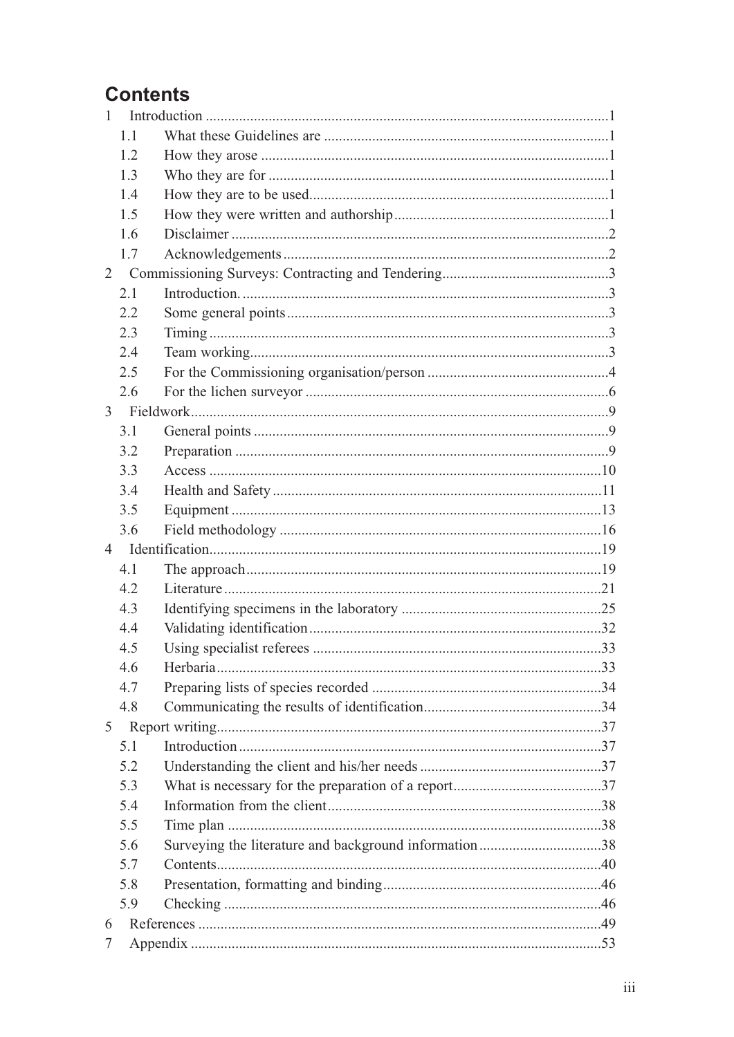# Contents

1 Introduction ....................................................................................................1

- 1.1 What these Guidelines are ............................................................................1
- 1.2 How they arose .............................................................................................1
- 1.3 Who they are for ...........................................................................................1
- 1.4 How they are to be used................................................................................1
- 1.5 How they were written and authorship..........................................................1
- 1.6 Disclaimer .....................................................................................................2
- 1.7 Acknowledgements.......................................................................................2

2 Commissioning Surveys: Contracting and Tendering............................................3

- 2.1 Introduction. ..................................................................................................3
- 2.2 Some general points......................................................................................3
- 2.3 Timing...........................................................................................................3
- 2.4 Team working................................................................................................3
- 2.5 For the Commissioning organisation/person .................................................4
- 2.6 For the lichen surveyor .................................................................................6

3 Fieldwork..........................................................................................................9

- 3.1 General points ...............................................................................................9
- 3.2 Preparation ....................................................................................................9
- 3.3 Access .........................................................................................................10
- 3.4 Health and Safety ........................................................................................11
- 3.5 Equipment ...................................................................................................13
- 3.6 Field methodology ......................................................................................16

4 Identification....................................................................................................19

- 4.1 The approach...............................................................................................19
- 4.2 Literature .....................................................................................................21
- 4.3 Identifying specimens in the laboratory ......................................................25
- 4.4 Validating identification..............................................................................32
- 4.5 Using specialist referees .............................................................................33
- 4.6 Herbaria.......................................................................................................33
- 4.7 Preparing lists of species recorded .............................................................34
- 4.8 Communicating the results of identification................................................34

5 Report writing..................................................................................................37

- 5.1 Introduction.................................................................................................37
- 5.2 Understanding the client and his/her needs ................................................37
- 5.3 What is necessary for the preparation of a report........................................37
- 5.4 Information from the client.........................................................................38
- 5.5 Time plan ....................................................................................................38
- 5.6 Surveying the literature and background information.................................38
- 5.7 Contents.......................................................................................................40
- 5.8 Presentation, formatting and binding...........................................................46
- 5.9 Checking .....................................................................................................46

6 References .......................................................................................................49

7 Appendix .........................................................................................................53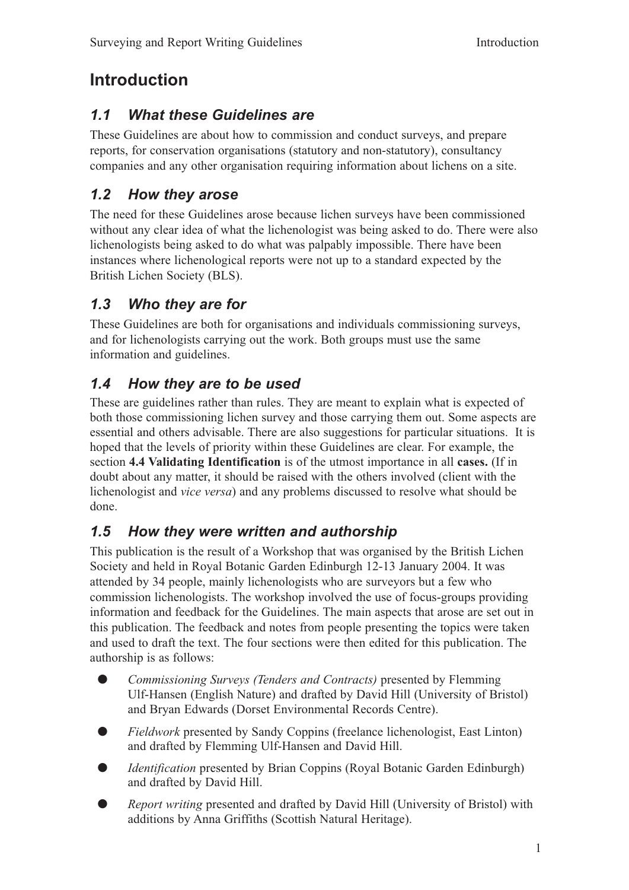# Introduction

## 1.1 What these Guidelines are

These Guidelines are about how to commission and conduct surveys, and prepare reports, for conservation organisations (statutory and non-statutory), consultancy companies and any other organisation requiring information about lichens on a site.

## 1.2 How they arose

The need for these Guidelines arose because lichen surveys have been commissioned without any clear idea of what the lichenologist was being asked to do. There were also lichenologists being asked to do what was palpably impossible. There have been instances where lichenological reports were not up to a standard expected by the British Lichen Society (BLS).

## 1.3 Who they are for

These Guidelines are both for organisations and individuals commissioning surveys, and for lichenologists carrying out the work. Both groups must use the same information and guidelines.

## 1.4 How they are to be used

These are guidelines rather than rules. They are meant to explain what is expected of both those commissioning lichen survey and those carrying them out. Some aspects are essential and others advisable. There are also suggestions for particular situations. It is hoped that the levels of priority within these Guidelines are clear. For example, the section **4.4 Validating Identification** is of the utmost importance in all **cases.** (If in doubt about any matter, it should be raised with the others involved (client with the lichenologist and *vice versa*) and any problems discussed to resolve what should be done.

## 1.5 How they were written and authorship

This publication is the result of a Workshop that was organised by the British Lichen Society and held in Royal Botanic Garden Edinburgh 12-13 January 2004. It was attended by 34 people, mainly lichenologists who are surveyors but a few who commission lichenologists. The workshop involved the use of focus-groups providing information and feedback for the Guidelines. The main aspects that arose are set out in this publication. The feedback and notes from people presenting the topics were taken and used to draft the text. The four sections were then edited for this publication. The authorship is as follows:

- *Commissioning Surveys (Tenders and Contracts)* presented by Flemming Ulf-Hansen (English Nature) and drafted by David Hill (University of Bristol) and Bryan Edwards (Dorset Environmental Records Centre).
- *Fieldwork* presented by Sandy Coppins (freelance lichenologist, East Linton) and drafted by Flemming Ulf-Hansen and David Hill.
- *Identification* presented by Brian Coppins (Royal Botanic Garden Edinburgh) and drafted by David Hill.
- *Report writing* presented and drafted by David Hill (University of Bristol) with additions by Anna Griffiths (Scottish Natural Heritage).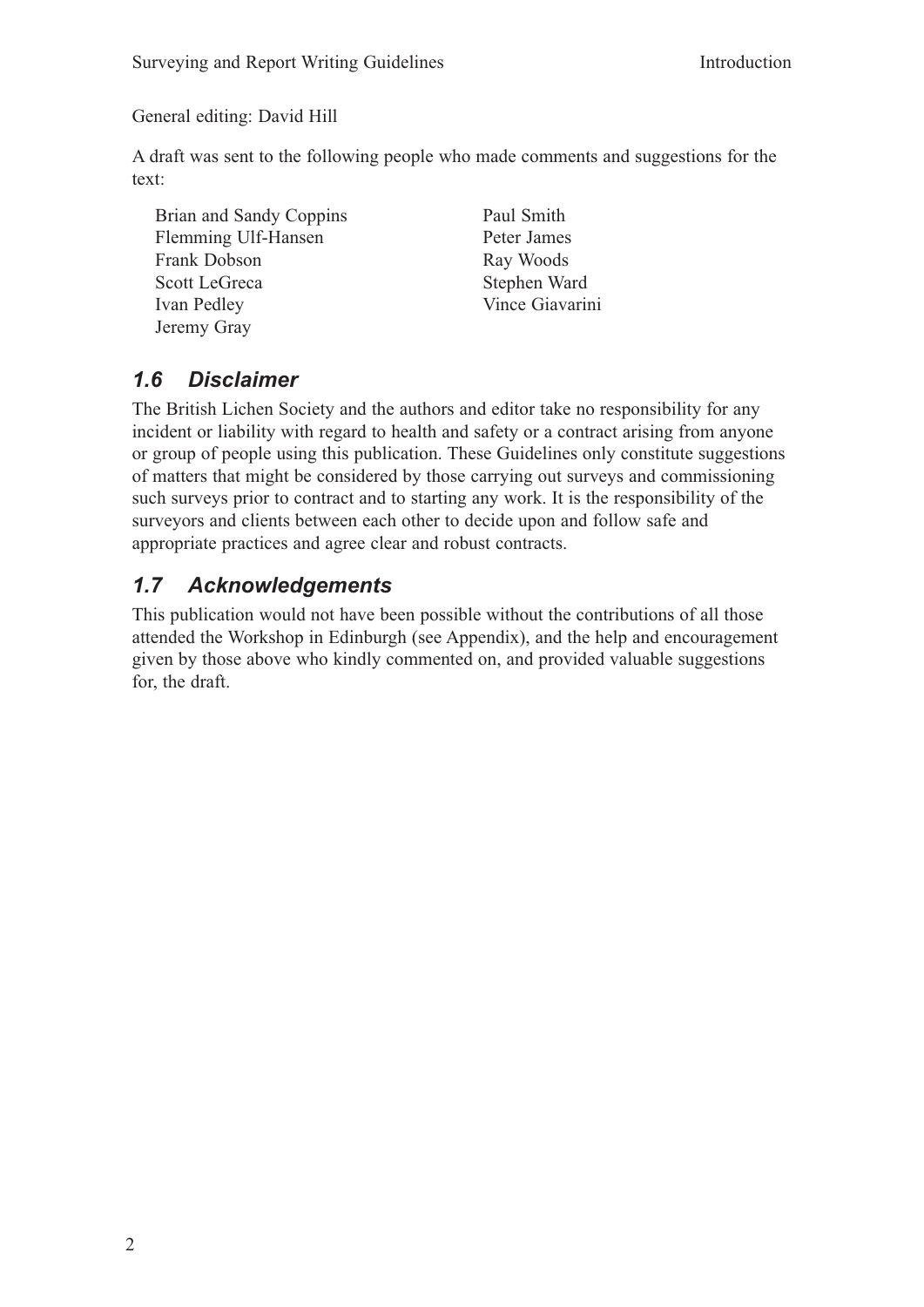General editing: David Hill

A draft was sent to the following people who made comments and suggestions for the text:

- Brian and Sandy Coppins
- Flemming Ulf-Hansen
- Frank Dobson
- Scott LeGreca
- Ivan Pedley
- Jeremy Gray
- Paul Smith
- Peter James
- Ray Woods
- Stephen Ward
- Vince Giavarini

## *1.6 Disclaimer*

The British Lichen Society and the authors and editor take no responsibility for any incident or liability with regard to health and safety or a contract arising from anyone or group of people using this publication. These Guidelines only constitute suggestions of matters that might be considered by those carrying out surveys and commissioning such surveys prior to contract and to starting any work. It is the responsibility of the surveyors and clients between each other to decide upon and follow safe and appropriate practices and agree clear and robust contracts.

## *1.7 Acknowledgements*

This publication would not have been possible without the contributions of all those attended the Workshop in Edinburgh (see Appendix), and the help and encouragement given by those above who kindly commented on, and provided valuable suggestions for, the draft.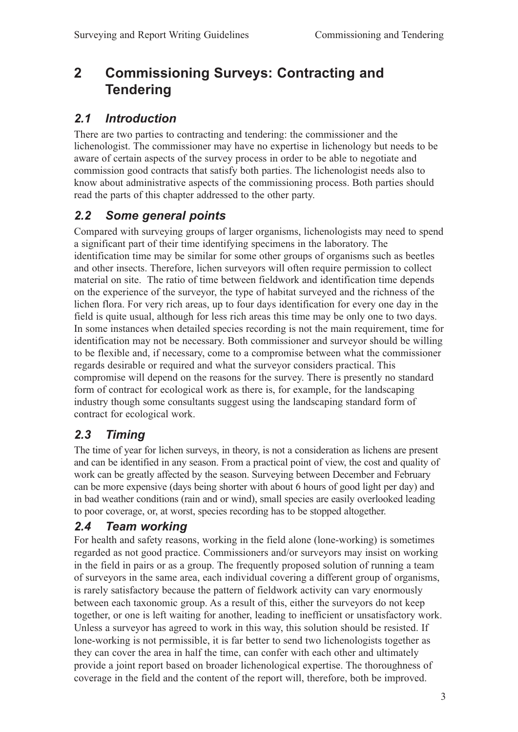# 2 Commissioning Surveys: Contracting and Tendering

## *2.1 Introduction*

There are two parties to contracting and tendering: the commissioner and the lichenologist. The commissioner may have no expertise in lichenology but needs to be aware of certain aspects of the survey process in order to be able to negotiate and commission good contracts that satisfy both parties. The lichenologist needs also to know about administrative aspects of the commissioning process. Both parties should read the parts of this chapter addressed to the other party.

## *2.2 Some general points*

Compared with surveying groups of larger organisms, lichenologists may need to spend a significant part of their time identifying specimens in the laboratory. The identification time may be similar for some other groups of organisms such as beetles and other insects. Therefore, lichen surveyors will often require permission to collect material on site. The ratio of time between fieldwork and identification time depends on the experience of the surveyor, the type of habitat surveyed and the richness of the lichen flora. For very rich areas, up to four days identification for every one day in the field is quite usual, although for less rich areas this time may be only one to two days. In some instances when detailed species recording is not the main requirement, time for identification may not be necessary. Both commissioner and surveyor should be willing to be flexible and, if necessary, come to a compromise between what the commissioner regards desirable or required and what the surveyor considers practical. This compromise will depend on the reasons for the survey. There is presently no standard form of contract for ecological work as there is, for example, for the landscaping industry though some consultants suggest using the landscaping standard form of contract for ecological work.

## *2.3 Timing*

The time of year for lichen surveys, in theory, is not a consideration as lichens are present and can be identified in any season. From a practical point of view, the cost and quality of work can be greatly affected by the season. Surveying between December and February can be more expensive (days being shorter with about 6 hours of good light per day) and in bad weather conditions (rain and or wind), small species are easily overlooked leading to poor coverage, or, at worst, species recording has to be stopped altogether.

## *2.4 Team working*

For health and safety reasons, working in the field alone (lone-working) is sometimes regarded as not good practice. Commissioners and/or surveyors may insist on working in the field in pairs or as a group. The frequently proposed solution of running a team of surveyors in the same area, each individual covering a different group of organisms, is rarely satisfactory because the pattern of fieldwork activity can vary enormously between each taxonomic group. As a result of this, either the surveyors do not keep together, or one is left waiting for another, leading to inefficient or unsatisfactory work. Unless a surveyor has agreed to work in this way, this solution should be resisted. If lone-working is not permissible, it is far better to send two lichenologists together as they can cover the area in half the time, can confer with each other and ultimately provide a joint report based on broader lichenological expertise. The thoroughness of coverage in the field and the content of the report will, therefore, both be improved.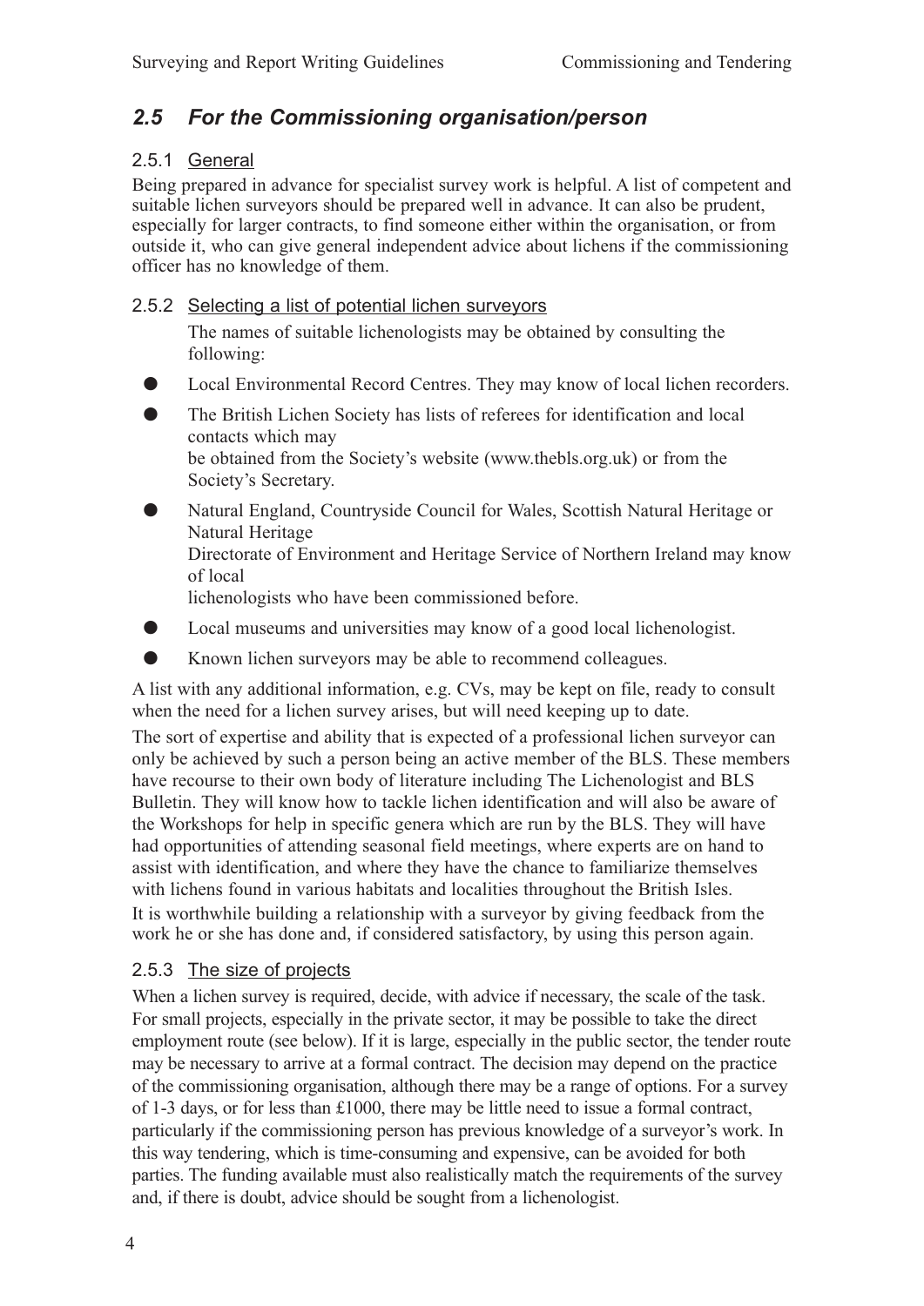## *2.5 For the Commissioning organisation/person*

### 2.5.1 General

Being prepared in advance for specialist survey work is helpful. A list of competent and suitable lichen surveyors should be prepared well in advance. It can also be prudent, especially for larger contracts, to find someone either within the organisation, or from outside it, who can give general independent advice about lichens if the commissioning officer has no knowledge of them.

### 2.5.2 Selecting a list of potential lichen surveyors

The names of suitable lichenologists may be obtained by consulting the following:

- Local Environmental Record Centres. They may know of local lichen recorders.
- The British Lichen Society has lists of referees for identification and local contacts which may be obtained from the Society's website (www.thebls.org.uk) or from the Society's Secretary.
- Natural England, Countryside Council for Wales, Scottish Natural Heritage or Natural Heritage Directorate of Environment and Heritage Service of Northern Ireland may know of local lichenologists who have been commissioned before.
- Local museums and universities may know of a good local lichenologist.
- Known lichen surveyors may be able to recommend colleagues.

A list with any additional information, e.g. CVs, may be kept on file, ready to consult when the need for a lichen survey arises, but will need keeping up to date.

The sort of expertise and ability that is expected of a professional lichen surveyor can only be achieved by such a person being an active member of the BLS. These members have recourse to their own body of literature including The Lichenologist and BLS Bulletin. They will know how to tackle lichen identification and will also be aware of the Workshops for help in specific genera which are run by the BLS. They will have had opportunities of attending seasonal field meetings, where experts are on hand to assist with identification, and where they have the chance to familiarize themselves with lichens found in various habitats and localities throughout the British Isles.

It is worthwhile building a relationship with a surveyor by giving feedback from the work he or she has done and, if considered satisfactory, by using this person again.

### 2.5.3 The size of projects

When a lichen survey is required, decide, with advice if necessary, the scale of the task. For small projects, especially in the private sector, it may be possible to take the direct employment route (see below). If it is large, especially in the public sector, the tender route may be necessary to arrive at a formal contract. The decision may depend on the practice of the commissioning organisation, although there may be a range of options. For a survey of 1-3 days, or for less than £1000, there may be little need to issue a formal contract, particularly if the commissioning person has previous knowledge of a surveyor's work. In this way tendering, which is time-consuming and expensive, can be avoided for both parties. The funding available must also realistically match the requirements of the survey and, if there is doubt, advice should be sought from a lichenologist.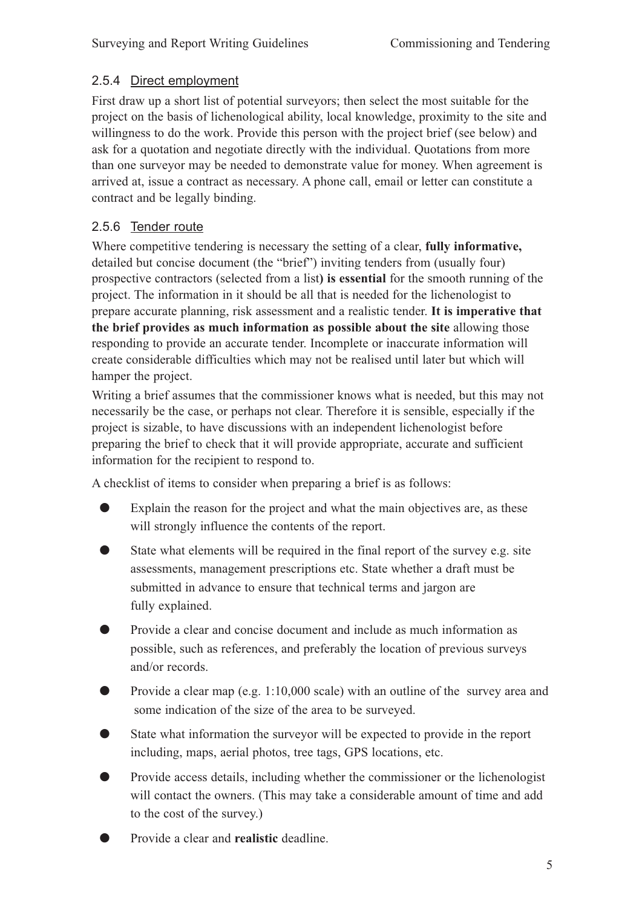### 2.5.4 Direct employment

First draw up a short list of potential surveyors; then select the most suitable for the project on the basis of lichenological ability, local knowledge, proximity to the site and willingness to do the work. Provide this person with the project brief (see below) and ask for a quotation and negotiate directly with the individual. Quotations from more than one surveyor may be needed to demonstrate value for money. When agreement is arrived at, issue a contract as necessary. A phone call, email or letter can constitute a contract and be legally binding.

### 2.5.6 Tender route

Where competitive tendering is necessary the setting of a clear, **fully informative,** detailed but concise document (the "brief") inviting tenders from (usually four) prospective contractors (selected from a list**) is essential** for the smooth running of the project. The information in it should be all that is needed for the lichenologist to prepare accurate planning, risk assessment and a realistic tender. **It is imperative that the brief provides as much information as possible about the site** allowing those responding to provide an accurate tender. Incomplete or inaccurate information will create considerable difficulties which may not be realised until later but which will hamper the project.

Writing a brief assumes that the commissioner knows what is needed, but this may not necessarily be the case, or perhaps not clear. Therefore it is sensible, especially if the project is sizable, to have discussions with an independent lichenologist before preparing the brief to check that it will provide appropriate, accurate and sufficient information for the recipient to respond to.

A checklist of items to consider when preparing a brief is as follows:

- Explain the reason for the project and what the main objectives are, as these will strongly influence the contents of the report.
- State what elements will be required in the final report of the survey e.g. site assessments, management prescriptions etc. State whether a draft must be submitted in advance to ensure that technical terms and jargon are fully explained.
- Provide a clear and concise document and include as much information as possible, such as references, and preferably the location of previous surveys and/or records.
- Provide a clear map (e.g. 1:10,000 scale) with an outline of the survey area and some indication of the size of the area to be surveyed.
- State what information the surveyor will be expected to provide in the report including, maps, aerial photos, tree tags, GPS locations, etc.
- Provide access details, including whether the commissioner or the lichenologist will contact the owners. (This may take a considerable amount of time and add to the cost of the survey.)
- Provide a clear and **realistic** deadline.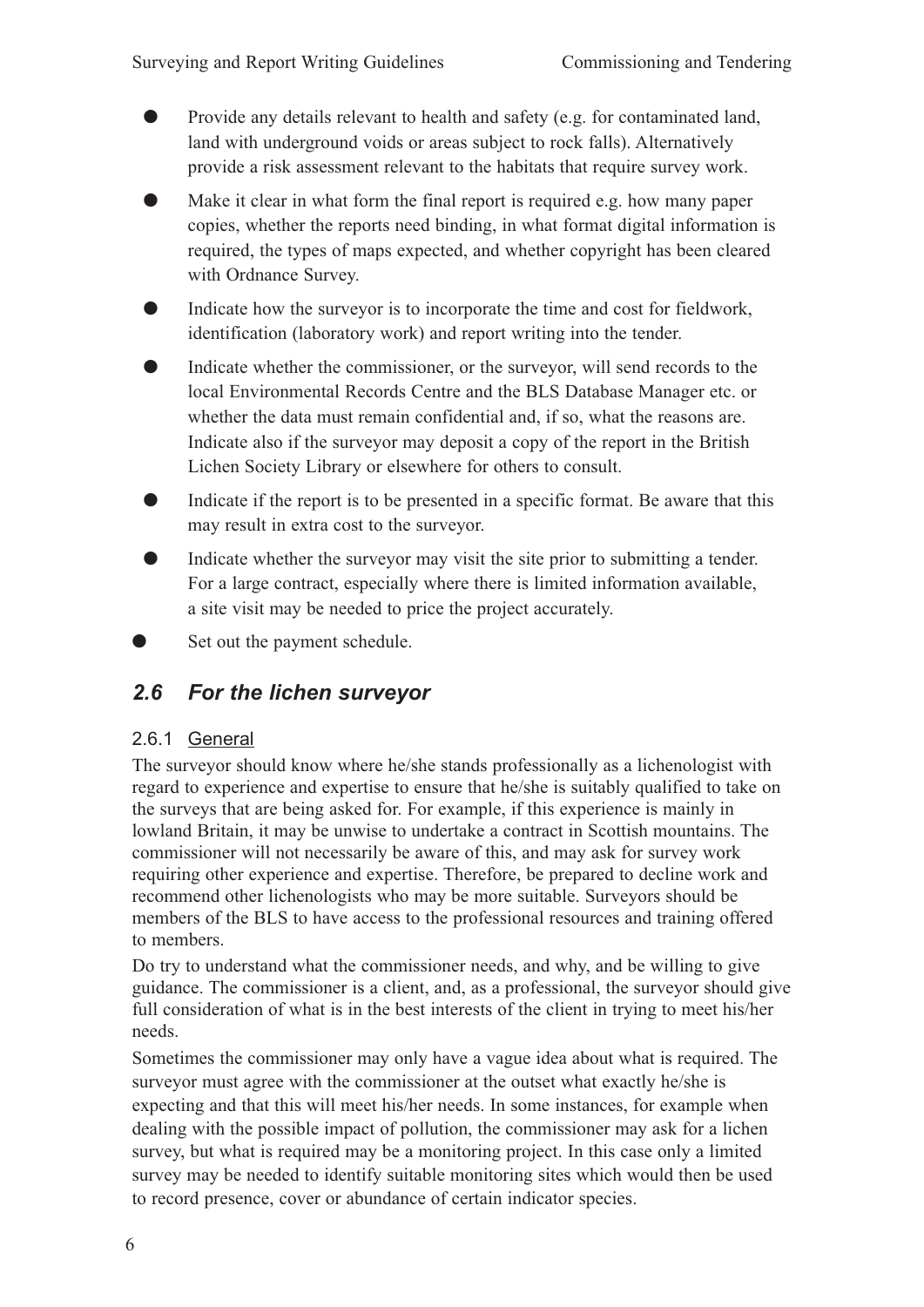- Provide any details relevant to health and safety (e.g. for contaminated land, land with underground voids or areas subject to rock falls). Alternatively provide a risk assessment relevant to the habitats that require survey work.
- Make it clear in what form the final report is required e.g. how many paper copies, whether the reports need binding, in what format digital information is required, the types of maps expected, and whether copyright has been cleared with Ordnance Survey.
- Indicate how the surveyor is to incorporate the time and cost for fieldwork, identification (laboratory work) and report writing into the tender.
- Indicate whether the commissioner, or the surveyor, will send records to the local Environmental Records Centre and the BLS Database Manager etc. or whether the data must remain confidential and, if so, what the reasons are. Indicate also if the surveyor may deposit a copy of the report in the British Lichen Society Library or elsewhere for others to consult.
- Indicate if the report is to be presented in a specific format. Be aware that this may result in extra cost to the surveyor.
- Indicate whether the surveyor may visit the site prior to submitting a tender. For a large contract, especially where there is limited information available, a site visit may be needed to price the project accurately.
- Set out the payment schedule.

## *2.6 For the lichen surveyor*

### 2.6.1 General

The surveyor should know where he/she stands professionally as a lichenologist with regard to experience and expertise to ensure that he/she is suitably qualified to take on the surveys that are being asked for. For example, if this experience is mainly in lowland Britain, it may be unwise to undertake a contract in Scottish mountains. The commissioner will not necessarily be aware of this, and may ask for survey work requiring other experience and expertise. Therefore, be prepared to decline work and recommend other lichenologists who may be more suitable. Surveyors should be members of the BLS to have access to the professional resources and training offered to members.

Do try to understand what the commissioner needs, and why, and be willing to give guidance. The commissioner is a client, and, as a professional, the surveyor should give full consideration of what is in the best interests of the client in trying to meet his/her needs.

Sometimes the commissioner may only have a vague idea about what is required. The surveyor must agree with the commissioner at the outset what exactly he/she is expecting and that this will meet his/her needs. In some instances, for example when dealing with the possible impact of pollution, the commissioner may ask for a lichen survey, but what is required may be a monitoring project. In this case only a limited survey may be needed to identify suitable monitoring sites which would then be used to record presence, cover or abundance of certain indicator species.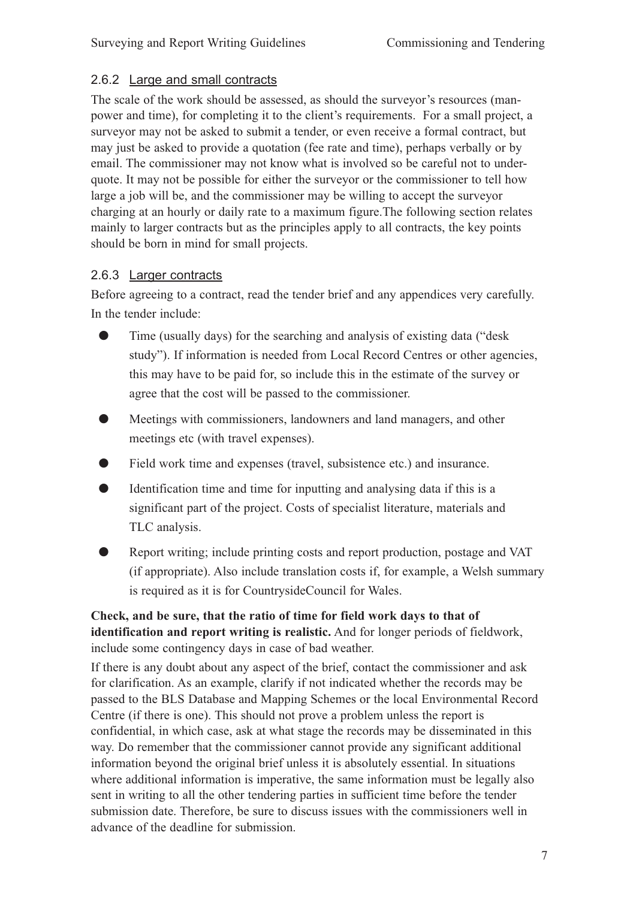### 2.6.2 Large and small contracts

The scale of the work should be assessed, as should the surveyor's resources (man-power and time), for completing it to the client's requirements. For a small project, a surveyor may not be asked to submit a tender, or even receive a formal contract, but may just be asked to provide a quotation (fee rate and time), perhaps verbally or by email. The commissioner may not know what is involved so be careful not to under-quote. It may not be possible for either the surveyor or the commissioner to tell how large a job will be, and the commissioner may be willing to accept the surveyor charging at an hourly or daily rate to a maximum figure.The following section relates mainly to larger contracts but as the principles apply to all contracts, the key points should be born in mind for small projects.

### 2.6.3 Larger contracts

Before agreeing to a contract, read the tender brief and any appendices very carefully. In the tender include:

- Time (usually days) for the searching and analysis of existing data ("desk study"). If information is needed from Local Record Centres or other agencies, this may have to be paid for, so include this in the estimate of the survey or agree that the cost will be passed to the commissioner.
- Meetings with commissioners, landowners and land managers, and other meetings etc (with travel expenses).
- Field work time and expenses (travel, subsistence etc.) and insurance.
- Identification time and time for inputting and analysing data if this is a significant part of the project. Costs of specialist literature, materials and TLC analysis.
- Report writing; include printing costs and report production, postage and VAT (if appropriate). Also include translation costs if, for example, a Welsh summary is required as it is for CountrysideCouncil for Wales.

**Check, and be sure, that the ratio of time for field work days to that of identification and report writing is realistic.** And for longer periods of fieldwork, include some contingency days in case of bad weather.

If there is any doubt about any aspect of the brief, contact the commissioner and ask for clarification. As an example, clarify if not indicated whether the records may be passed to the BLS Database and Mapping Schemes or the local Environmental Record Centre (if there is one). This should not prove a problem unless the report is confidential, in which case, ask at what stage the records may be disseminated in this way. Do remember that the commissioner cannot provide any significant additional information beyond the original brief unless it is absolutely essential. In situations where additional information is imperative, the same information must be legally also sent in writing to all the other tendering parties in sufficient time before the tender submission date. Therefore, be sure to discuss issues with the commissioners well in advance of the deadline for submission.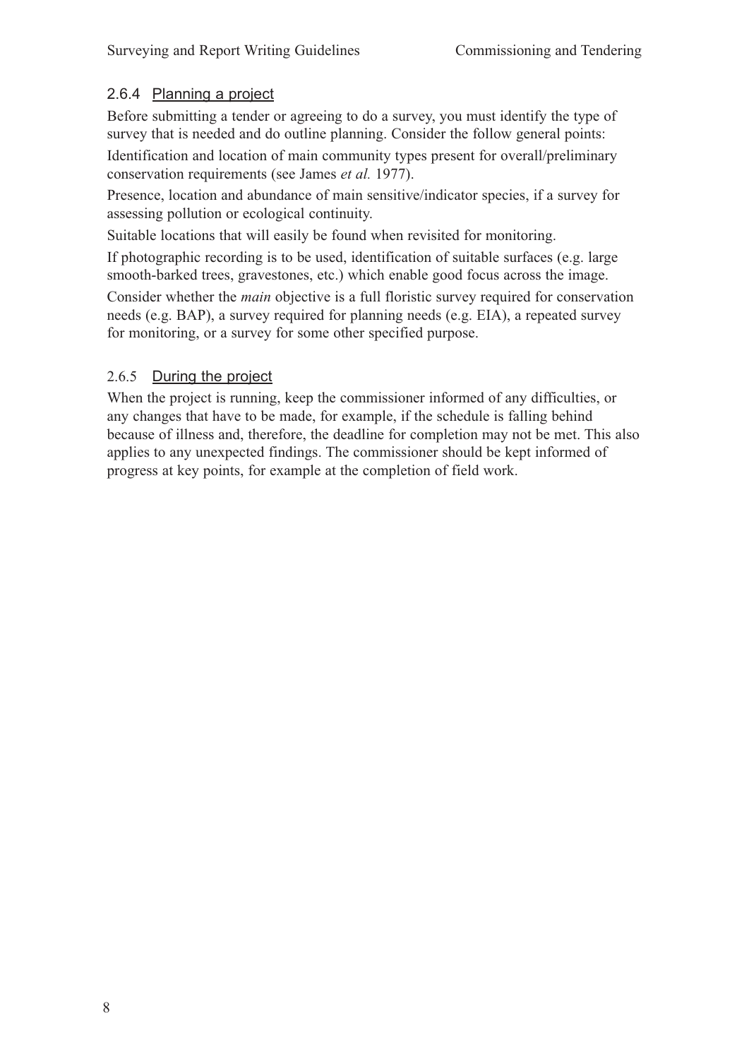### 2.6.4 Planning a project

Before submitting a tender or agreeing to do a survey, you must identify the type of survey that is needed and do outline planning. Consider the follow general points:

Identification and location of main community types present for overall/preliminary conservation requirements (see James *et al.* 1977).

Presence, location and abundance of main sensitive/indicator species, if a survey for assessing pollution or ecological continuity.

Suitable locations that will easily be found when revisited for monitoring.

If photographic recording is to be used, identification of suitable surfaces (e.g. large smooth-barked trees, gravestones, etc.) which enable good focus across the image.

Consider whether the *main* objective is a full floristic survey required for conservation needs (e.g. BAP), a survey required for planning needs (e.g. EIA), a repeated survey for monitoring, or a survey for some other specified purpose.

### 2.6.5 During the project

When the project is running, keep the commissioner informed of any difficulties, or any changes that have to be made, for example, if the schedule is falling behind because of illness and, therefore, the deadline for completion may not be met. This also applies to any unexpected findings. The commissioner should be kept informed of progress at key points, for example at the completion of field work.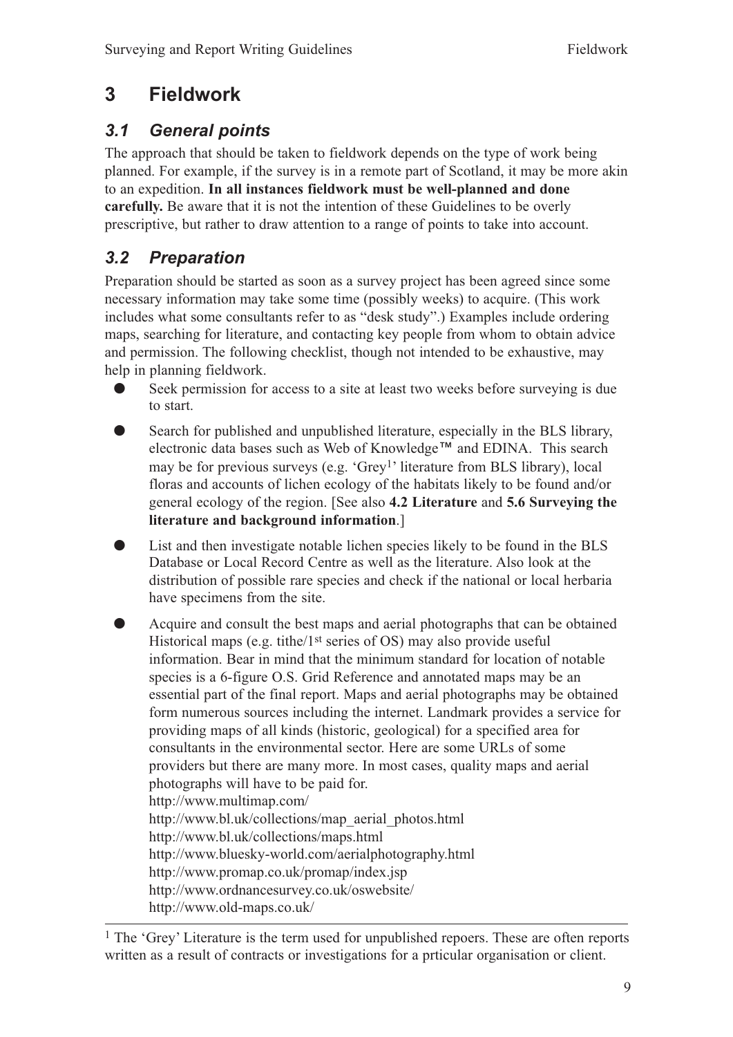# 3 Fieldwork

## 3.1 General points

The approach that should be taken to fieldwork depends on the type of work being planned. For example, if the survey is in a remote part of Scotland, it may be more akin to an expedition. **In all instances fieldwork must be well-planned and done carefully.** Be aware that it is not the intention of these Guidelines to be overly prescriptive, but rather to draw attention to a range of points to take into account.

## 3.2 Preparation

Preparation should be started as soon as a survey project has been agreed since some necessary information may take some time (possibly weeks) to acquire. (This work includes what some consultants refer to as "desk study".) Examples include ordering maps, searching for literature, and contacting key people from whom to obtain advice and permission. The following checklist, though not intended to be exhaustive, may help in planning fieldwork.

- Seek permission for access to a site at least two weeks before surveying is due to start.
- Search for published and unpublished literature, especially in the BLS library, electronic data bases such as Web of Knowledge™ and EDINA. This search may be for previous surveys (e.g. 'Grey[1]' literature from BLS library), local floras and accounts of lichen ecology of the habitats likely to be found and/or general ecology of the region. [See also **4.2 Literature** and **5.6 Surveying the literature and background information**.]
- List and then investigate notable lichen species likely to be found in the BLS Database or Local Record Centre as well as the literature. Also look at the distribution of possible rare species and check if the national or local herbaria have specimens from the site.
- Acquire and consult the best maps and aerial photographs that can be obtained Historical maps (e.g. tithe/1st series of OS) may also provide useful information. Bear in mind that the minimum standard for location of notable species is a 6-figure O.S. Grid Reference and annotated maps may be an essential part of the final report. Maps and aerial photographs may be obtained form numerous sources including the internet. Landmark provides a service for providing maps of all kinds (historic, geological) for a specified area for consultants in the environmental sector. Here are some URLs of some providers but there are many more. In most cases, quality maps and aerial photographs will have to be paid for.
  http://www.multimap.com/
  http://www.bl.uk/collections/map_aerial_photos.html
  http://www.bl.uk/collections/maps.html
  http://www.bluesky-world.com/aerialphotography.html
  http://www.promap.co.uk/promap/index.jsp
  http://www.ordnancesurvey.co.uk/oswebsite/
  http://www.old-maps.co.uk/

---

[1] The 'Grey' Literature is the term used for unpublished repoers. These are often reports written as a result of contracts or investigations for a prticular organisation or client.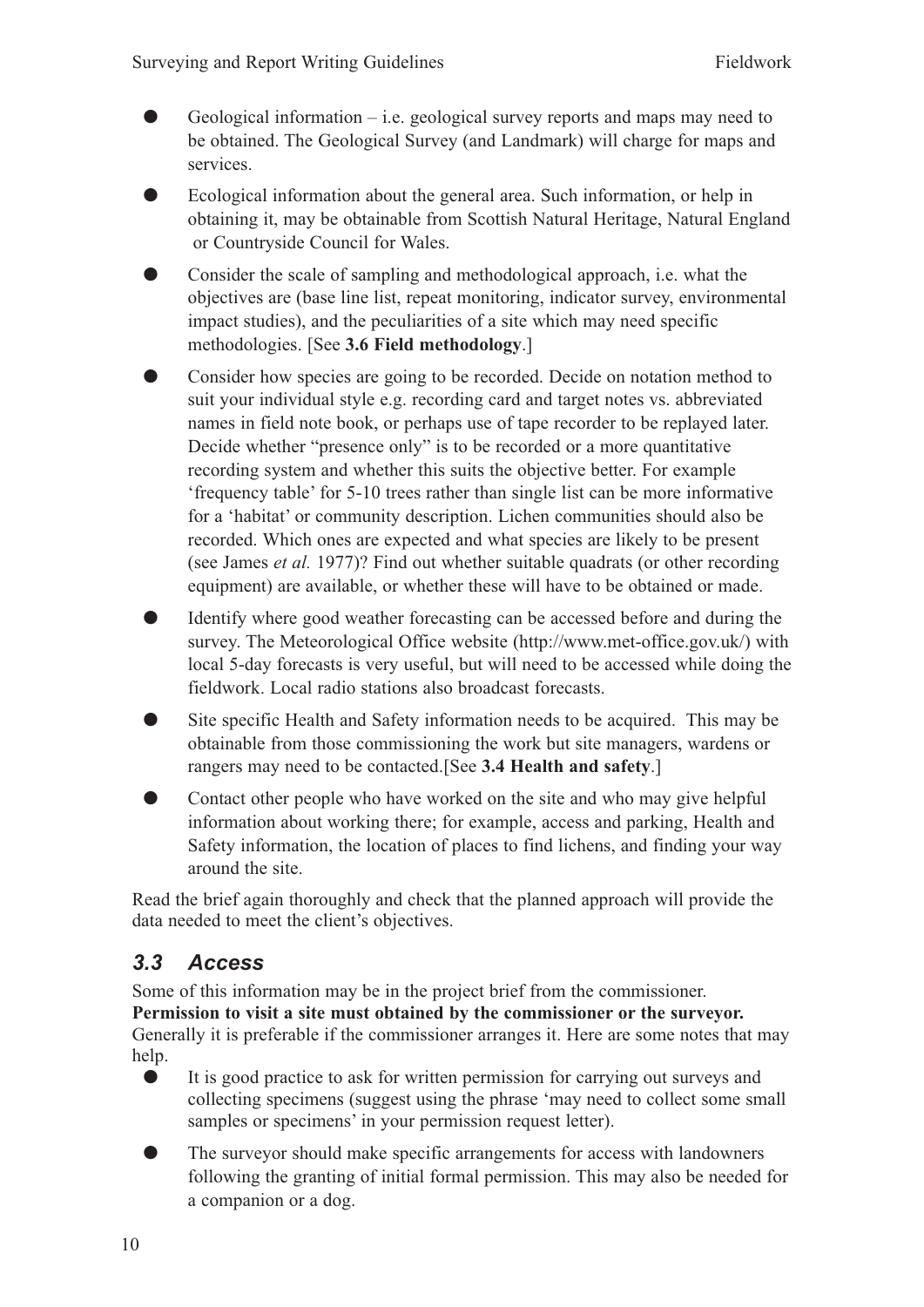- Geological information – i.e. geological survey reports and maps may need to be obtained. The Geological Survey (and Landmark) will charge for maps and services.
- Ecological information about the general area. Such information, or help in obtaining it, may be obtainable from Scottish Natural Heritage, Natural England or Countryside Council for Wales.
- Consider the scale of sampling and methodological approach, i.e. what the objectives are (base line list, repeat monitoring, indicator survey, environmental impact studies), and the peculiarities of a site which may need specific methodologies. [See **3.6 Field methodology**.]
- Consider how species are going to be recorded. Decide on notation method to suit your individual style e.g. recording card and target notes vs. abbreviated names in field note book, or perhaps use of tape recorder to be replayed later. Decide whether "presence only" is to be recorded or a more quantitative recording system and whether this suits the objective better. For example 'frequency table' for 5-10 trees rather than single list can be more informative for a 'habitat' or community description. Lichen communities should also be recorded. Which ones are expected and what species are likely to be present (see James *et al.* 1977)? Find out whether suitable quadrats (or other recording equipment) are available, or whether these will have to be obtained or made.
- Identify where good weather forecasting can be accessed before and during the survey. The Meteorological Office website (http://www.met-office.gov.uk/) with local 5-day forecasts is very useful, but will need to be accessed while doing the fieldwork. Local radio stations also broadcast forecasts.
- Site specific Health and Safety information needs to be acquired. This may be obtainable from those commissioning the work but site managers, wardens or rangers may need to be contacted.[See **3.4 Health and safety**.]
- Contact other people who have worked on the site and who may give helpful information about working there; for example, access and parking, Health and Safety information, the location of places to find lichens, and finding your way around the site.

Read the brief again thoroughly and check that the planned approach will provide the data needed to meet the client's objectives.

## *3.3 Access*

Some of this information may be in the project brief from the commissioner. **Permission to visit a site must obtained by the commissioner or the surveyor.** Generally it is preferable if the commissioner arranges it. Here are some notes that may help.

- It is good practice to ask for written permission for carrying out surveys and collecting specimens (suggest using the phrase 'may need to collect some small samples or specimens' in your permission request letter).
- The surveyor should make specific arrangements for access with landowners following the granting of initial formal permission. This may also be needed for a companion or a dog.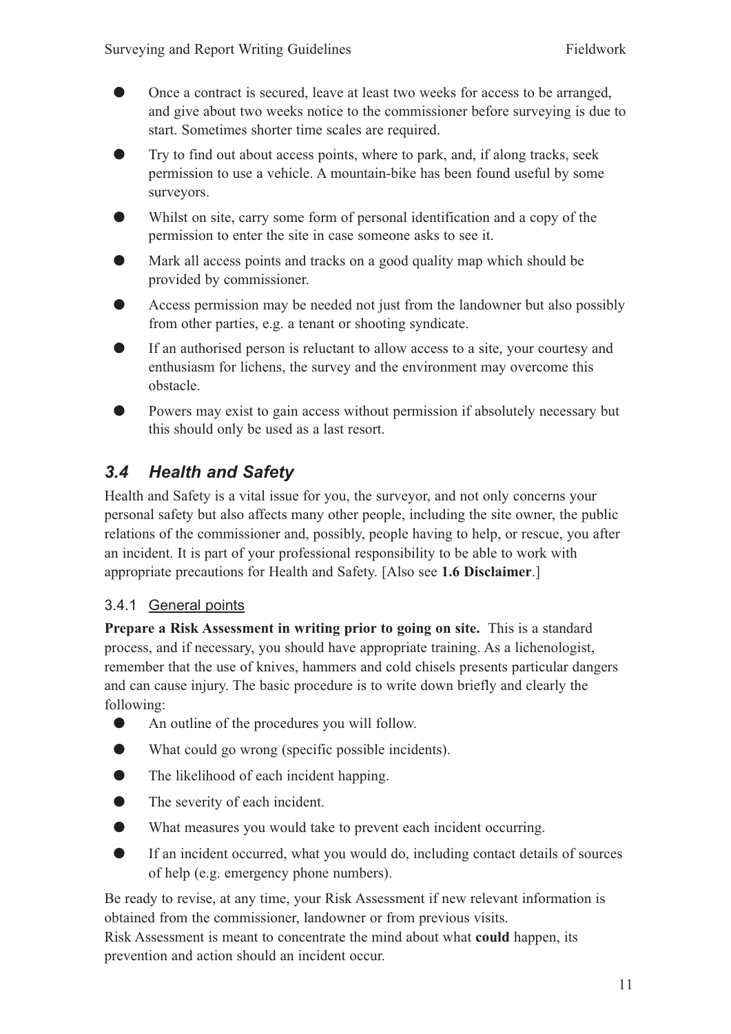- Once a contract is secured, leave at least two weeks for access to be arranged, and give about two weeks notice to the commissioner before surveying is due to start. Sometimes shorter time scales are required.
- Try to find out about access points, where to park, and, if along tracks, seek permission to use a vehicle. A mountain-bike has been found useful by some surveyors.
- Whilst on site, carry some form of personal identification and a copy of the permission to enter the site in case someone asks to see it.
- Mark all access points and tracks on a good quality map which should be provided by commissioner.
- Access permission may be needed not just from the landowner but also possibly from other parties, e.g. a tenant or shooting syndicate.
- If an authorised person is reluctant to allow access to a site, your courtesy and enthusiasm for lichens, the survey and the environment may overcome this obstacle.
- Powers may exist to gain access without permission if absolutely necessary but this should only be used as a last resort.

## *3.4 Health and Safety*

Health and Safety is a vital issue for you, the surveyor, and not only concerns your personal safety but also affects many other people, including the site owner, the public relations of the commissioner and, possibly, people having to help, or rescue, you after an incident. It is part of your professional responsibility to be able to work with appropriate precautions for Health and Safety. [Also see **1.6 Disclaimer**.]

### 3.4.1 General points

**Prepare a Risk Assessment in writing prior to going on site.** This is a standard process, and if necessary, you should have appropriate training. As a lichenologist, remember that the use of knives, hammers and cold chisels presents particular dangers and can cause injury. The basic procedure is to write down briefly and clearly the following:

- An outline of the procedures you will follow.
- What could go wrong (specific possible incidents).
- The likelihood of each incident happing.
- The severity of each incident.
- What measures you would take to prevent each incident occurring.
- If an incident occurred, what you would do, including contact details of sources of help (e.g. emergency phone numbers).

Be ready to revise, at any time, your Risk Assessment if new relevant information is obtained from the commissioner, landowner or from previous visits.
Risk Assessment is meant to concentrate the mind about what **could** happen, its prevention and action should an incident occur.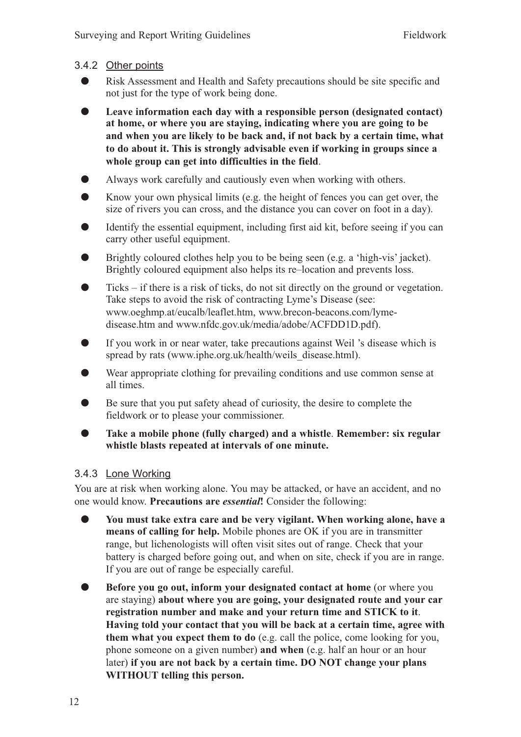### 3.4.2 Other points

- Risk Assessment and Health and Safety precautions should be site specific and not just for the type of work being done.
- **Leave information each day with a responsible person (designated contact) at home, or where you are staying, indicating where you are going to be and when you are likely to be back and, if not back by a certain time, what to do about it. This is strongly advisable even if working in groups since a whole group can get into difficulties in the field**.
- Always work carefully and cautiously even when working with others.
- Know your own physical limits (e.g. the height of fences you can get over, the size of rivers you can cross, and the distance you can cover on foot in a day).
- Identify the essential equipment, including first aid kit, before seeing if you can carry other useful equipment.
- Brightly coloured clothes help you to be being seen (e.g. a 'high-vis' jacket). Brightly coloured equipment also helps its re–location and prevents loss.
- Ticks – if there is a risk of ticks, do not sit directly on the ground or vegetation. Take steps to avoid the risk of contracting Lyme's Disease (see: www.oeghmp.at/eucalb/leaflet.htm, www.brecon-beacons.com/lyme-disease.htm and www.nfdc.gov.uk/media/adobe/ACFDD1D.pdf).
- If you work in or near water, take precautions against Weil 's disease which is spread by rats (www.iphe.org.uk/health/weils_disease.html).
- Wear appropriate clothing for prevailing conditions and use common sense at all times.
- Be sure that you put safety ahead of curiosity, the desire to complete the fieldwork or to please your commissioner.
- **Take a mobile phone (fully charged) and a whistle**. **Remember: six regular whistle blasts repeated at intervals of one minute.**

### 3.4.3 Lone Working

You are at risk when working alone. You may be attacked, or have an accident, and no one would know. **Precautions are *essential*!** Consider the following:

- **You must take extra care and be very vigilant. When working alone, have a means of calling for help.** Mobile phones are OK if you are in transmitter range, but lichenologists will often visit sites out of range. Check that your battery is charged before going out, and when on site, check if you are in range. If you are out of range be especially careful.
- **Before you go out, inform your designated contact at home** (or where you are staying) **about where you are going, your designated route and your car registration number and make and your return time and STICK to it**. **Having told your contact that you will be back at a certain time, agree with them what you expect them to do** (e.g. call the police, come looking for you, phone someone on a given number) **and when** (e.g. half an hour or an hour later) **if you are not back by a certain time. DO NOT change your plans WITHOUT telling this person.**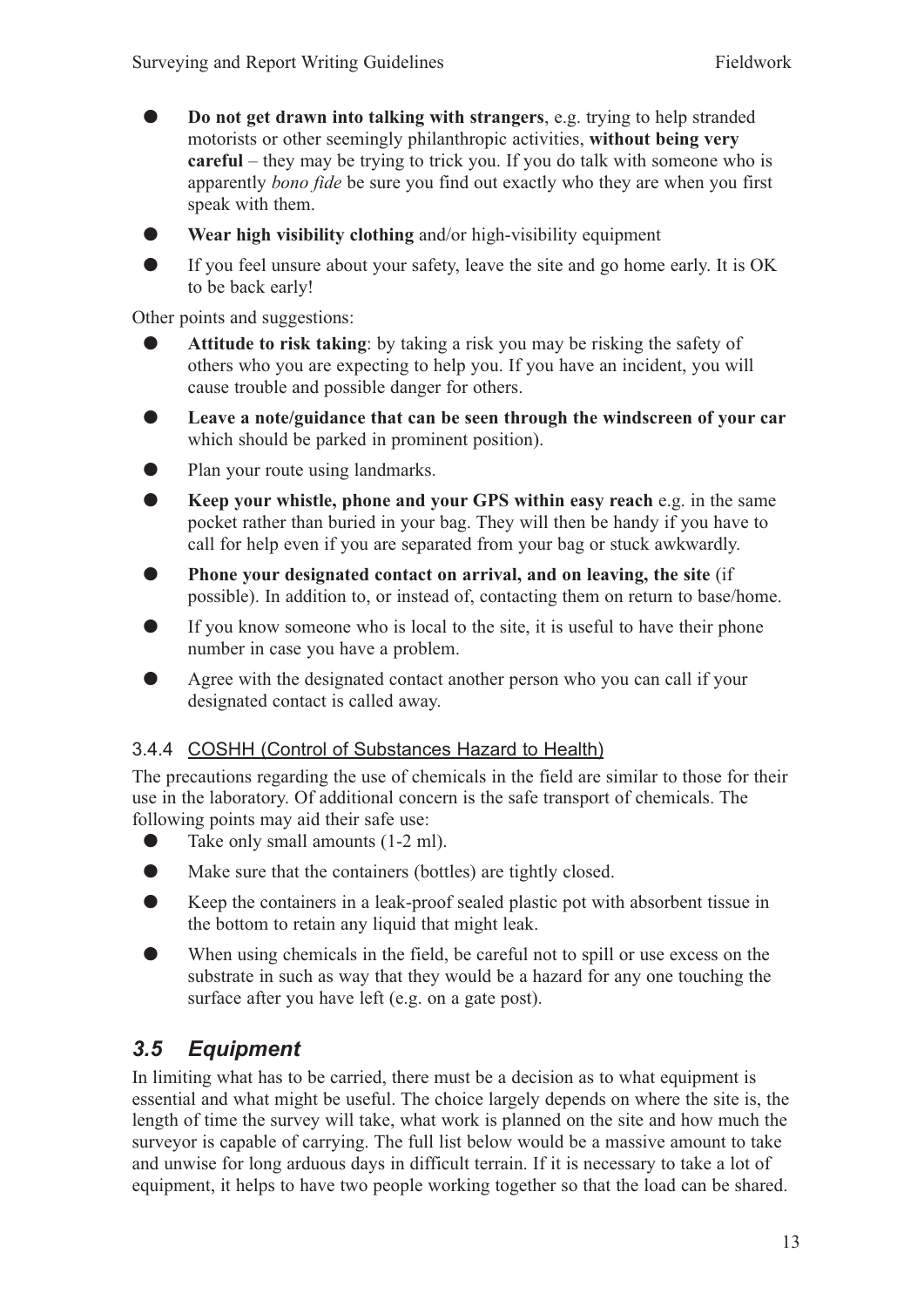- **Do not get drawn into talking with strangers**, e.g. trying to help stranded motorists or other seemingly philanthropic activities, **without being very careful** – they may be trying to trick you. If you do talk with someone who is apparently *bono fide* be sure you find out exactly who they are when you first speak with them.
- **Wear high visibility clothing** and/or high-visibility equipment
- If you feel unsure about your safety, leave the site and go home early. It is OK to be back early!

Other points and suggestions:

- **Attitude to risk taking**: by taking a risk you may be risking the safety of others who you are expecting to help you. If you have an incident, you will cause trouble and possible danger for others.
- **Leave a note/guidance that can be seen through the windscreen of your car** which should be parked in prominent position).
- Plan your route using landmarks.
- **Keep your whistle, phone and your GPS within easy reach** e.g. in the same pocket rather than buried in your bag. They will then be handy if you have to call for help even if you are separated from your bag or stuck awkwardly.
- **Phone your designated contact on arrival, and on leaving, the site** (if possible). In addition to, or instead of, contacting them on return to base/home.
- If you know someone who is local to the site, it is useful to have their phone number in case you have a problem.
- Agree with the designated contact another person who you can call if your designated contact is called away.

#### 3.4.4 COSHH (Control of Substances Hazard to Health)

The precautions regarding the use of chemicals in the field are similar to those for their use in the laboratory. Of additional concern is the safe transport of chemicals. The following points may aid their safe use:

- Take only small amounts (1-2 ml).
- Make sure that the containers (bottles) are tightly closed.
- Keep the containers in a leak-proof sealed plastic pot with absorbent tissue in the bottom to retain any liquid that might leak.
- When using chemicals in the field, be careful not to spill or use excess on the substrate in such as way that they would be a hazard for any one touching the surface after you have left (e.g. on a gate post).

## 3.5 Equipment

In limiting what has to be carried, there must be a decision as to what equipment is essential and what might be useful. The choice largely depends on where the site is, the length of time the survey will take, what work is planned on the site and how much the surveyor is capable of carrying. The full list below would be a massive amount to take and unwise for long arduous days in difficult terrain. If it is necessary to take a lot of equipment, it helps to have two people working together so that the load can be shared.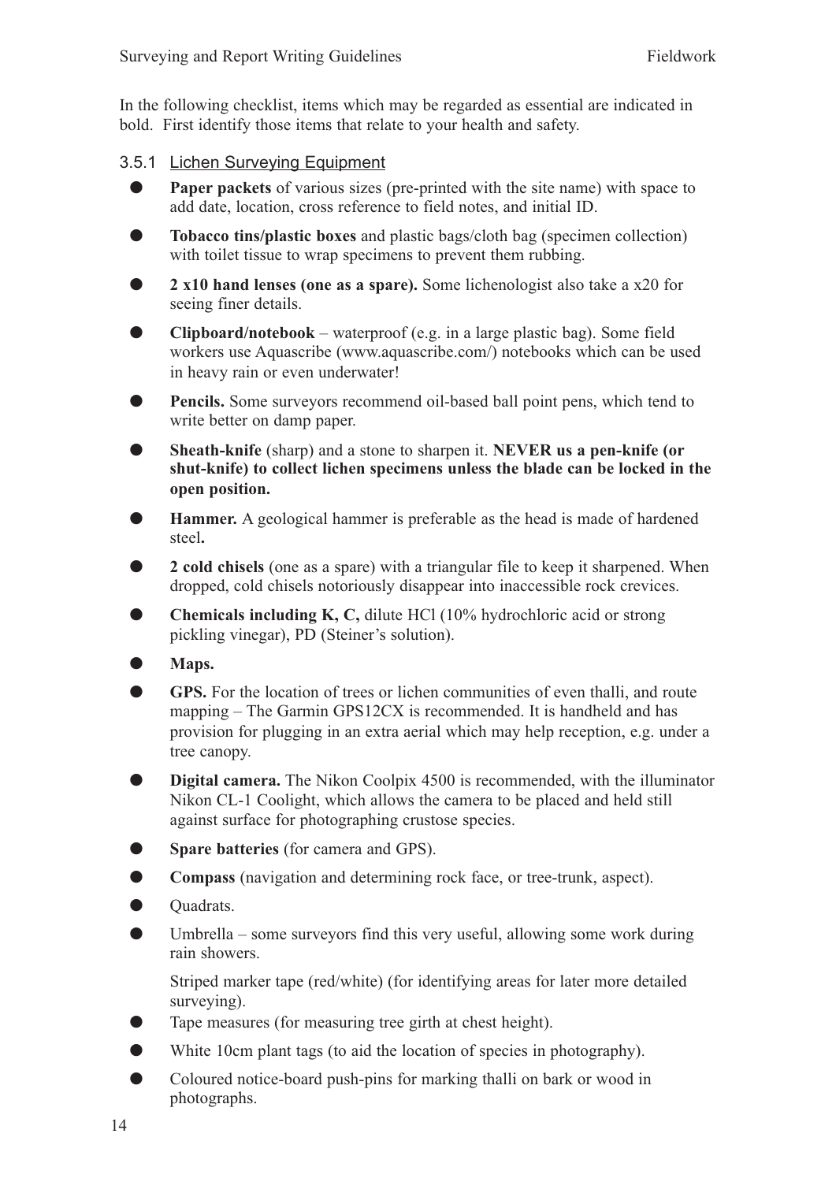In the following checklist, items which may be regarded as essential are indicated in bold. First identify those items that relate to your health and safety.

### 3.5.1 Lichen Surveying Equipment

- **Paper packets** of various sizes (pre-printed with the site name) with space to add date, location, cross reference to field notes, and initial ID.
- **Tobacco tins/plastic boxes** and plastic bags/cloth bag (specimen collection) with toilet tissue to wrap specimens to prevent them rubbing.
- **2 x10 hand lenses (one as a spare).** Some lichenologist also take a x20 for seeing finer details.
- **Clipboard/notebook** – waterproof (e.g. in a large plastic bag). Some field workers use Aquascribe (www.aquascribe.com/) notebooks which can be used in heavy rain or even underwater!
- **Pencils.** Some surveyors recommend oil-based ball point pens, which tend to write better on damp paper.
- **Sheath-knife** (sharp) and a stone to sharpen it. **NEVER us a pen-knife (or shut-knife) to collect lichen specimens unless the blade can be locked in the open position.**
- **Hammer.** A geological hammer is preferable as the head is made of hardened steel**.**
- **2 cold chisels** (one as a spare) with a triangular file to keep it sharpened. When dropped, cold chisels notoriously disappear into inaccessible rock crevices.
- **Chemicals including K, C,** dilute HCl (10% hydrochloric acid or strong pickling vinegar), PD (Steiner's solution).
- **Maps.**
- **GPS.** For the location of trees or lichen communities of even thalli, and route mapping – The Garmin GPS12CX is recommended. It is handheld and has provision for plugging in an extra aerial which may help reception, e.g. under a tree canopy.
- **Digital camera.** The Nikon Coolpix 4500 is recommended, with the illuminator Nikon CL-1 Coolight, which allows the camera to be placed and held still against surface for photographing crustose species.
- **Spare batteries** (for camera and GPS).
- **Compass** (navigation and determining rock face, or tree-trunk, aspect).
- Quadrats.
- Umbrella – some surveyors find this very useful, allowing some work during rain showers.

  Striped marker tape (red/white) (for identifying areas for later more detailed surveying).
- Tape measures (for measuring tree girth at chest height).
- White 10cm plant tags (to aid the location of species in photography).
- Coloured notice-board push-pins for marking thalli on bark or wood in photographs.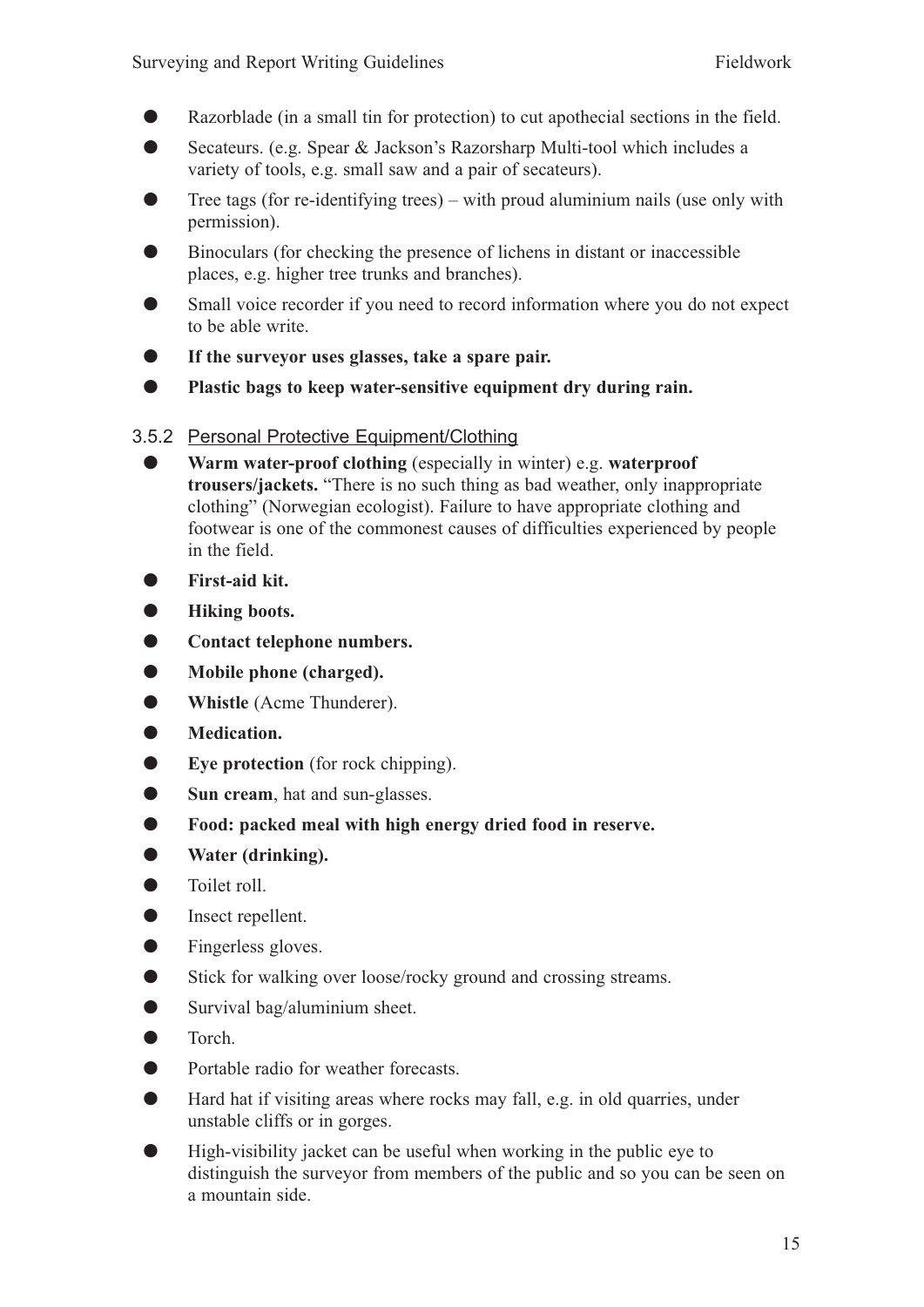- Razorblade (in a small tin for protection) to cut apothecial sections in the field.
- Secateurs. (e.g. Spear & Jackson's Razorsharp Multi-tool which includes a variety of tools, e.g. small saw and a pair of secateurs).
- Tree tags (for re-identifying trees) – with proud aluminium nails (use only with permission).
- Binoculars (for checking the presence of lichens in distant or inaccessible places, e.g. higher tree trunks and branches).
- Small voice recorder if you need to record information where you do not expect to be able write.
- **If the surveyor uses glasses, take a spare pair.**
- **Plastic bags to keep water-sensitive equipment dry during rain.**

### 3.5.2 Personal Protective Equipment/Clothing

- **Warm water-proof clothing** (especially in winter) e.g. **waterproof trousers/jackets.** "There is no such thing as bad weather, only inappropriate clothing" (Norwegian ecologist). Failure to have appropriate clothing and footwear is one of the commonest causes of difficulties experienced by people in the field.
- **First-aid kit.**
- **Hiking boots.**
- **Contact telephone numbers.**
- **Mobile phone (charged).**
- **Whistle** (Acme Thunderer).
- **Medication.**
- **Eye protection** (for rock chipping).
- **Sun cream**, hat and sun-glasses.
- **Food: packed meal with high energy dried food in reserve.**
- **Water (drinking).**
- Toilet roll.
- Insect repellent.
- Fingerless gloves.
- Stick for walking over loose/rocky ground and crossing streams.
- Survival bag/aluminium sheet.
- Torch.
- Portable radio for weather forecasts.
- Hard hat if visiting areas where rocks may fall, e.g. in old quarries, under unstable cliffs or in gorges.
- High-visibility jacket can be useful when working in the public eye to distinguish the surveyor from members of the public and so you can be seen on a mountain side.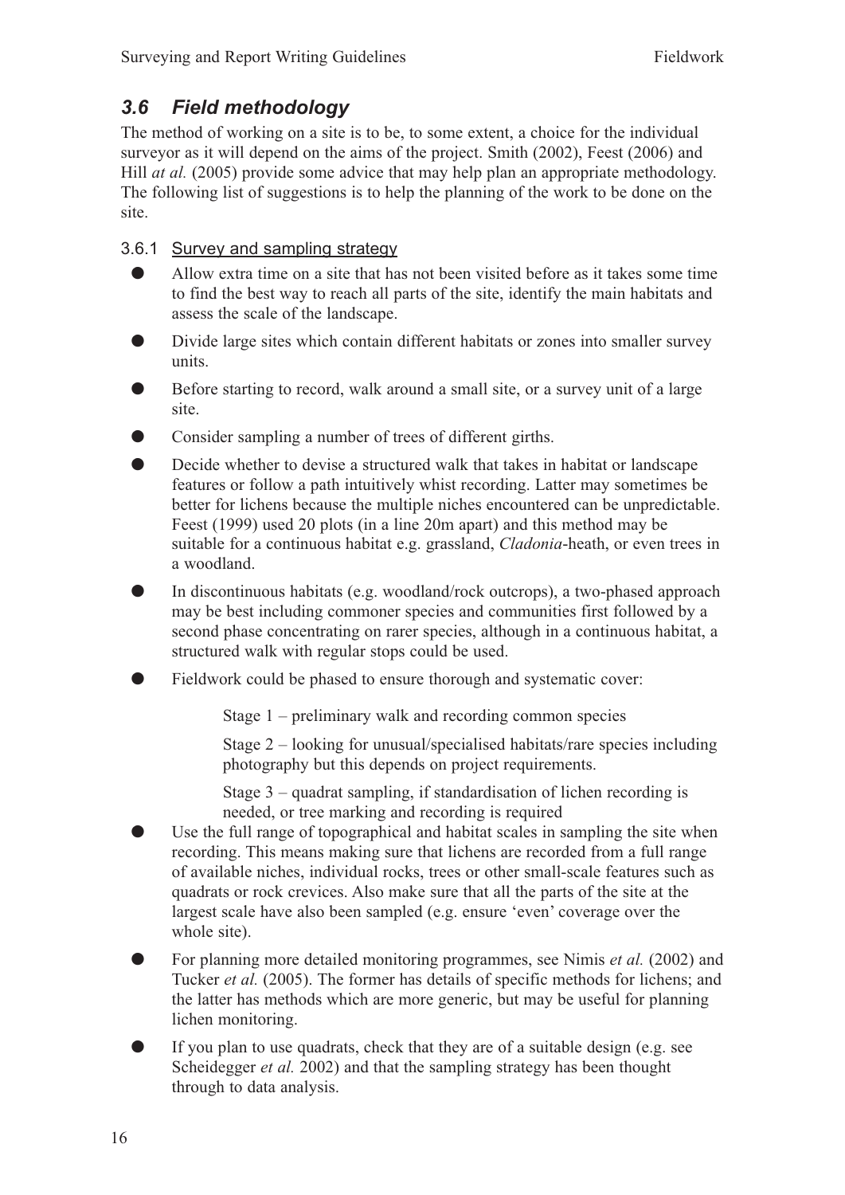## 3.6 Field methodology

The method of working on a site is to be, to some extent, a choice for the individual surveyor as it will depend on the aims of the project. Smith (2002), Feest (2006) and Hill *at al.* (2005) provide some advice that may help plan an appropriate methodology. The following list of suggestions is to help the planning of the work to be done on the site.

### 3.6.1 Survey and sampling strategy

- Allow extra time on a site that has not been visited before as it takes some time to find the best way to reach all parts of the site, identify the main habitats and assess the scale of the landscape.
- Divide large sites which contain different habitats or zones into smaller survey units.
- Before starting to record, walk around a small site, or a survey unit of a large site.
- Consider sampling a number of trees of different girths.
- Decide whether to devise a structured walk that takes in habitat or landscape features or follow a path intuitively whist recording. Latter may sometimes be better for lichens because the multiple niches encountered can be unpredictable. Feest (1999) used 20 plots (in a line 20m apart) and this method may be suitable for a continuous habitat e.g. grassland, *Cladonia*-heath, or even trees in a woodland.
- In discontinuous habitats (e.g. woodland/rock outcrops), a two-phased approach may be best including commoner species and communities first followed by a second phase concentrating on rarer species, although in a continuous habitat, a structured walk with regular stops could be used.
- Fieldwork could be phased to ensure thorough and systematic cover:

  Stage 1 – preliminary walk and recording common species

  Stage 2 – looking for unusual/specialised habitats/rare species including photography but this depends on project requirements.

  Stage 3 – quadrat sampling, if standardisation of lichen recording is needed, or tree marking and recording is required
- Use the full range of topographical and habitat scales in sampling the site when recording. This means making sure that lichens are recorded from a full range of available niches, individual rocks, trees or other small-scale features such as quadrats or rock crevices. Also make sure that all the parts of the site at the largest scale have also been sampled (e.g. ensure 'even' coverage over the whole site).
- For planning more detailed monitoring programmes, see Nimis *et al.* (2002) and Tucker *et al.* (2005). The former has details of specific methods for lichens; and the latter has methods which are more generic, but may be useful for planning lichen monitoring.
- If you plan to use quadrats, check that they are of a suitable design (e.g. see Scheidegger *et al.* 2002) and that the sampling strategy has been thought through to data analysis.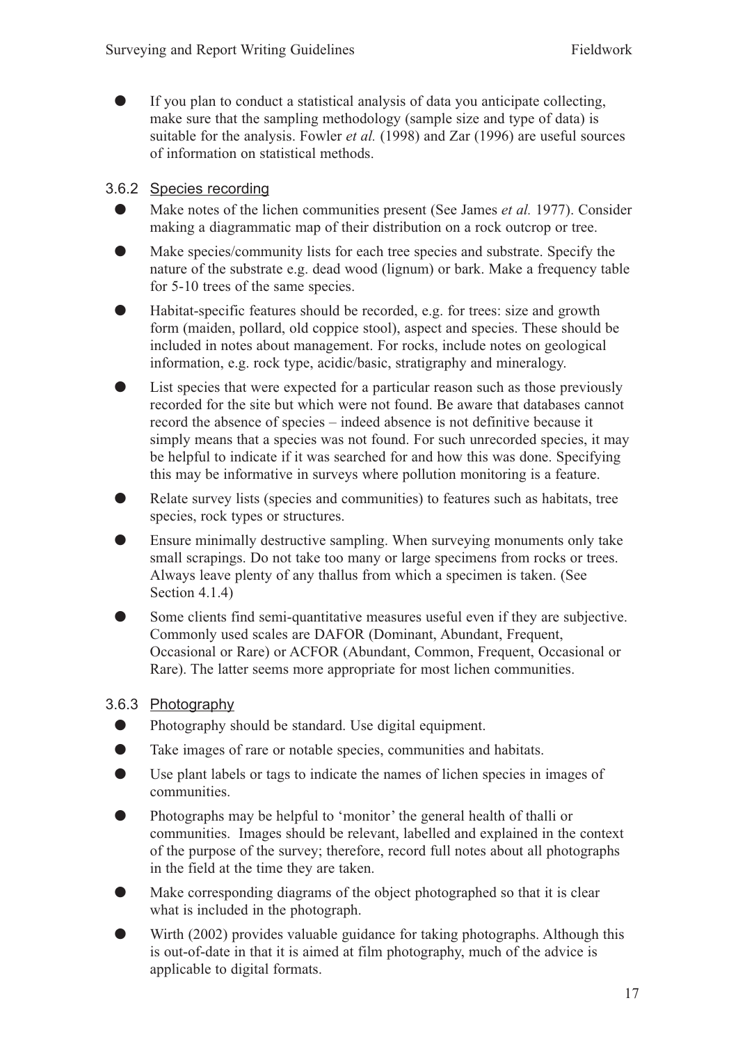- If you plan to conduct a statistical analysis of data you anticipate collecting, make sure that the sampling methodology (sample size and type of data) is suitable for the analysis. Fowler *et al.* (1998) and Zar (1996) are useful sources of information on statistical methods.

### 3.6.2 Species recording

- Make notes of the lichen communities present (See James *et al.* 1977). Consider making a diagrammatic map of their distribution on a rock outcrop or tree.
- Make species/community lists for each tree species and substrate. Specify the nature of the substrate e.g. dead wood (lignum) or bark. Make a frequency table for 5-10 trees of the same species.
- Habitat-specific features should be recorded, e.g. for trees: size and growth form (maiden, pollard, old coppice stool), aspect and species. These should be included in notes about management. For rocks, include notes on geological information, e.g. rock type, acidic/basic, stratigraphy and mineralogy.
- List species that were expected for a particular reason such as those previously recorded for the site but which were not found. Be aware that databases cannot record the absence of species – indeed absence is not definitive because it simply means that a species was not found. For such unrecorded species, it may be helpful to indicate if it was searched for and how this was done. Specifying this may be informative in surveys where pollution monitoring is a feature.
- Relate survey lists (species and communities) to features such as habitats, tree species, rock types or structures.
- Ensure minimally destructive sampling. When surveying monuments only take small scrapings. Do not take too many or large specimens from rocks or trees. Always leave plenty of any thallus from which a specimen is taken. (See Section 4.1.4)
- Some clients find semi-quantitative measures useful even if they are subjective. Commonly used scales are DAFOR (Dominant, Abundant, Frequent, Occasional or Rare) or ACFOR (Abundant, Common, Frequent, Occasional or Rare). The latter seems more appropriate for most lichen communities.

### 3.6.3 Photography

- Photography should be standard. Use digital equipment.
- Take images of rare or notable species, communities and habitats.
- Use plant labels or tags to indicate the names of lichen species in images of communities.
- Photographs may be helpful to 'monitor' the general health of thalli or communities. Images should be relevant, labelled and explained in the context of the purpose of the survey; therefore, record full notes about all photographs in the field at the time they are taken.
- Make corresponding diagrams of the object photographed so that it is clear what is included in the photograph.
- Wirth (2002) provides valuable guidance for taking photographs. Although this is out-of-date in that it is aimed at film photography, much of the advice is applicable to digital formats.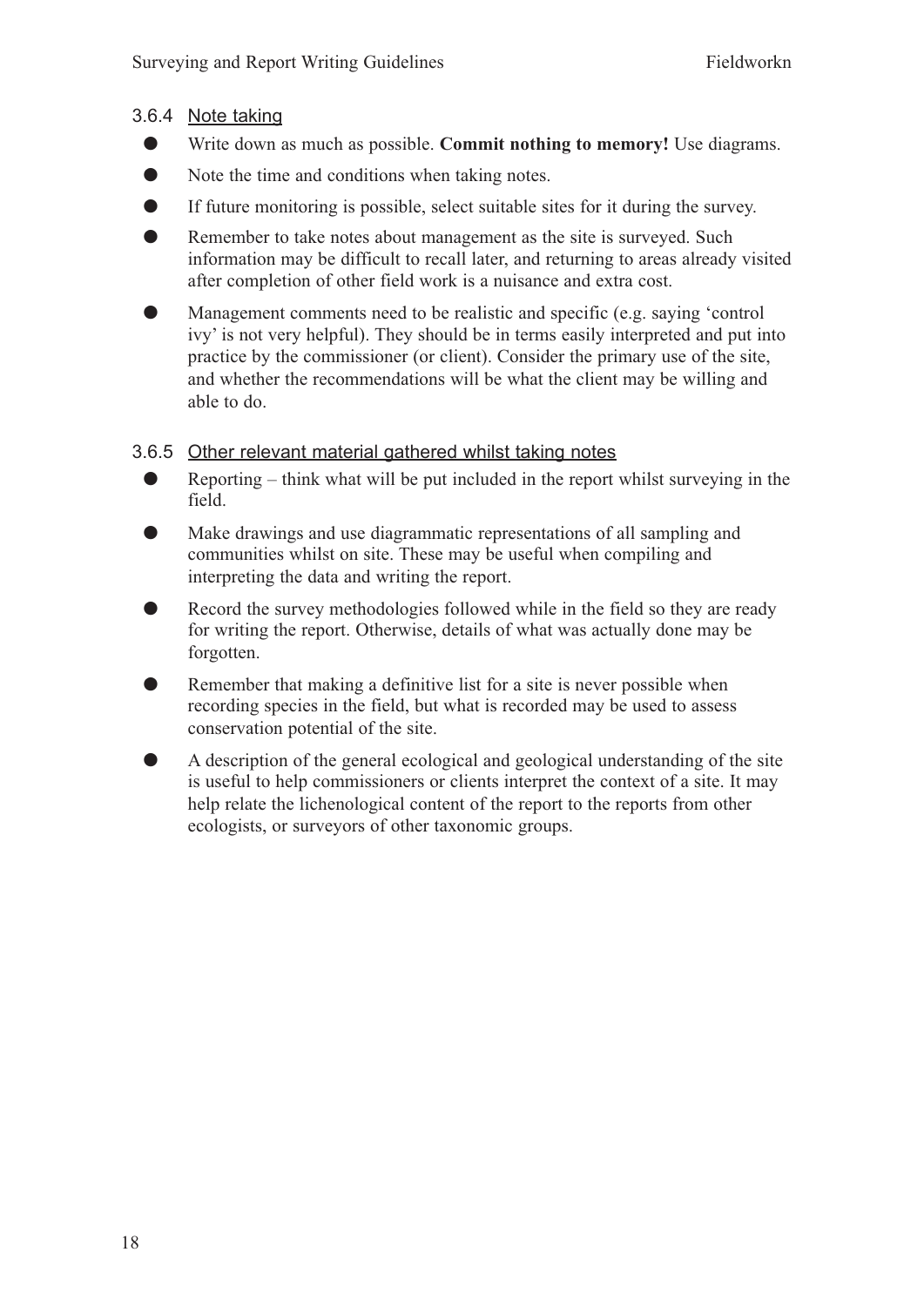### 3.6.4 Note taking

- Write down as much as possible. **Commit nothing to memory!** Use diagrams.
- Note the time and conditions when taking notes.
- If future monitoring is possible, select suitable sites for it during the survey.
- Remember to take notes about management as the site is surveyed. Such information may be difficult to recall later, and returning to areas already visited after completion of other field work is a nuisance and extra cost.
- Management comments need to be realistic and specific (e.g. saying 'control ivy' is not very helpful). They should be in terms easily interpreted and put into practice by the commissioner (or client). Consider the primary use of the site, and whether the recommendations will be what the client may be willing and able to do.

### 3.6.5 Other relevant material gathered whilst taking notes

- Reporting – think what will be put included in the report whilst surveying in the field.
- Make drawings and use diagrammatic representations of all sampling and communities whilst on site. These may be useful when compiling and interpreting the data and writing the report.
- Record the survey methodologies followed while in the field so they are ready for writing the report. Otherwise, details of what was actually done may be forgotten.
- Remember that making a definitive list for a site is never possible when recording species in the field, but what is recorded may be used to assess conservation potential of the site.
- A description of the general ecological and geological understanding of the site is useful to help commissioners or clients interpret the context of a site. It may help relate the lichenological content of the report to the reports from other ecologists, or surveyors of other taxonomic groups.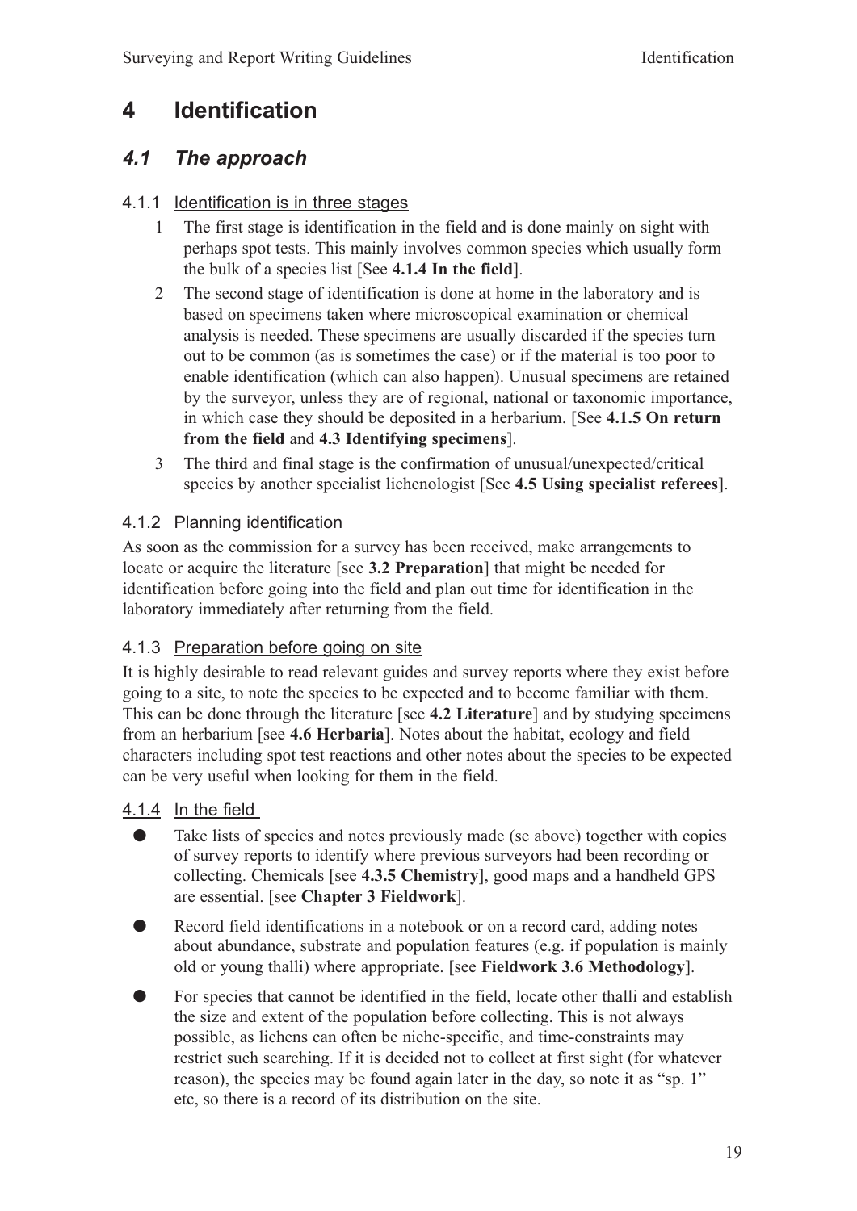# 4 Identification

## *4.1 The approach*

### 4.1.1 Identification is in three stages

1. The first stage is identification in the field and is done mainly on sight with perhaps spot tests. This mainly involves common species which usually form the bulk of a species list [See **4.1.4 In the field**].
2. The second stage of identification is done at home in the laboratory and is based on specimens taken where microscopical examination or chemical analysis is needed. These specimens are usually discarded if the species turn out to be common (as is sometimes the case) or if the material is too poor to enable identification (which can also happen). Unusual specimens are retained by the surveyor, unless they are of regional, national or taxonomic importance, in which case they should be deposited in a herbarium. [See **4.1.5 On return from the field** and **4.3 Identifying specimens**].
3. The third and final stage is the confirmation of unusual/unexpected/critical species by another specialist lichenologist [See **4.5 Using specialist referees**].

### 4.1.2 Planning identification

As soon as the commission for a survey has been received, make arrangements to locate or acquire the literature [see **3.2 Preparation**] that might be needed for identification before going into the field and plan out time for identification in the laboratory immediately after returning from the field.

### 4.1.3 Preparation before going on site

It is highly desirable to read relevant guides and survey reports where they exist before going to a site, to note the species to be expected and to become familiar with them. This can be done through the literature [see **4.2 Literature**] and by studying specimens from an herbarium [see **4.6 Herbaria**]. Notes about the habitat, ecology and field characters including spot test reactions and other notes about the species to be expected can be very useful when looking for them in the field.

### 4.1.4 In the field

- Take lists of species and notes previously made (se above) together with copies of survey reports to identify where previous surveyors had been recording or collecting. Chemicals [see **4.3.5 Chemistry**], good maps and a handheld GPS are essential. [see **Chapter 3 Fieldwork**].
- Record field identifications in a notebook or on a record card, adding notes about abundance, substrate and population features (e.g. if population is mainly old or young thalli) where appropriate. [see **Fieldwork 3.6 Methodology**].
- For species that cannot be identified in the field, locate other thalli and establish the size and extent of the population before collecting. This is not always possible, as lichens can often be niche-specific, and time-constraints may restrict such searching. If it is decided not to collect at first sight (for whatever reason), the species may be found again later in the day, so note it as "sp. 1" etc, so there is a record of its distribution on the site.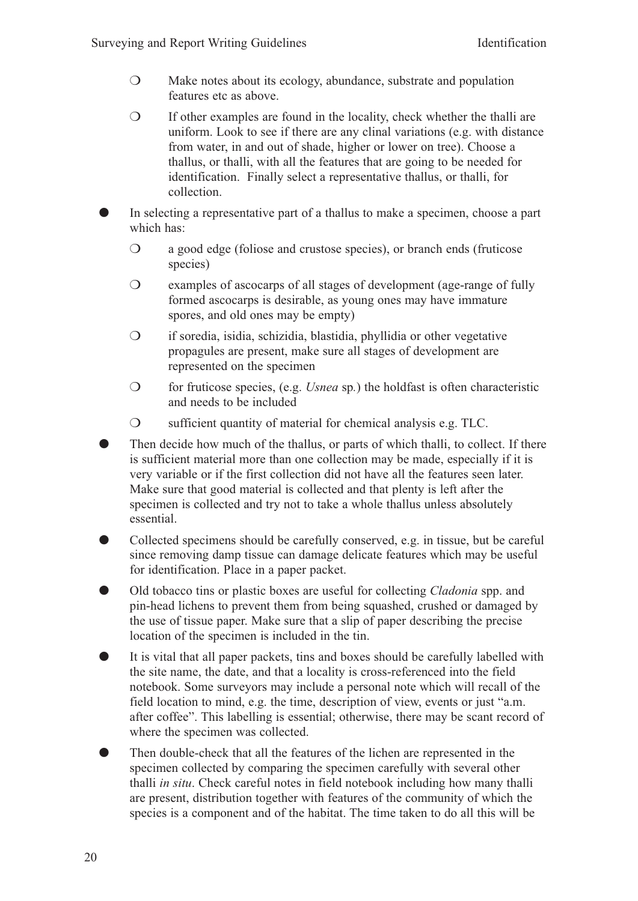- Make notes about its ecology, abundance, substrate and population features etc as above.
  - If other examples are found in the locality, check whether the thalli are uniform. Look to see if there are any clinal variations (e.g. with distance from water, in and out of shade, higher or lower on tree). Choose a thallus, or thalli, with all the features that are going to be needed for identification. Finally select a representative thallus, or thalli, for collection.

- In selecting a representative part of a thallus to make a specimen, choose a part which has:
  - a good edge (foliose and crustose species), or branch ends (fruticose species)
  - examples of ascocarps of all stages of development (age-range of fully formed ascocarps is desirable, as young ones may have immature spores, and old ones may be empty)
  - if soredia, isidia, schizidia, blastidia, phyllidia or other vegetative propagules are present, make sure all stages of development are represented on the specimen
  - for fruticose species, (e.g. *Usnea* sp.) the holdfast is often characteristic and needs to be included
  - sufficient quantity of material for chemical analysis e.g. TLC.

- Then decide how much of the thallus, or parts of which thalli, to collect. If there is sufficient material more than one collection may be made, especially if it is very variable or if the first collection did not have all the features seen later. Make sure that good material is collected and that plenty is left after the specimen is collected and try not to take a whole thallus unless absolutely essential.

- Collected specimens should be carefully conserved, e.g. in tissue, but be careful since removing damp tissue can damage delicate features which may be useful for identification. Place in a paper packet.

- Old tobacco tins or plastic boxes are useful for collecting *Cladonia* spp. and pin-head lichens to prevent them from being squashed, crushed or damaged by the use of tissue paper. Make sure that a slip of paper describing the precise location of the specimen is included in the tin.

- It is vital that all paper packets, tins and boxes should be carefully labelled with the site name, the date, and that a locality is cross-referenced into the field notebook. Some surveyors may include a personal note which will recall of the field location to mind, e.g. the time, description of view, events or just "a.m. after coffee". This labelling is essential; otherwise, there may be scant record of where the specimen was collected.

- Then double-check that all the features of the lichen are represented in the specimen collected by comparing the specimen carefully with several other thalli *in situ*. Check careful notes in field notebook including how many thalli are present, distribution together with features of the community of which the species is a component and of the habitat. The time taken to do all this will be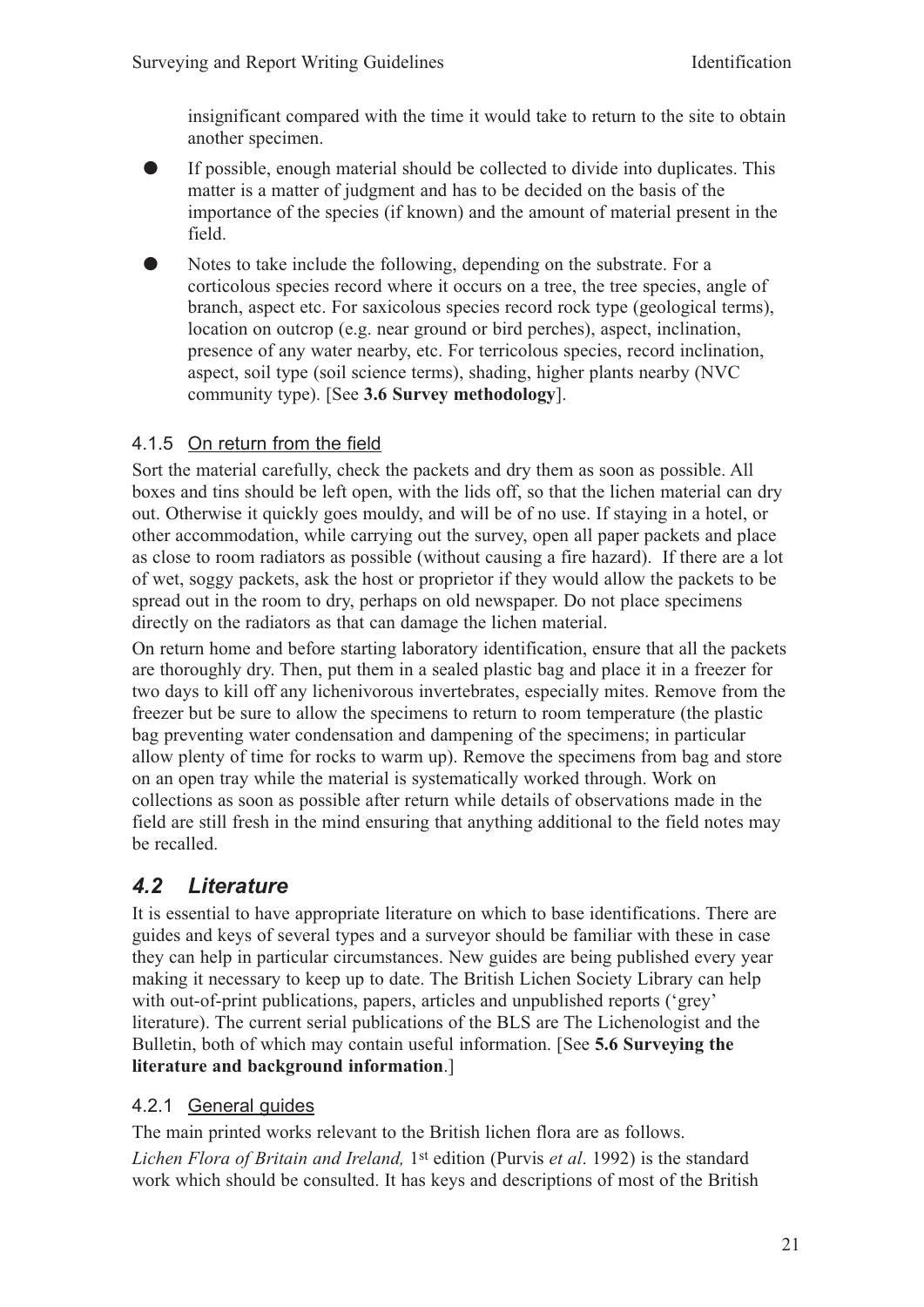insignificant compared with the time it would take to return to the site to obtain another specimen.

- If possible, enough material should be collected to divide into duplicates. This matter is a matter of judgment and has to be decided on the basis of the importance of the species (if known) and the amount of material present in the field.
- Notes to take include the following, depending on the substrate. For a corticolous species record where it occurs on a tree, the tree species, angle of branch, aspect etc. For saxicolous species record rock type (geological terms), location on outcrop (e.g. near ground or bird perches), aspect, inclination, presence of any water nearby, etc. For terricolous species, record inclination, aspect, soil type (soil science terms), shading, higher plants nearby (NVC community type). [See **3.6 Survey methodology**].

### 4.1.5 On return from the field

Sort the material carefully, check the packets and dry them as soon as possible. All boxes and tins should be left open, with the lids off, so that the lichen material can dry out. Otherwise it quickly goes mouldy, and will be of no use. If staying in a hotel, or other accommodation, while carrying out the survey, open all paper packets and place as close to room radiators as possible (without causing a fire hazard). If there are a lot of wet, soggy packets, ask the host or proprietor if they would allow the packets to be spread out in the room to dry, perhaps on old newspaper. Do not place specimens directly on the radiators as that can damage the lichen material.

On return home and before starting laboratory identification, ensure that all the packets are thoroughly dry. Then, put them in a sealed plastic bag and place it in a freezer for two days to kill off any lichenivorous invertebrates, especially mites. Remove from the freezer but be sure to allow the specimens to return to room temperature (the plastic bag preventing water condensation and dampening of the specimens; in particular allow plenty of time for rocks to warm up). Remove the specimens from bag and store on an open tray while the material is systematically worked through. Work on collections as soon as possible after return while details of observations made in the field are still fresh in the mind ensuring that anything additional to the field notes may be recalled.

## *4.2 Literature*

It is essential to have appropriate literature on which to base identifications. There are guides and keys of several types and a surveyor should be familiar with these in case they can help in particular circumstances. New guides are being published every year making it necessary to keep up to date. The British Lichen Society Library can help with out-of-print publications, papers, articles and unpublished reports ('grey' literature). The current serial publications of the BLS are The Lichenologist and the Bulletin, both of which may contain useful information. [See **5.6 Surveying the literature and background information**.]

### 4.2.1 General guides

The main printed works relevant to the British lichen flora are as follows.

*Lichen Flora of Britain and Ireland,* 1st edition (Purvis *et al*. 1992) is the standard work which should be consulted. It has keys and descriptions of most of the British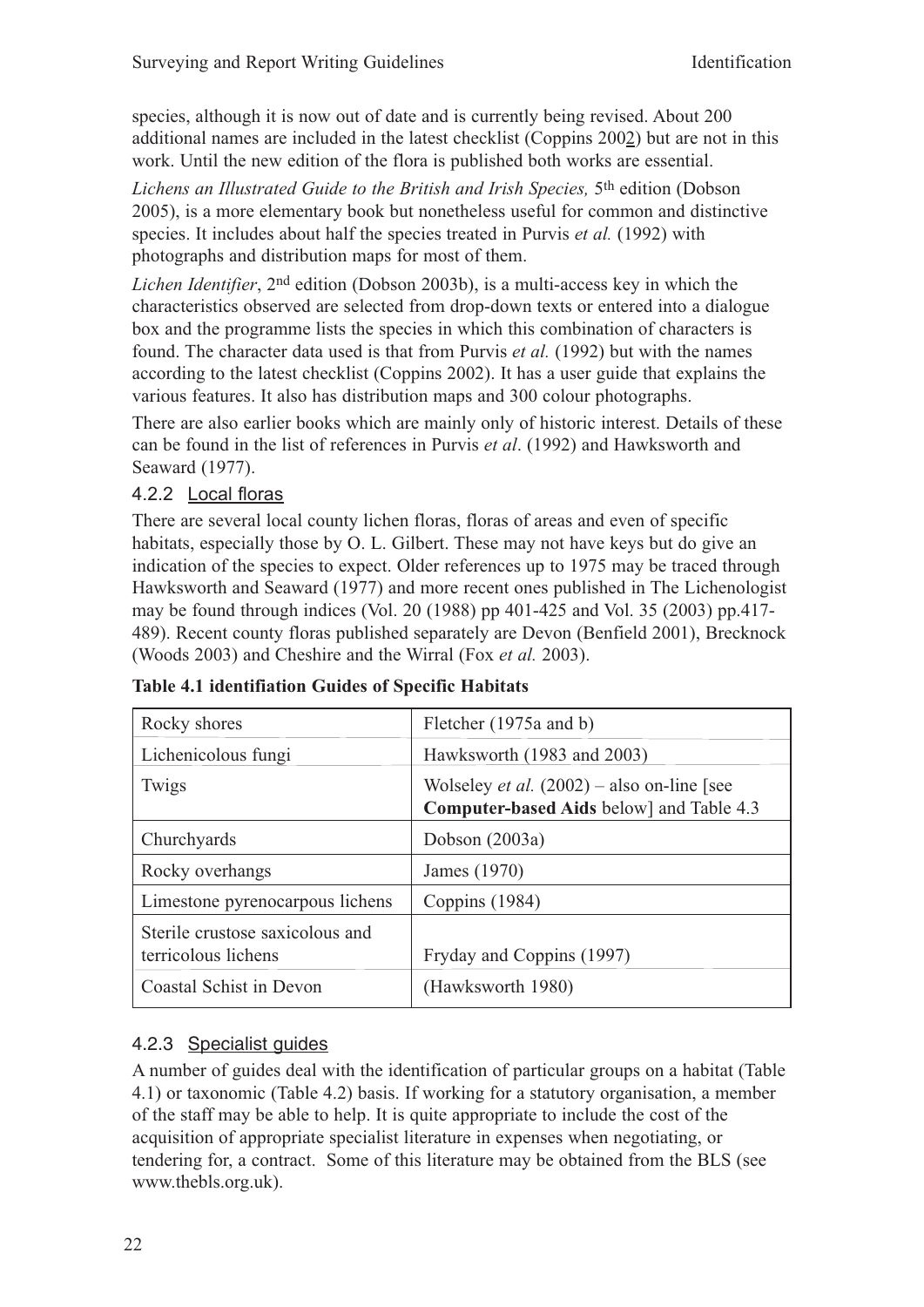species, although it is now out of date and is currently being revised. About 200 additional names are included in the latest checklist (Coppins 2002) but are not in this work. Until the new edition of the flora is published both works are essential.

*Lichens an Illustrated Guide to the British and Irish Species,* 5th edition (Dobson 2005), is a more elementary book but nonetheless useful for common and distinctive species. It includes about half the species treated in Purvis *et al.* (1992) with photographs and distribution maps for most of them.

*Lichen Identifier*, 2nd edition (Dobson 2003b), is a multi-access key in which the characteristics observed are selected from drop-down texts or entered into a dialogue box and the programme lists the species in which this combination of characters is found. The character data used is that from Purvis *et al.* (1992) but with the names according to the latest checklist (Coppins 2002). It has a user guide that explains the various features. It also has distribution maps and 300 colour photographs.

There are also earlier books which are mainly only of historic interest. Details of these can be found in the list of references in Purvis *et al*. (1992) and Hawksworth and Seaward (1977).

### 4.2.2 Local floras

There are several local county lichen floras, floras of areas and even of specific habitats, especially those by O. L. Gilbert. These may not have keys but do give an indication of the species to expect. Older references up to 1975 may be traced through Hawksworth and Seaward (1977) and more recent ones published in The Lichenologist may be found through indices (Vol. 20 (1988) pp 401-425 and Vol. 35 (2003) pp.417-489). Recent county floras published separately are Devon (Benfield 2001), Brecknock (Woods 2003) and Cheshire and the Wirral (Fox *et al.* 2003).

**Table 4.1 identifiation Guides of Specific Habitats**

| | |
|---|---|
| Rocky shores | Fletcher (1975a and b) |
| Lichenicolous fungi | Hawksworth (1983 and 2003) |
| Twigs | Wolseley *et al.* (2002) – also on-line [see **Computer-based Aids** below] and Table 4.3 |
| Churchyards | Dobson (2003a) |
| Rocky overhangs | James (1970) |
| Limestone pyrenocarpous lichens | Coppins (1984) |
| Sterile crustose saxicolous and terricolous lichens | Fryday and Coppins (1997) |
| Coastal Schist in Devon | (Hawksworth 1980) |

### 4.2.3 Specialist guides

A number of guides deal with the identification of particular groups on a habitat (Table 4.1) or taxonomic (Table 4.2) basis. If working for a statutory organisation, a member of the staff may be able to help. It is quite appropriate to include the cost of the acquisition of appropriate specialist literature in expenses when negotiating, or tendering for, a contract. Some of this literature may be obtained from the BLS (see www.thebls.org.uk).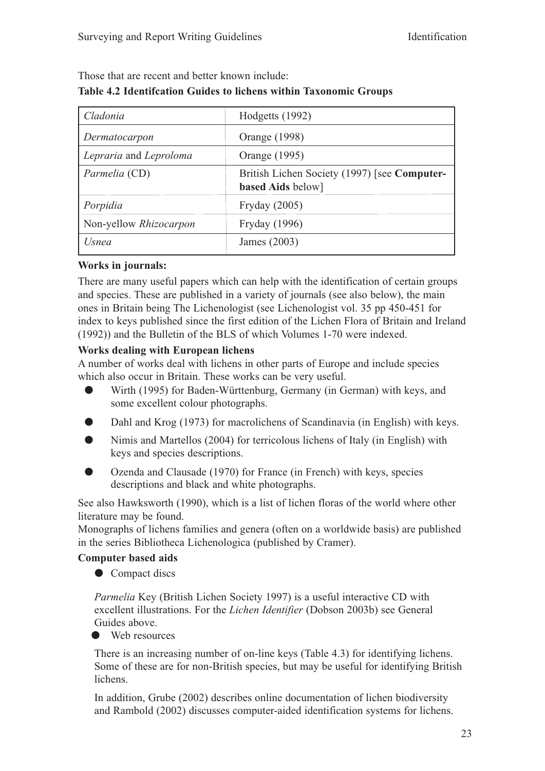Those that are recent and better known include:

**Table 4.2 Identifcation Guides to lichens within Taxonomic Groups**

| | |
|---|---|
| *Cladonia* | Hodgetts (1992) |
| *Dermatocarpon* | Orange (1998) |
| *Lepraria* and *Leproloma* | Orange (1995) |
| *Parmelia* (CD) | British Lichen Society (1997) [see **Computer-based Aids** below] |
| *Porpidia* | Fryday (2005) |
| Non-yellow *Rhizocarpon* | Fryday (1996) |
| *Usnea* | James (2003) |

**Works in journals:**

There are many useful papers which can help with the identification of certain groups and species. These are published in a variety of journals (see also below), the main ones in Britain being The Lichenologist (see Lichenologist vol. 35 pp 450-451 for index to keys published since the first edition of the Lichen Flora of Britain and Ireland (1992)) and the Bulletin of the BLS of which Volumes 1-70 were indexed.

**Works dealing with European lichens**

A number of works deal with lichens in other parts of Europe and include species which also occur in Britain. These works can be very useful.

- Wirth (1995) for Baden-Württenburg, Germany (in German) with keys, and some excellent colour photographs.
- Dahl and Krog (1973) for macrolichens of Scandinavia (in English) with keys.
- Nimis and Martellos (2004) for terricolous lichens of Italy (in English) with keys and species descriptions.
- Ozenda and Clausade (1970) for France (in French) with keys, species descriptions and black and white photographs.

See also Hawksworth (1990), which is a list of lichen floras of the world where other literature may be found.

Monographs of lichens families and genera (often on a worldwide basis) are published in the series Bibliotheca Lichenologica (published by Cramer).

**Computer based aids**

- Compact discs

  *Parmelia* Key (British Lichen Society 1997) is a useful interactive CD with excellent illustrations. For the *Lichen Identifier* (Dobson 2003b) see General Guides above.

- Web resources

  There is an increasing number of on-line keys (Table 4.3) for identifying lichens. Some of these are for non-British species, but may be useful for identifying British lichens.

  In addition, Grube (2002) describes online documentation of lichen biodiversity and Rambold (2002) discusses computer-aided identification systems for lichens.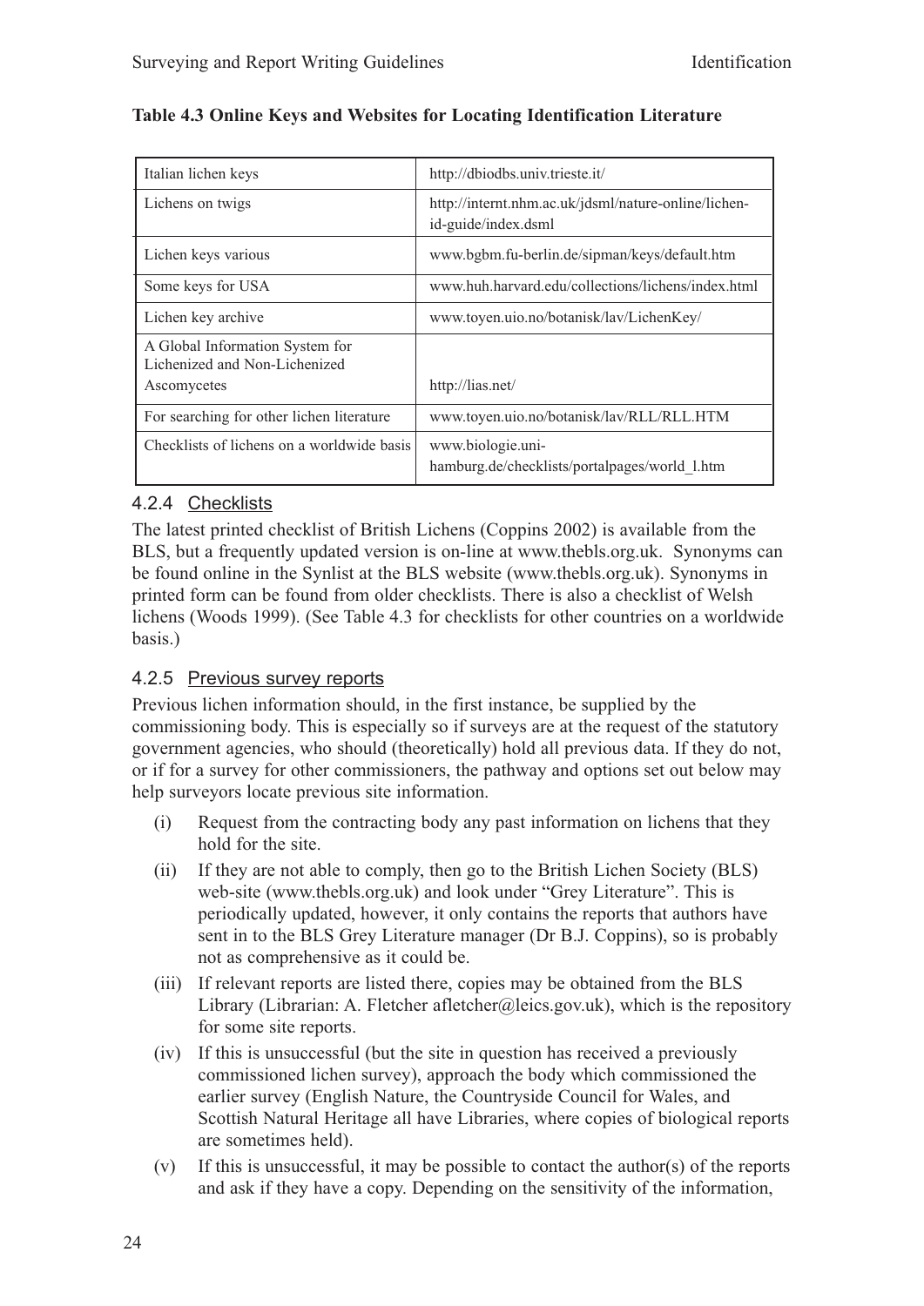**Table 4.3 Online Keys and Websites for Locating Identification Literature**

| | |
|---|---|
| Italian lichen keys | http://dbiodbs.univ.trieste.it/ |
| Lichens on twigs | http://internt.nhm.ac.uk/jdsml/nature-online/lichen-id-guide/index.dsml |
| Lichen keys various | www.bgbm.fu-berlin.de/sipman/keys/default.htm |
| Some keys for USA | www.huh.harvard.edu/collections/lichens/index.html |
| Lichen key archive | www.toyen.uio.no/botanisk/lav/LichenKey/ |
| A Global Information System for Lichenized and Non-Lichenized Ascomycetes | http://lias.net/ |
| For searching for other lichen literature | www.toyen.uio.no/botanisk/lav/RLL/RLL.HTM |
| Checklists of lichens on a worldwide basis | www.biologie.uni-hamburg.de/checklists/portalpages/world_l.htm |

### 4.2.4 Checklists

The latest printed checklist of British Lichens (Coppins 2002) is available from the BLS, but a frequently updated version is on-line at www.thebls.org.uk. Synonyms can be found online in the Synlist at the BLS website (www.thebls.org.uk). Synonyms in printed form can be found from older checklists. There is also a checklist of Welsh lichens (Woods 1999). (See Table 4.3 for checklists for other countries on a worldwide basis.)

### 4.2.5 Previous survey reports

Previous lichen information should, in the first instance, be supplied by the commissioning body. This is especially so if surveys are at the request of the statutory government agencies, who should (theoretically) hold all previous data. If they do not, or if for a survey for other commissioners, the pathway and options set out below may help surveyors locate previous site information.

(i) Request from the contracting body any past information on lichens that they hold for the site.

(ii) If they are not able to comply, then go to the British Lichen Society (BLS) web-site (www.thebls.org.uk) and look under "Grey Literature". This is periodically updated, however, it only contains the reports that authors have sent in to the BLS Grey Literature manager (Dr B.J. Coppins), so is probably not as comprehensive as it could be.

(iii) If relevant reports are listed there, copies may be obtained from the BLS Library (Librarian: A. Fletcher afletcher@leics.gov.uk), which is the repository for some site reports.

(iv) If this is unsuccessful (but the site in question has received a previously commissioned lichen survey), approach the body which commissioned the earlier survey (English Nature, the Countryside Council for Wales, and Scottish Natural Heritage all have Libraries, where copies of biological reports are sometimes held).

(v) If this is unsuccessful, it may be possible to contact the author(s) of the reports and ask if they have a copy. Depending on the sensitivity of the information,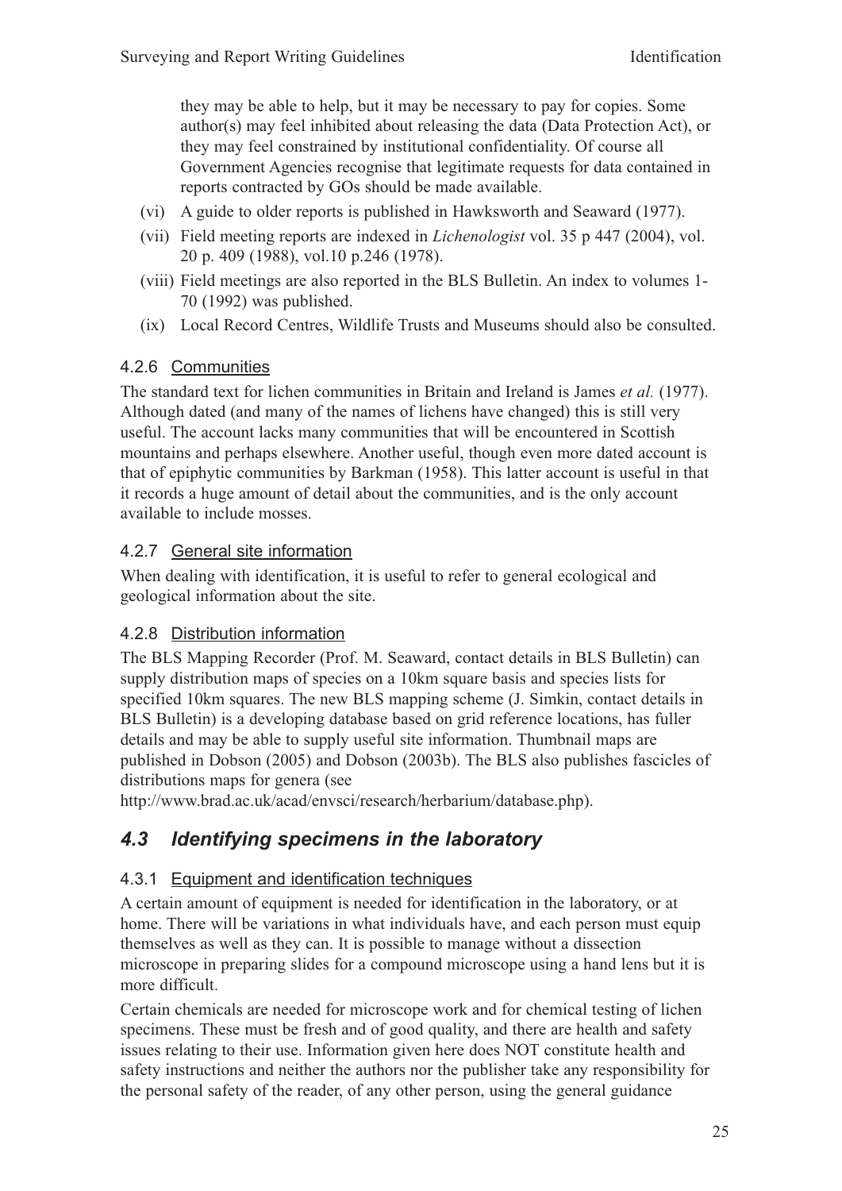they may be able to help, but it may be necessary to pay for copies. Some author(s) may feel inhibited about releasing the data (Data Protection Act), or they may feel constrained by institutional confidentiality. Of course all Government Agencies recognise that legitimate requests for data contained in reports contracted by GOs should be made available.

(vi) A guide to older reports is published in Hawksworth and Seaward (1977).

(vii) Field meeting reports are indexed in *Lichenologist* vol. 35 p 447 (2004), vol. 20 p. 409 (1988), vol.10 p.246 (1978).

(viii) Field meetings are also reported in the BLS Bulletin. An index to volumes 1-70 (1992) was published.

(ix) Local Record Centres, Wildlife Trusts and Museums should also be consulted.

### 4.2.6 Communities

The standard text for lichen communities in Britain and Ireland is James *et al.* (1977). Although dated (and many of the names of lichens have changed) this is still very useful. The account lacks many communities that will be encountered in Scottish mountains and perhaps elsewhere. Another useful, though even more dated account is that of epiphytic communities by Barkman (1958). This latter account is useful in that it records a huge amount of detail about the communities, and is the only account available to include mosses.

### 4.2.7 General site information

When dealing with identification, it is useful to refer to general ecological and geological information about the site.

### 4.2.8 Distribution information

The BLS Mapping Recorder (Prof. M. Seaward, contact details in BLS Bulletin) can supply distribution maps of species on a 10km square basis and species lists for specified 10km squares. The new BLS mapping scheme (J. Simkin, contact details in BLS Bulletin) is a developing database based on grid reference locations, has fuller details and may be able to supply useful site information. Thumbnail maps are published in Dobson (2005) and Dobson (2003b). The BLS also publishes fascicles of distributions maps for genera (see http://www.brad.ac.uk/acad/envsci/research/herbarium/database.php).

## *4.3 Identifying specimens in the laboratory*

### 4.3.1 Equipment and identification techniques

A certain amount of equipment is needed for identification in the laboratory, or at home. There will be variations in what individuals have, and each person must equip themselves as well as they can. It is possible to manage without a dissection microscope in preparing slides for a compound microscope using a hand lens but it is more difficult.

Certain chemicals are needed for microscope work and for chemical testing of lichen specimens. These must be fresh and of good quality, and there are health and safety issues relating to their use. Information given here does NOT constitute health and safety instructions and neither the authors nor the publisher take any responsibility for the personal safety of the reader, of any other person, using the general guidance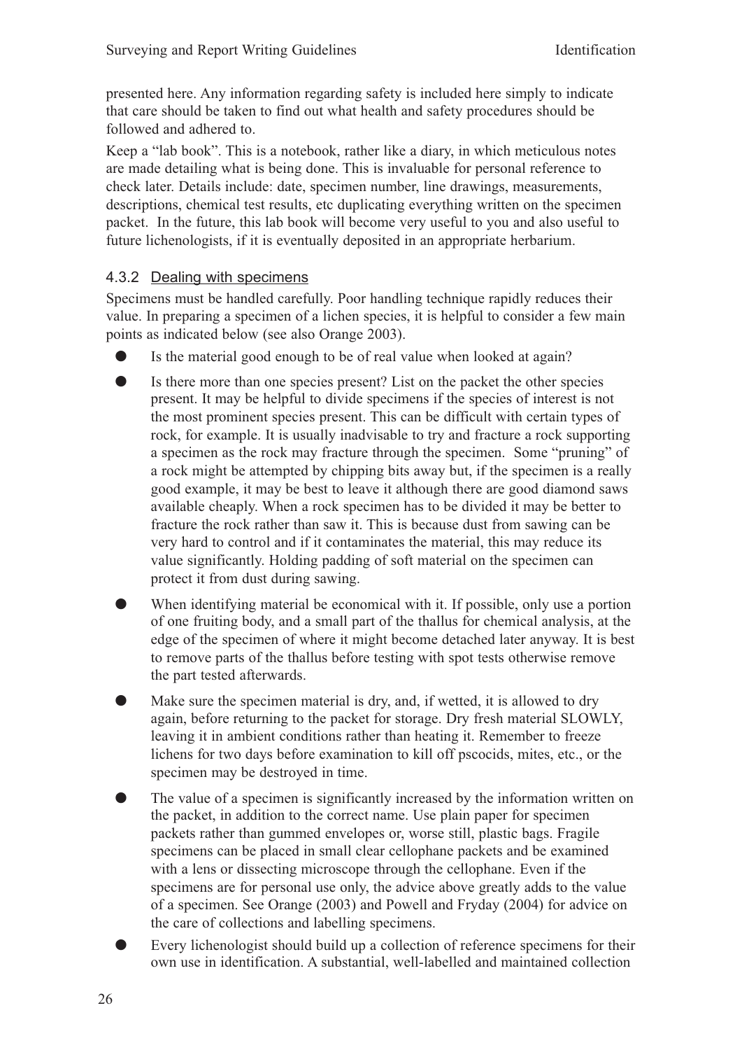presented here. Any information regarding safety is included here simply to indicate that care should be taken to find out what health and safety procedures should be followed and adhered to.

Keep a "lab book". This is a notebook, rather like a diary, in which meticulous notes are made detailing what is being done. This is invaluable for personal reference to check later. Details include: date, specimen number, line drawings, measurements, descriptions, chemical test results, etc duplicating everything written on the specimen packet. In the future, this lab book will become very useful to you and also useful to future lichenologists, if it is eventually deposited in an appropriate herbarium.

### 4.3.2 Dealing with specimens

Specimens must be handled carefully. Poor handling technique rapidly reduces their value. In preparing a specimen of a lichen species, it is helpful to consider a few main points as indicated below (see also Orange 2003).

- Is the material good enough to be of real value when looked at again?
- Is there more than one species present? List on the packet the other species present. It may be helpful to divide specimens if the species of interest is not the most prominent species present. This can be difficult with certain types of rock, for example. It is usually inadvisable to try and fracture a rock supporting a specimen as the rock may fracture through the specimen. Some "pruning" of a rock might be attempted by chipping bits away but, if the specimen is a really good example, it may be best to leave it although there are good diamond saws available cheaply. When a rock specimen has to be divided it may be better to fracture the rock rather than saw it. This is because dust from sawing can be very hard to control and if it contaminates the material, this may reduce its value significantly. Holding padding of soft material on the specimen can protect it from dust during sawing.
- When identifying material be economical with it. If possible, only use a portion of one fruiting body, and a small part of the thallus for chemical analysis, at the edge of the specimen of where it might become detached later anyway. It is best to remove parts of the thallus before testing with spot tests otherwise remove the part tested afterwards.
- Make sure the specimen material is dry, and, if wetted, it is allowed to dry again, before returning to the packet for storage. Dry fresh material SLOWLY, leaving it in ambient conditions rather than heating it. Remember to freeze lichens for two days before examination to kill off pscocids, mites, etc., or the specimen may be destroyed in time.
- The value of a specimen is significantly increased by the information written on the packet, in addition to the correct name. Use plain paper for specimen packets rather than gummed envelopes or, worse still, plastic bags. Fragile specimens can be placed in small clear cellophane packets and be examined with a lens or dissecting microscope through the cellophane. Even if the specimens are for personal use only, the advice above greatly adds to the value of a specimen. See Orange (2003) and Powell and Fryday (2004) for advice on the care of collections and labelling specimens.
- Every lichenologist should build up a collection of reference specimens for their own use in identification. A substantial, well-labelled and maintained collection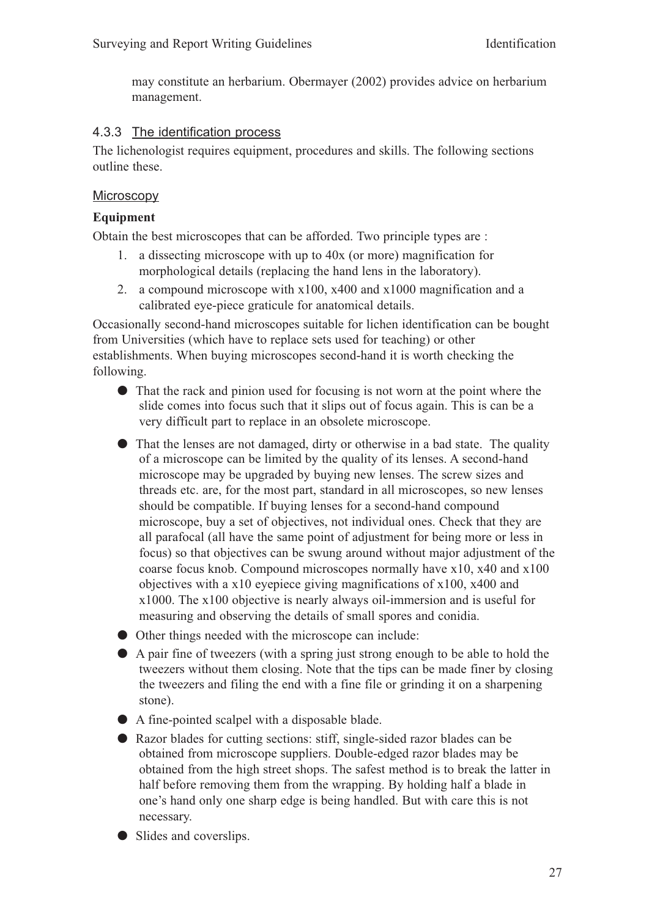may constitute an herbarium. Obermayer (2002) provides advice on herbarium management.

### 4.3.3 The identification process

The lichenologist requires equipment, procedures and skills. The following sections outline these.

#### Microscopy

**Equipment**

Obtain the best microscopes that can be afforded. Two principle types are :

1. a dissecting microscope with up to 40x (or more) magnification for morphological details (replacing the hand lens in the laboratory).
2. a compound microscope with x100, x400 and x1000 magnification and a calibrated eye-piece graticule for anatomical details.

Occasionally second-hand microscopes suitable for lichen identification can be bought from Universities (which have to replace sets used for teaching) or other establishments. When buying microscopes second-hand it is worth checking the following.

- That the rack and pinion used for focusing is not worn at the point where the slide comes into focus such that it slips out of focus again. This is can be a very difficult part to replace in an obsolete microscope.
- That the lenses are not damaged, dirty or otherwise in a bad state. The quality of a microscope can be limited by the quality of its lenses. A second-hand microscope may be upgraded by buying new lenses. The screw sizes and threads etc. are, for the most part, standard in all microscopes, so new lenses should be compatible. If buying lenses for a second-hand compound microscope, buy a set of objectives, not individual ones. Check that they are all parafocal (all have the same point of adjustment for being more or less in focus) so that objectives can be swung around without major adjustment of the coarse focus knob. Compound microscopes normally have x10, x40 and x100 objectives with a x10 eyepiece giving magnifications of x100, x400 and x1000. The x100 objective is nearly always oil-immersion and is useful for measuring and observing the details of small spores and conidia.
- Other things needed with the microscope can include:
- A pair fine of tweezers (with a spring just strong enough to be able to hold the tweezers without them closing. Note that the tips can be made finer by closing the tweezers and filing the end with a fine file or grinding it on a sharpening stone).
- A fine-pointed scalpel with a disposable blade.
- Razor blades for cutting sections: stiff, single-sided razor blades can be obtained from microscope suppliers. Double-edged razor blades may be obtained from the high street shops. The safest method is to break the latter in half before removing them from the wrapping. By holding half a blade in one's hand only one sharp edge is being handled. But with care this is not necessary.
- Slides and coverslips.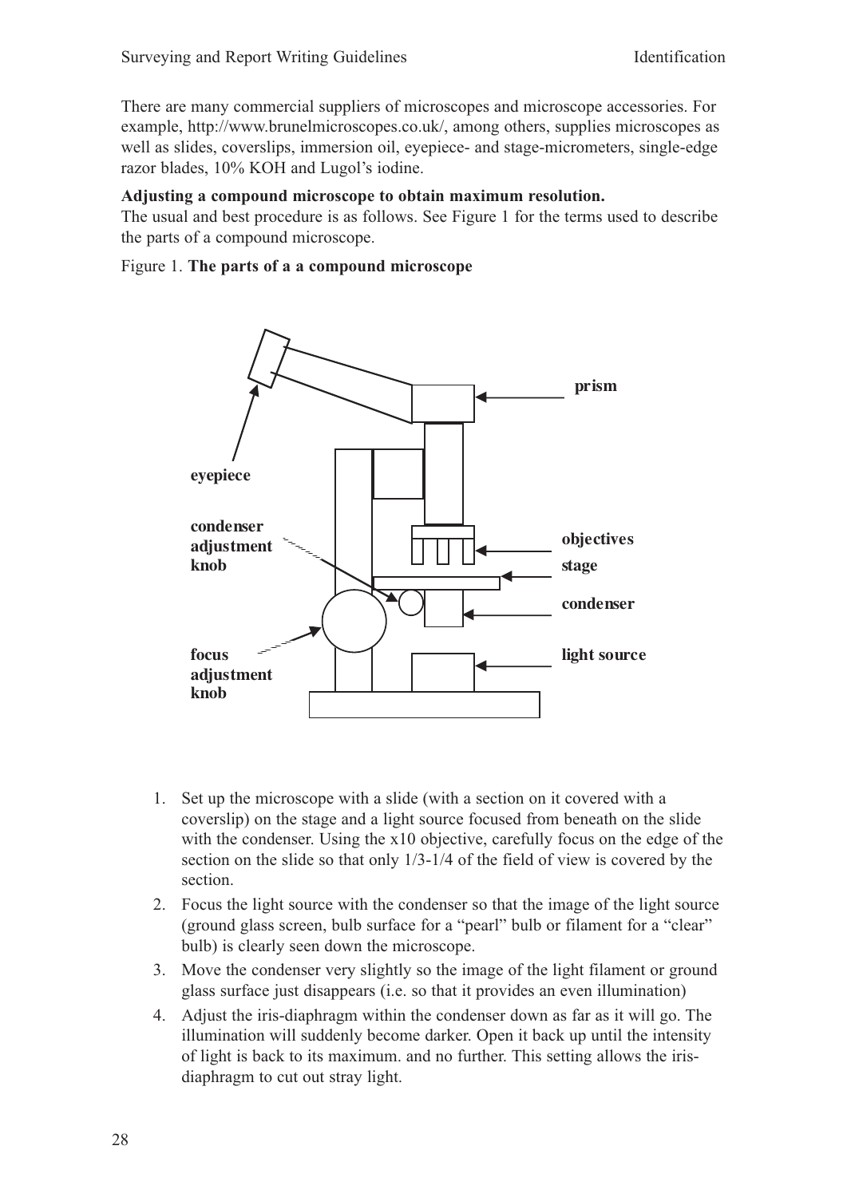There are many commercial suppliers of microscopes and microscope accessories. For example, http://www.brunelmicroscopes.co.uk/, among others, supplies microscopes as well as slides, coverslips, immersion oil, eyepiece- and stage-micrometers, single-edge razor blades, 10% KOH and Lugol's iodine.

**Adjusting a compound microscope to obtain maximum resolution.**

The usual and best procedure is as follows. See Figure 1 for the terms used to describe the parts of a compound microscope.

Figure 1. **The parts of a a compound microscope**

1. Set up the microscope with a slide (with a section on it covered with a coverslip) on the stage and a light source focused from beneath on the slide with the condenser. Using the x10 objective, carefully focus on the edge of the section on the slide so that only 1/3-1/4 of the field of view is covered by the section.
2. Focus the light source with the condenser so that the image of the light source (ground glass screen, bulb surface for a "pearl" bulb or filament for a "clear" bulb) is clearly seen down the microscope.
3. Move the condenser very slightly so the image of the light filament or ground glass surface just disappears (i.e. so that it provides an even illumination)
4. Adjust the iris-diaphragm within the condenser down as far as it will go. The illumination will suddenly become darker. Open it back up until the intensity of light is back to its maximum. and no further. This setting allows the iris-diaphragm to cut out stray light.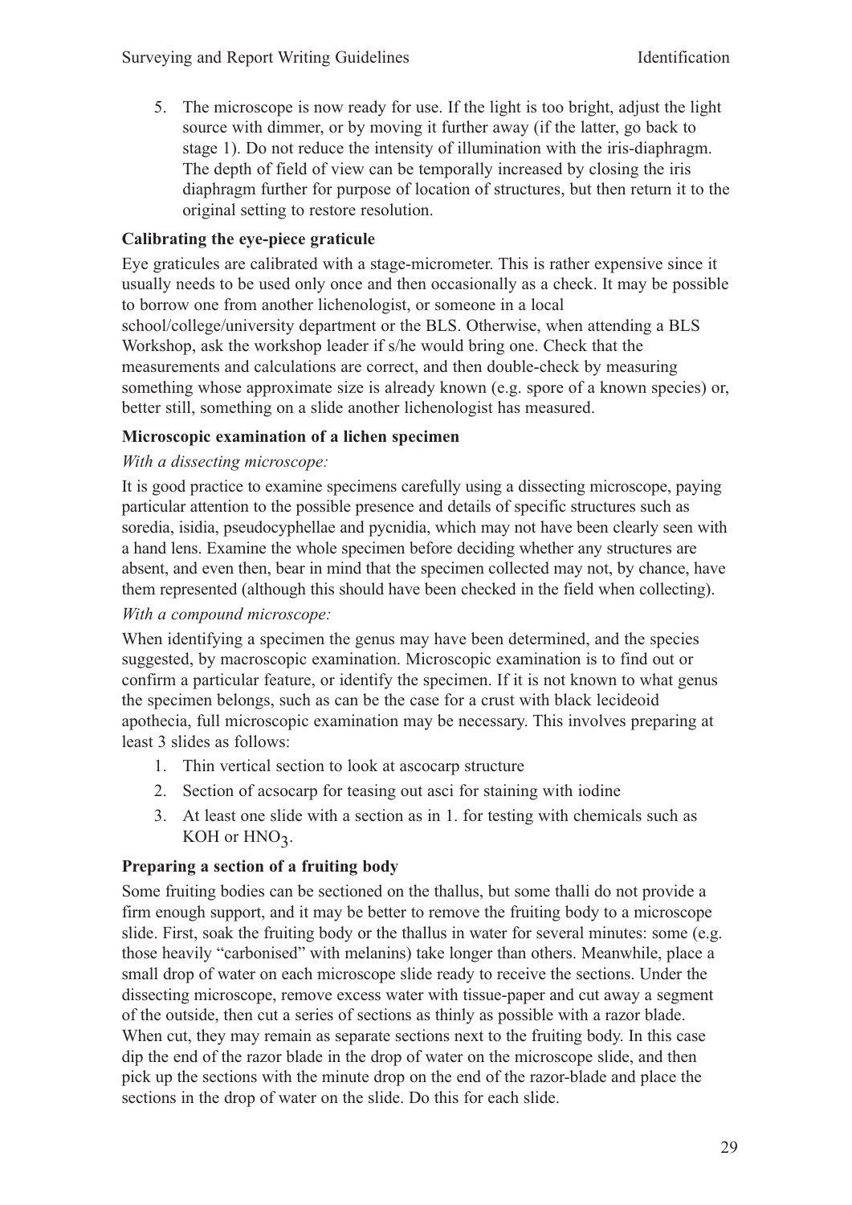5. The microscope is now ready for use. If the light is too bright, adjust the light source with dimmer, or by moving it further away (if the latter, go back to stage 1). Do not reduce the intensity of illumination with the iris-diaphragm. The depth of field of view can be temporally increased by closing the iris diaphragm further for purpose of location of structures, but then return it to the original setting to restore resolution.

**Calibrating the eye-piece graticule**

Eye graticules are calibrated with a stage-micrometer. This is rather expensive since it usually needs to be used only once and then occasionally as a check. It may be possible to borrow one from another lichenologist, or someone in a local school/college/university department or the BLS. Otherwise, when attending a BLS Workshop, ask the workshop leader if s/he would bring one. Check that the measurements and calculations are correct, and then double-check by measuring something whose approximate size is already known (e.g. spore of a known species) or, better still, something on a slide another lichenologist has measured.

**Microscopic examination of a lichen specimen**

*With a dissecting microscope:*

It is good practice to examine specimens carefully using a dissecting microscope, paying particular attention to the possible presence and details of specific structures such as soredia, isidia, pseudocyphellae and pycnidia, which may not have been clearly seen with a hand lens. Examine the whole specimen before deciding whether any structures are absent, and even then, bear in mind that the specimen collected may not, by chance, have them represented (although this should have been checked in the field when collecting).

*With a compound microscope:*

When identifying a specimen the genus may have been determined, and the species suggested, by macroscopic examination. Microscopic examination is to find out or confirm a particular feature, or identify the specimen. If it is not known to what genus the specimen belongs, such as can be the case for a crust with black lecideoid apothecia, full microscopic examination may be necessary. This involves preparing at least 3 slides as follows:

1. Thin vertical section to look at ascocarp structure
2. Section of acsocarp for teasing out asci for staining with iodine
3. At least one slide with a section as in 1. for testing with chemicals such as KOH or $HNO_3$.

**Preparing a section of a fruiting body**

Some fruiting bodies can be sectioned on the thallus, but some thalli do not provide a firm enough support, and it may be better to remove the fruiting body to a microscope slide. First, soak the fruiting body or the thallus in water for several minutes: some (e.g. those heavily "carbonised" with melanins) take longer than others. Meanwhile, place a small drop of water on each microscope slide ready to receive the sections. Under the dissecting microscope, remove excess water with tissue-paper and cut away a segment of the outside, then cut a series of sections as thinly as possible with a razor blade. When cut, they may remain as separate sections next to the fruiting body. In this case dip the end of the razor blade in the drop of water on the microscope slide, and then pick up the sections with the minute drop on the end of the razor-blade and place the sections in the drop of water on the slide. Do this for each slide.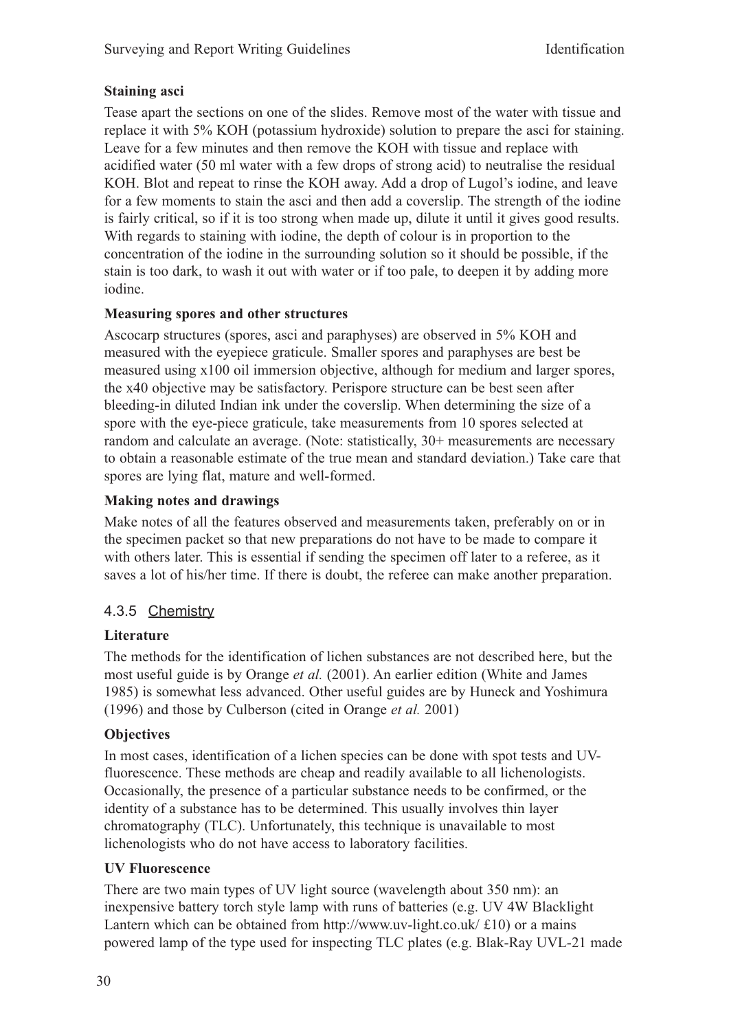**Staining asci**

Tease apart the sections on one of the slides. Remove most of the water with tissue and replace it with 5% KOH (potassium hydroxide) solution to prepare the asci for staining. Leave for a few minutes and then remove the KOH with tissue and replace with acidified water (50 ml water with a few drops of strong acid) to neutralise the residual KOH. Blot and repeat to rinse the KOH away. Add a drop of Lugol's iodine, and leave for a few moments to stain the asci and then add a coverslip. The strength of the iodine is fairly critical, so if it is too strong when made up, dilute it until it gives good results. With regards to staining with iodine, the depth of colour is in proportion to the concentration of the iodine in the surrounding solution so it should be possible, if the stain is too dark, to wash it out with water or if too pale, to deepen it by adding more iodine.

**Measuring spores and other structures**

Ascocarp structures (spores, asci and paraphyses) are observed in 5% KOH and measured with the eyepiece graticule. Smaller spores and paraphyses are best be measured using x100 oil immersion objective, although for medium and larger spores, the x40 objective may be satisfactory. Perispore structure can be best seen after bleeding-in diluted Indian ink under the coverslip. When determining the size of a spore with the eye-piece graticule, take measurements from 10 spores selected at random and calculate an average. (Note: statistically, 30+ measurements are necessary to obtain a reasonable estimate of the true mean and standard deviation.) Take care that spores are lying flat, mature and well-formed.

**Making notes and drawings**

Make notes of all the features observed and measurements taken, preferably on or in the specimen packet so that new preparations do not have to be made to compare it with others later. This is essential if sending the specimen off later to a referee, as it saves a lot of his/her time. If there is doubt, the referee can make another preparation.

### 4.3.5 Chemistry

**Literature**

The methods for the identification of lichen substances are not described here, but the most useful guide is by Orange *et al.* (2001). An earlier edition (White and James 1985) is somewhat less advanced. Other useful guides are by Huneck and Yoshimura (1996) and those by Culberson (cited in Orange *et al.* 2001)

**Objectives**

In most cases, identification of a lichen species can be done with spot tests and UV-fluorescence. These methods are cheap and readily available to all lichenologists. Occasionally, the presence of a particular substance needs to be confirmed, or the identity of a substance has to be determined. This usually involves thin layer chromatography (TLC). Unfortunately, this technique is unavailable to most lichenologists who do not have access to laboratory facilities.

**UV Fluorescence**

There are two main types of UV light source (wavelength about 350 nm): an inexpensive battery torch style lamp with runs of batteries (e.g. UV 4W Blacklight Lantern which can be obtained from http://www.uv-light.co.uk/ £10) or a mains powered lamp of the type used for inspecting TLC plates (e.g. Blak-Ray UVL-21 made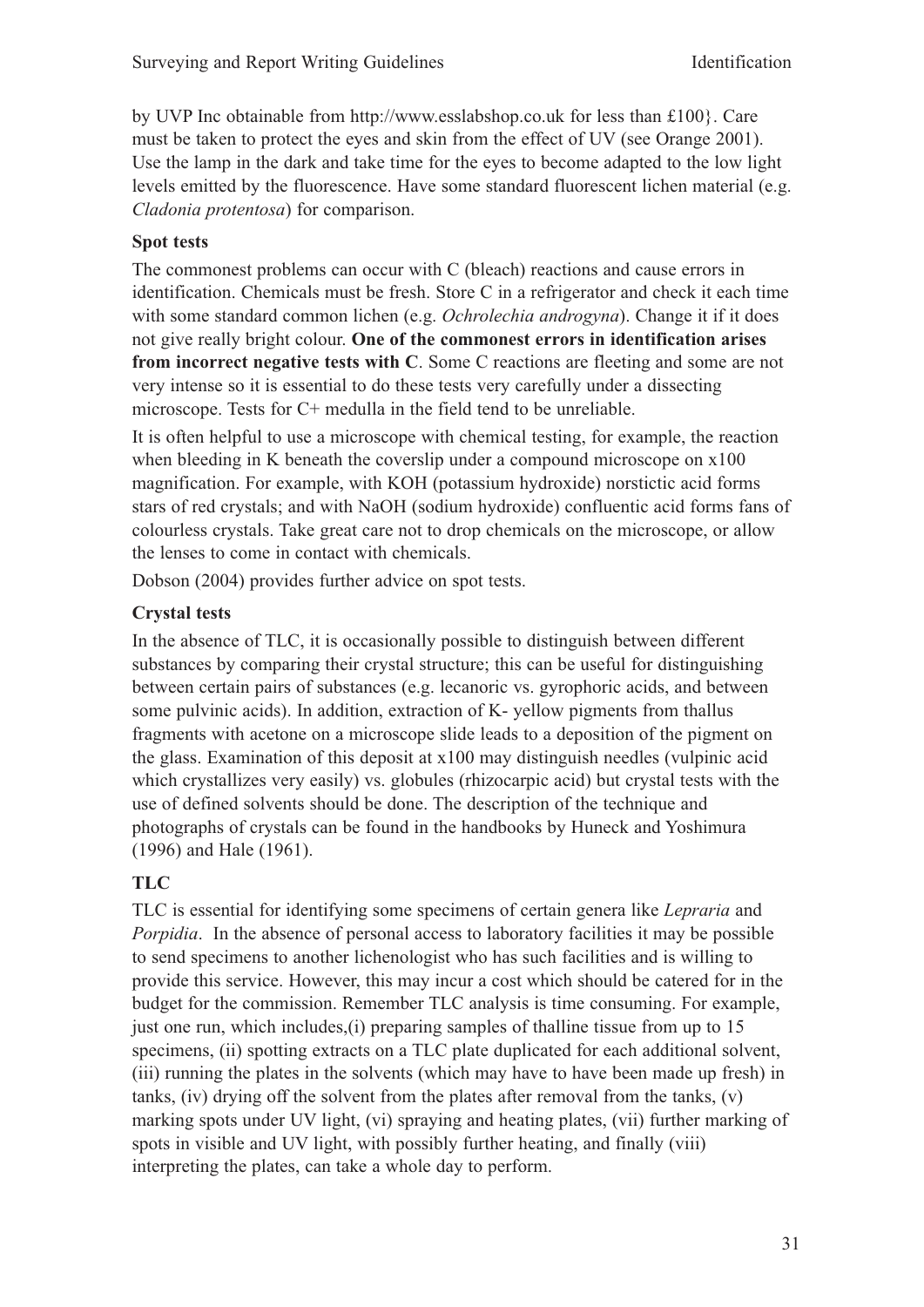by UVP Inc obtainable from http://www.esslabshop.co.uk for less than £100}. Care must be taken to protect the eyes and skin from the effect of UV (see Orange 2001). Use the lamp in the dark and take time for the eyes to become adapted to the low light levels emitted by the fluorescence. Have some standard fluorescent lichen material (e.g. *Cladonia protentosa*) for comparison.

### Spot tests

The commonest problems can occur with C (bleach) reactions and cause errors in identification. Chemicals must be fresh. Store C in a refrigerator and check it each time with some standard common lichen (e.g. *Ochrolechia androgyna*). Change it if it does not give really bright colour. **One of the commonest errors in identification arises from incorrect negative tests with C**. Some C reactions are fleeting and some are not very intense so it is essential to do these tests very carefully under a dissecting microscope. Tests for C+ medulla in the field tend to be unreliable.

It is often helpful to use a microscope with chemical testing, for example, the reaction when bleeding in K beneath the coverslip under a compound microscope on x100 magnification. For example, with KOH (potassium hydroxide) norstictic acid forms stars of red crystals; and with NaOH (sodium hydroxide) confluentic acid forms fans of colourless crystals. Take great care not to drop chemicals on the microscope, or allow the lenses to come in contact with chemicals.

Dobson (2004) provides further advice on spot tests.

### Crystal tests

In the absence of TLC, it is occasionally possible to distinguish between different substances by comparing their crystal structure; this can be useful for distinguishing between certain pairs of substances (e.g. lecanoric vs. gyrophoric acids, and between some pulvinic acids). In addition, extraction of K- yellow pigments from thallus fragments with acetone on a microscope slide leads to a deposition of the pigment on the glass. Examination of this deposit at x100 may distinguish needles (vulpinic acid which crystallizes very easily) vs. globules (rhizocarpic acid) but crystal tests with the use of defined solvents should be done. The description of the technique and photographs of crystals can be found in the handbooks by Huneck and Yoshimura (1996) and Hale (1961).

### TLC

TLC is essential for identifying some specimens of certain genera like *Lepraria* and *Porpidia*. In the absence of personal access to laboratory facilities it may be possible to send specimens to another lichenologist who has such facilities and is willing to provide this service. However, this may incur a cost which should be catered for in the budget for the commission. Remember TLC analysis is time consuming. For example, just one run, which includes,(i) preparing samples of thalline tissue from up to 15 specimens, (ii) spotting extracts on a TLC plate duplicated for each additional solvent, (iii) running the plates in the solvents (which may have to have been made up fresh) in tanks, (iv) drying off the solvent from the plates after removal from the tanks, (v) marking spots under UV light, (vi) spraying and heating plates, (vii) further marking of spots in visible and UV light, with possibly further heating, and finally (viii) interpreting the plates, can take a whole day to perform.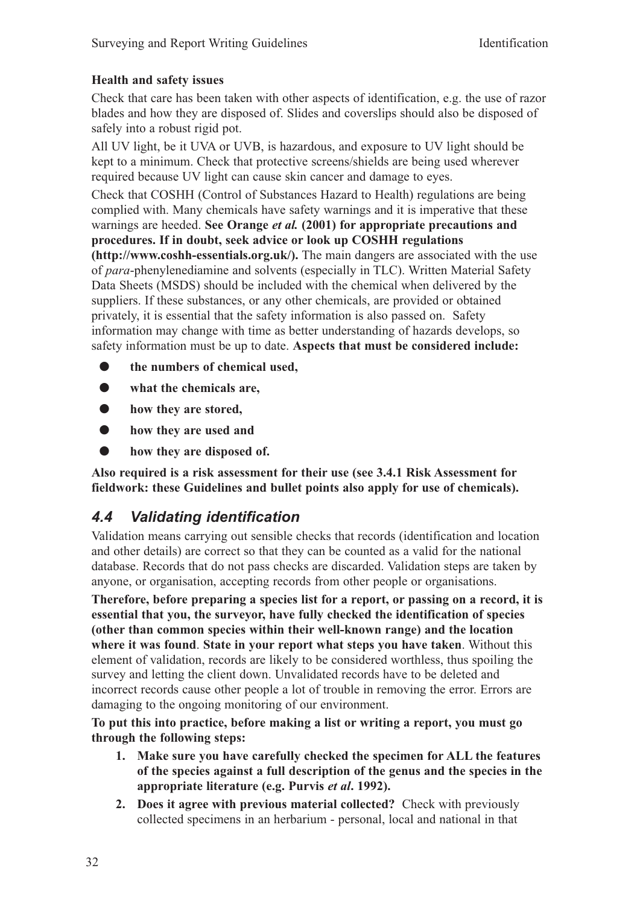**Health and safety issues**

Check that care has been taken with other aspects of identification, e.g. the use of razor blades and how they are disposed of. Slides and coverslips should also be disposed of safely into a robust rigid pot.

All UV light, be it UVA or UVB, is hazardous, and exposure to UV light should be kept to a minimum. Check that protective screens/shields are being used wherever required because UV light can cause skin cancer and damage to eyes.

Check that COSHH (Control of Substances Hazard to Health) regulations are being complied with. Many chemicals have safety warnings and it is imperative that these warnings are heeded. **See Orange *et al.* (2001) for appropriate precautions and procedures. If in doubt, seek advice or look up COSHH regulations (http://www.coshh-essentials.org.uk/).** The main dangers are associated with the use of *para*-phenylenediamine and solvents (especially in TLC). Written Material Safety Data Sheets (MSDS) should be included with the chemical when delivered by the suppliers. If these substances, or any other chemicals, are provided or obtained privately, it is essential that the safety information is also passed on. Safety information may change with time as better understanding of hazards develops, so safety information must be up to date. **Aspects that must be considered include:**

- **the numbers of chemical used,**
- **what the chemicals are,**
- **how they are stored,**
- **how they are used and**
- **how they are disposed of.**

**Also required is a risk assessment for their use (see 3.4.1 Risk Assessment for fieldwork: these Guidelines and bullet points also apply for use of chemicals).**

## *4.4 Validating identification*

Validation means carrying out sensible checks that records (identification and location and other details) are correct so that they can be counted as a valid for the national database. Records that do not pass checks are discarded. Validation steps are taken by anyone, or organisation, accepting records from other people or organisations.

**Therefore, before preparing a species list for a report, or passing on a record, it is essential that you, the surveyor, have fully checked the identification of species (other than common species within their well-known range) and the location where it was found**. **State in your report what steps you have taken**. Without this element of validation, records are likely to be considered worthless, thus spoiling the survey and letting the client down. Unvalidated records have to be deleted and incorrect records cause other people a lot of trouble in removing the error. Errors are damaging to the ongoing monitoring of our environment.

**To put this into practice, before making a list or writing a report, you must go through the following steps:**

1. **Make sure you have carefully checked the specimen for ALL the features of the species against a full description of the genus and the species in the appropriate literature (e.g. Purvis *et al*. 1992).**
2. **Does it agree with previous material collected?** Check with previously collected specimens in an herbarium - personal, local and national in that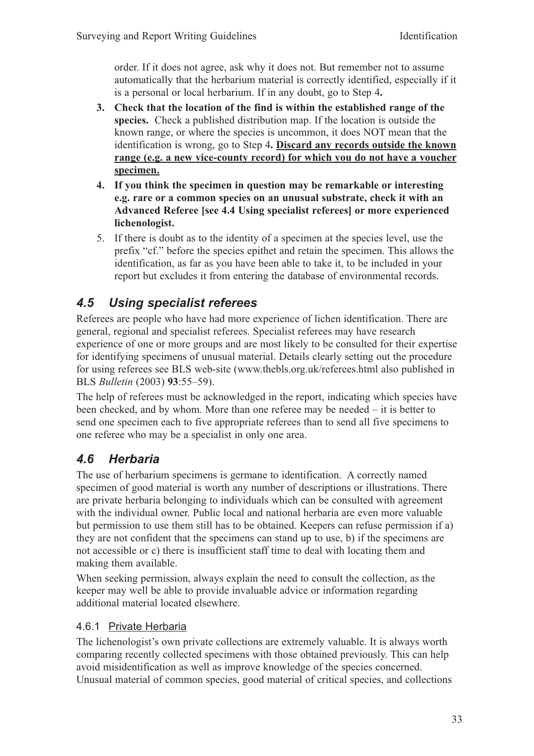order. If it does not agree, ask why it does not. But remember not to assume automatically that the herbarium material is correctly identified, especially if it is a personal or local herbarium. If in any doubt, go to Step 4**.**

3. **Check that the location of the find is within the established range of the species.** Check a published distribution map. If the location is outside the known range, or where the species is uncommon, it does NOT mean that the identification is wrong, go to Step 4**. <u>Discard any records outside the known range (e.g. a new vice-county record) for which you do not have a voucher specimen.</u>**
4. **If you think the specimen in question may be remarkable or interesting e.g. rare or a common species on an unusual substrate, check it with an Advanced Referee [see 4.4 Using specialist referees] or more experienced lichenologist.**
5. If there is doubt as to the identity of a specimen at the species level, use the prefix "cf." before the species epithet and retain the specimen. This allows the identification, as far as you have been able to take it, to be included in your report but excludes it from entering the database of environmental records.

## *4.5 Using specialist referees*

Referees are people who have had more experience of lichen identification. There are general, regional and specialist referees. Specialist referees may have research experience of one or more groups and are most likely to be consulted for their expertise for identifying specimens of unusual material. Details clearly setting out the procedure for using referees see BLS web-site (www.thebls.org.uk/referees.html also published in BLS *Bulletin* (2003) **93**:55–59).

The help of referees must be acknowledged in the report, indicating which species have been checked, and by whom. More than one referee may be needed – it is better to send one specimen each to five appropriate referees than to send all five specimens to one referee who may be a specialist in only one area.

## *4.6 Herbaria*

The use of herbarium specimens is germane to identification. A correctly named specimen of good material is worth any number of descriptions or illustrations. There are private herbaria belonging to individuals which can be consulted with agreement with the individual owner. Public local and national herbaria are even more valuable but permission to use them still has to be obtained. Keepers can refuse permission if a) they are not confident that the specimens can stand up to use, b) if the specimens are not accessible or c) there is insufficient staff time to deal with locating them and making them available.

When seeking permission, always explain the need to consult the collection, as the keeper may well be able to provide invaluable advice or information regarding additional material located elsewhere.

### 4.6.1 <u>Private Herbaria</u>

The lichenologist's own private collections are extremely valuable. It is always worth comparing recently collected specimens with those obtained previously. This can help avoid misidentification as well as improve knowledge of the species concerned. Unusual material of common species, good material of critical species, and collections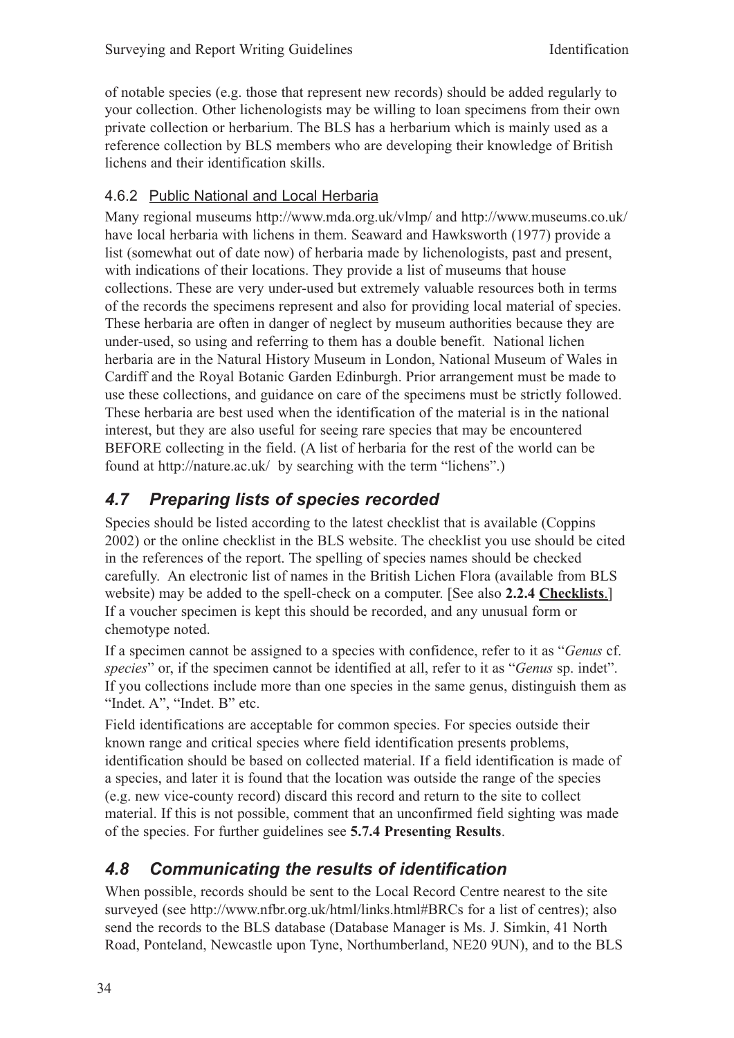of notable species (e.g. those that represent new records) should be added regularly to your collection. Other lichenologists may be willing to loan specimens from their own private collection or herbarium. The BLS has a herbarium which is mainly used as a reference collection by BLS members who are developing their knowledge of British lichens and their identification skills.

#### 4.6.2 Public National and Local Herbaria

Many regional museums http://www.mda.org.uk/vlmp/ and http://www.museums.co.uk/ have local herbaria with lichens in them. Seaward and Hawksworth (1977) provide a list (somewhat out of date now) of herbaria made by lichenologists, past and present, with indications of their locations. They provide a list of museums that house collections. These are very under-used but extremely valuable resources both in terms of the records the specimens represent and also for providing local material of species. These herbaria are often in danger of neglect by museum authorities because they are under-used, so using and referring to them has a double benefit. National lichen herbaria are in the Natural History Museum in London, National Museum of Wales in Cardiff and the Royal Botanic Garden Edinburgh. Prior arrangement must be made to use these collections, and guidance on care of the specimens must be strictly followed. These herbaria are best used when the identification of the material is in the national interest, but they are also useful for seeing rare species that may be encountered BEFORE collecting in the field. (A list of herbaria for the rest of the world can be found at http://nature.ac.uk/ by searching with the term "lichens".)

### *4.7 Preparing lists of species recorded*

Species should be listed according to the latest checklist that is available (Coppins 2002) or the online checklist in the BLS website. The checklist you use should be cited in the references of the report. The spelling of species names should be checked carefully. An electronic list of names in the British Lichen Flora (available from BLS website) may be added to the spell-check on a computer. [See also **2.2.4 Checklists**.] If a voucher specimen is kept this should be recorded, and any unusual form or chemotype noted.

If a specimen cannot be assigned to a species with confidence, refer to it as "*Genus* cf. *species*" or, if the specimen cannot be identified at all, refer to it as "*Genus* sp. indet". If you collections include more than one species in the same genus, distinguish them as "Indet. A", "Indet. B" etc.

Field identifications are acceptable for common species. For species outside their known range and critical species where field identification presents problems, identification should be based on collected material. If a field identification is made of a species, and later it is found that the location was outside the range of the species (e.g. new vice-county record) discard this record and return to the site to collect material. If this is not possible, comment that an unconfirmed field sighting was made of the species. For further guidelines see **5.7.4 Presenting Results**.

### *4.8 Communicating the results of identification*

When possible, records should be sent to the Local Record Centre nearest to the site surveyed (see http://www.nfbr.org.uk/html/links.html#BRCs for a list of centres); also send the records to the BLS database (Database Manager is Ms. J. Simkin, 41 North Road, Ponteland, Newcastle upon Tyne, Northumberland, NE20 9UN), and to the BLS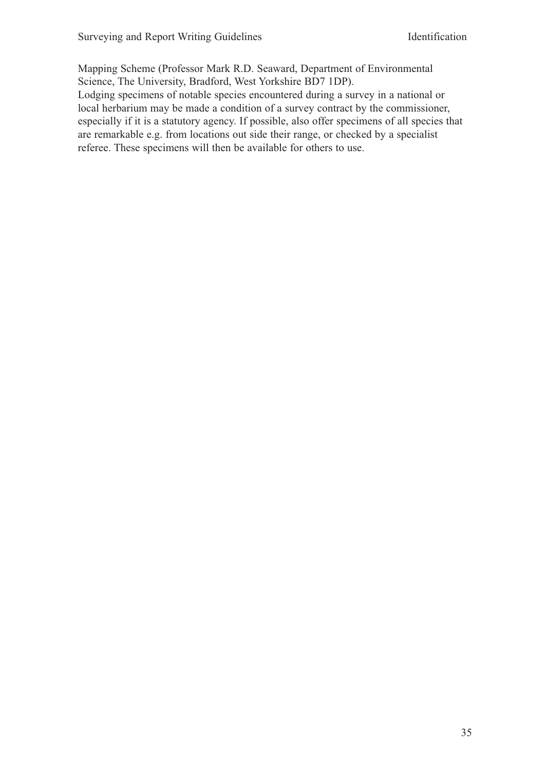Mapping Scheme (Professor Mark R.D. Seaward, Department of Environmental Science, The University, Bradford, West Yorkshire BD7 1DP).

Lodging specimens of notable species encountered during a survey in a national or local herbarium may be made a condition of a survey contract by the commissioner, especially if it is a statutory agency. If possible, also offer specimens of all species that are remarkable e.g. from locations out side their range, or checked by a specialist referee. These specimens will then be available for others to use.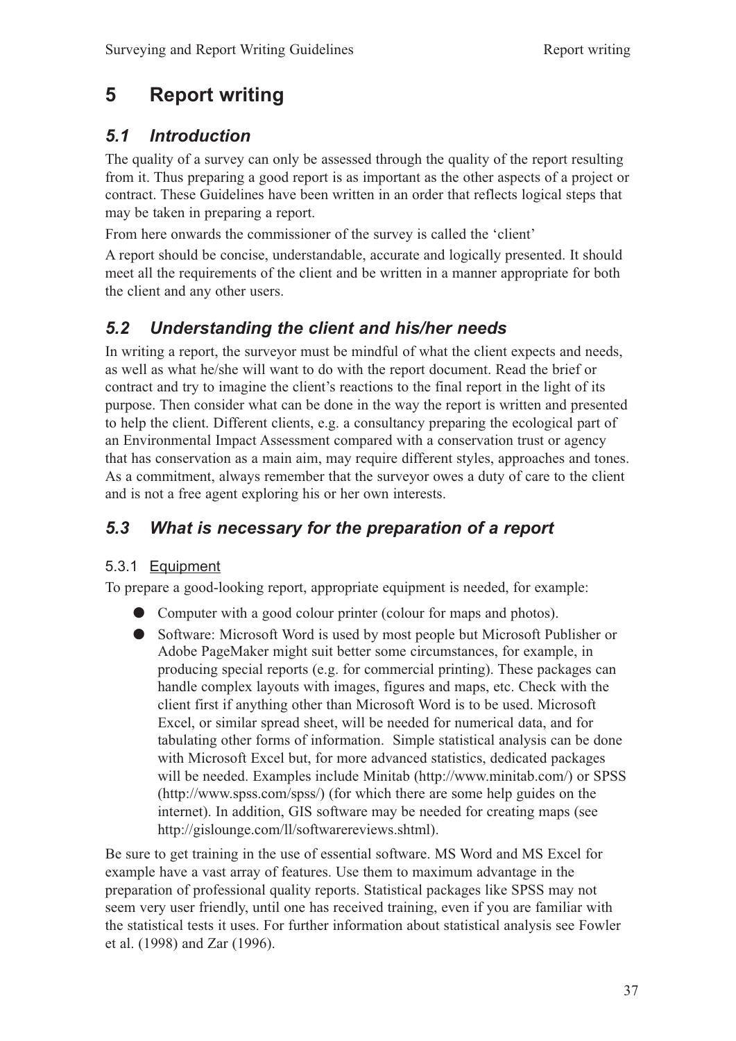# 5 Report writing

## 5.1 Introduction

The quality of a survey can only be assessed through the quality of the report resulting from it. Thus preparing a good report is as important as the other aspects of a project or contract. These Guidelines have been written in an order that reflects logical steps that may be taken in preparing a report.

From here onwards the commissioner of the survey is called the 'client'

A report should be concise, understandable, accurate and logically presented. It should meet all the requirements of the client and be written in a manner appropriate for both the client and any other users.

## 5.2 Understanding the client and his/her needs

In writing a report, the surveyor must be mindful of what the client expects and needs, as well as what he/she will want to do with the report document. Read the brief or contract and try to imagine the client's reactions to the final report in the light of its purpose. Then consider what can be done in the way the report is written and presented to help the client. Different clients, e.g. a consultancy preparing the ecological part of an Environmental Impact Assessment compared with a conservation trust or agency that has conservation as a main aim, may require different styles, approaches and tones. As a commitment, always remember that the surveyor owes a duty of care to the client and is not a free agent exploring his or her own interests.

## 5.3 What is necessary for the preparation of a report

### 5.3.1 Equipment

To prepare a good-looking report, appropriate equipment is needed, for example:

- Computer with a good colour printer (colour for maps and photos).
- Software: Microsoft Word is used by most people but Microsoft Publisher or Adobe PageMaker might suit better some circumstances, for example, in producing special reports (e.g. for commercial printing). These packages can handle complex layouts with images, figures and maps, etc. Check with the client first if anything other than Microsoft Word is to be used. Microsoft Excel, or similar spread sheet, will be needed for numerical data, and for tabulating other forms of information. Simple statistical analysis can be done with Microsoft Excel but, for more advanced statistics, dedicated packages will be needed. Examples include Minitab (http://www.minitab.com/) or SPSS (http://www.spss.com/spss/) (for which there are some help guides on the internet). In addition, GIS software may be needed for creating maps (see http://gislounge.com/ll/softwarereviews.shtml).

Be sure to get training in the use of essential software. MS Word and MS Excel for example have a vast array of features. Use them to maximum advantage in the preparation of professional quality reports. Statistical packages like SPSS may not seem very user friendly, until one has received training, even if you are familiar with the statistical tests it uses. For further information about statistical analysis see Fowler et al. (1998) and Zar (1996).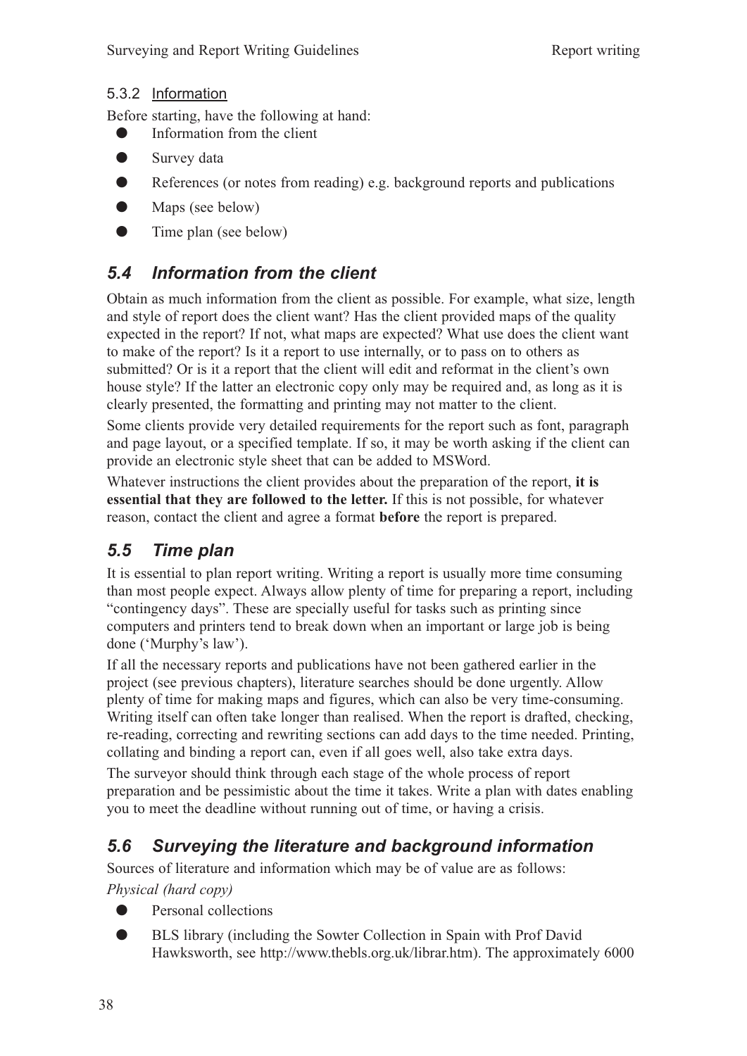#### 5.3.2 Information

Before starting, have the following at hand:

- Information from the client
- Survey data
- References (or notes from reading) e.g. background reports and publications
- Maps (see below)
- Time plan (see below)

## *5.4 Information from the client*

Obtain as much information from the client as possible. For example, what size, length and style of report does the client want? Has the client provided maps of the quality expected in the report? If not, what maps are expected? What use does the client want to make of the report? Is it a report to use internally, or to pass on to others as submitted? Or is it a report that the client will edit and reformat in the client's own house style? If the latter an electronic copy only may be required and, as long as it is clearly presented, the formatting and printing may not matter to the client.

Some clients provide very detailed requirements for the report such as font, paragraph and page layout, or a specified template. If so, it may be worth asking if the client can provide an electronic style sheet that can be added to MSWord.

Whatever instructions the client provides about the preparation of the report, **it is essential that they are followed to the letter.** If this is not possible, for whatever reason, contact the client and agree a format **before** the report is prepared.

## *5.5 Time plan*

It is essential to plan report writing. Writing a report is usually more time consuming than most people expect. Always allow plenty of time for preparing a report, including "contingency days". These are specially useful for tasks such as printing since computers and printers tend to break down when an important or large job is being done ('Murphy's law').

If all the necessary reports and publications have not been gathered earlier in the project (see previous chapters), literature searches should be done urgently. Allow plenty of time for making maps and figures, which can also be very time-consuming. Writing itself can often take longer than realised. When the report is drafted, checking, re-reading, correcting and rewriting sections can add days to the time needed. Printing, collating and binding a report can, even if all goes well, also take extra days.

The surveyor should think through each stage of the whole process of report preparation and be pessimistic about the time it takes. Write a plan with dates enabling you to meet the deadline without running out of time, or having a crisis.

## *5.6 Surveying the literature and background information*

Sources of literature and information which may be of value are as follows:

*Physical (hard copy)*

- Personal collections
- BLS library (including the Sowter Collection in Spain with Prof David Hawksworth, see http://www.thebls.org.uk/librar.htm). The approximately 6000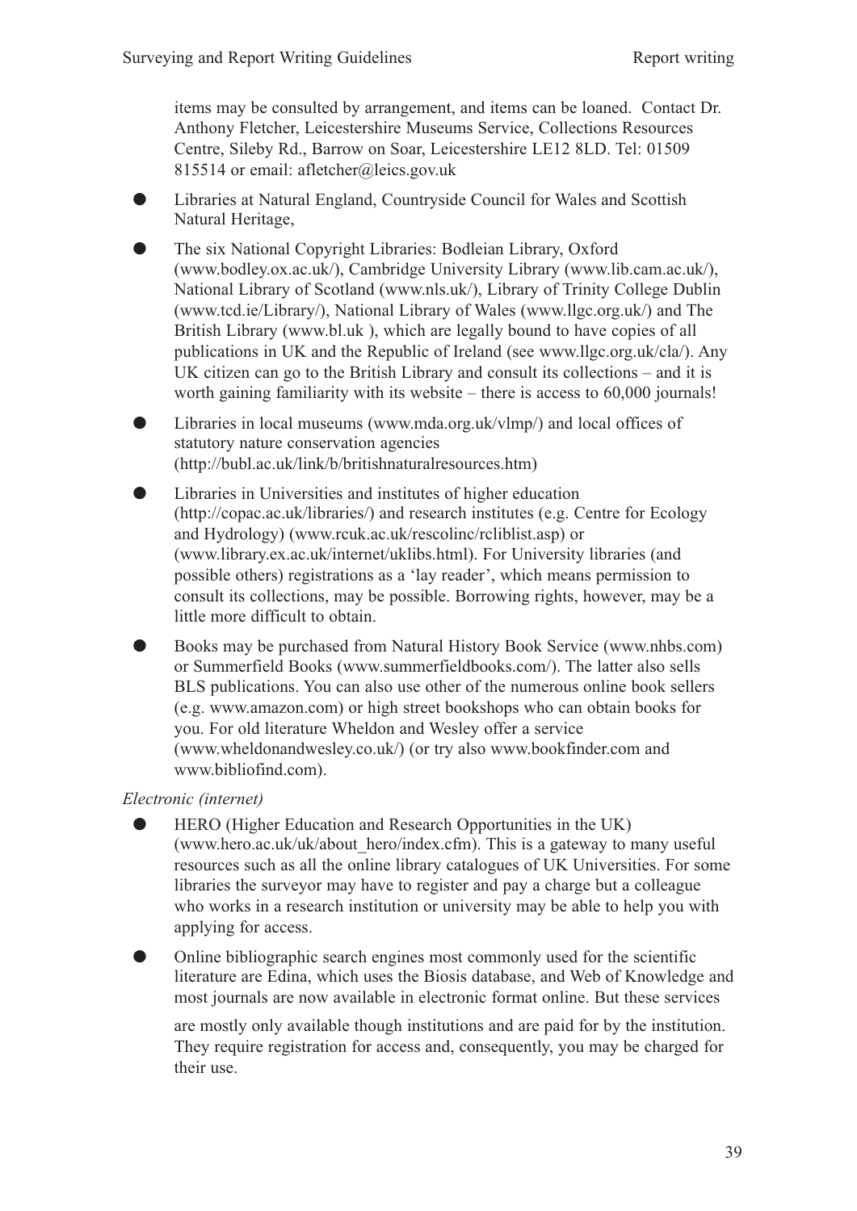items may be consulted by arrangement, and items can be loaned. Contact Dr. Anthony Fletcher, Leicestershire Museums Service, Collections Resources Centre, Sileby Rd., Barrow on Soar, Leicestershire LE12 8LD. Tel: 01509 815514 or email: afletcher@leics.gov.uk

- Libraries at Natural England, Countryside Council for Wales and Scottish Natural Heritage,
- The six National Copyright Libraries: Bodleian Library, Oxford (www.bodley.ox.ac.uk/), Cambridge University Library (www.lib.cam.ac.uk/), National Library of Scotland (www.nls.uk/), Library of Trinity College Dublin (www.tcd.ie/Library/), National Library of Wales (www.llgc.org.uk/) and The British Library (www.bl.uk ), which are legally bound to have copies of all publications in UK and the Republic of Ireland (see www.llgc.org.uk/cla/). Any UK citizen can go to the British Library and consult its collections – and it is worth gaining familiarity with its website – there is access to 60,000 journals!
- Libraries in local museums (www.mda.org.uk/vlmp/) and local offices of statutory nature conservation agencies (http://bubl.ac.uk/link/b/britishnaturalresources.htm)
- Libraries in Universities and institutes of higher education (http://copac.ac.uk/libraries/) and research institutes (e.g. Centre for Ecology and Hydrology) (www.rcuk.ac.uk/rescolinc/rcliblist.asp) or (www.library.ex.ac.uk/internet/uklibs.html). For University libraries (and possible others) registrations as a 'lay reader', which means permission to consult its collections, may be possible. Borrowing rights, however, may be a little more difficult to obtain.
- Books may be purchased from Natural History Book Service (www.nhbs.com) or Summerfield Books (www.summerfieldbooks.com/). The latter also sells BLS publications. You can also use other of the numerous online book sellers (e.g. www.amazon.com) or high street bookshops who can obtain books for you. For old literature Wheldon and Wesley offer a service (www.wheldonandwesley.co.uk/) (or try also www.bookfinder.com and www.bibliofind.com).

*Electronic (internet)*

- HERO (Higher Education and Research Opportunities in the UK) (www.hero.ac.uk/uk/about_hero/index.cfm). This is a gateway to many useful resources such as all the online library catalogues of UK Universities. For some libraries the surveyor may have to register and pay a charge but a colleague who works in a research institution or university may be able to help you with applying for access.
- Online bibliographic search engines most commonly used for the scientific literature are Edina, which uses the Biosis database, and Web of Knowledge and most journals are now available in electronic format online. But these services

  are mostly only available though institutions and are paid for by the institution. They require registration for access and, consequently, you may be charged for their use.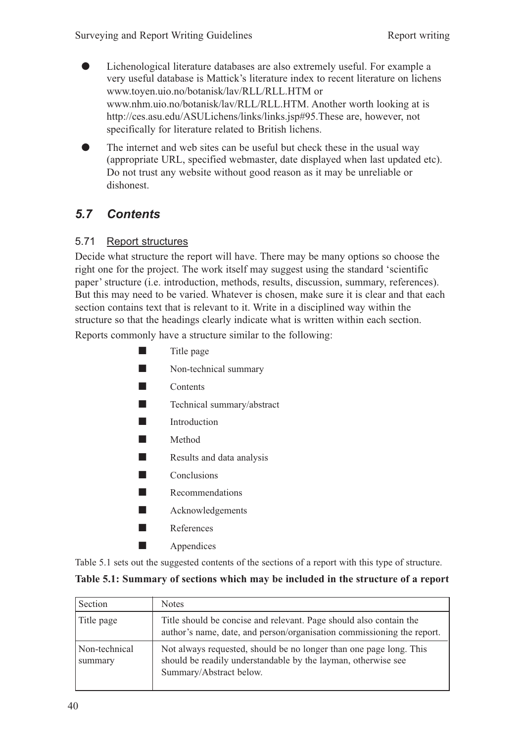- Lichenological literature databases are also extremely useful. For example a very useful database is Mattick's literature index to recent literature on lichens www.toyen.uio.no/botanisk/lav/RLL/RLL.HTM or www.nhm.uio.no/botanisk/lav/RLL/RLL.HTM. Another worth looking at is http://ces.asu.edu/ASULichens/links/links.jsp#95.These are, however, not specifically for literature related to British lichens.
- The internet and web sites can be useful but check these in the usual way (appropriate URL, specified webmaster, date displayed when last updated etc). Do not trust any website without good reason as it may be unreliable or dishonest.

## *5.7 Contents*

### 5.71 Report structures

Decide what structure the report will have. There may be many options so choose the right one for the project. The work itself may suggest using the standard 'scientific paper' structure (i.e. introduction, methods, results, discussion, summary, references). But this may need to be varied. Whatever is chosen, make sure it is clear and that each section contains text that is relevant to it. Write in a disciplined way within the structure so that the headings clearly indicate what is written within each section.

Reports commonly have a structure similar to the following:

- Title page
- Non-technical summary
- Contents
- Technical summary/abstract
- Introduction
- Method
- Results and data analysis
- Conclusions
- Recommendations
- Acknowledgements
- References
- Appendices

Table 5.1 sets out the suggested contents of the sections of a report with this type of structure.

**Table 5.1: Summary of sections which may be included in the structure of a report**

| Section | Notes |
|---|---|
| Title page | Title should be concise and relevant. Page should also contain the author's name, date, and person/organisation commissioning the report. |
| Non-technical summary | Not always requested, should be no longer than one page long. This should be readily understandable by the layman, otherwise see Summary/Abstract below. |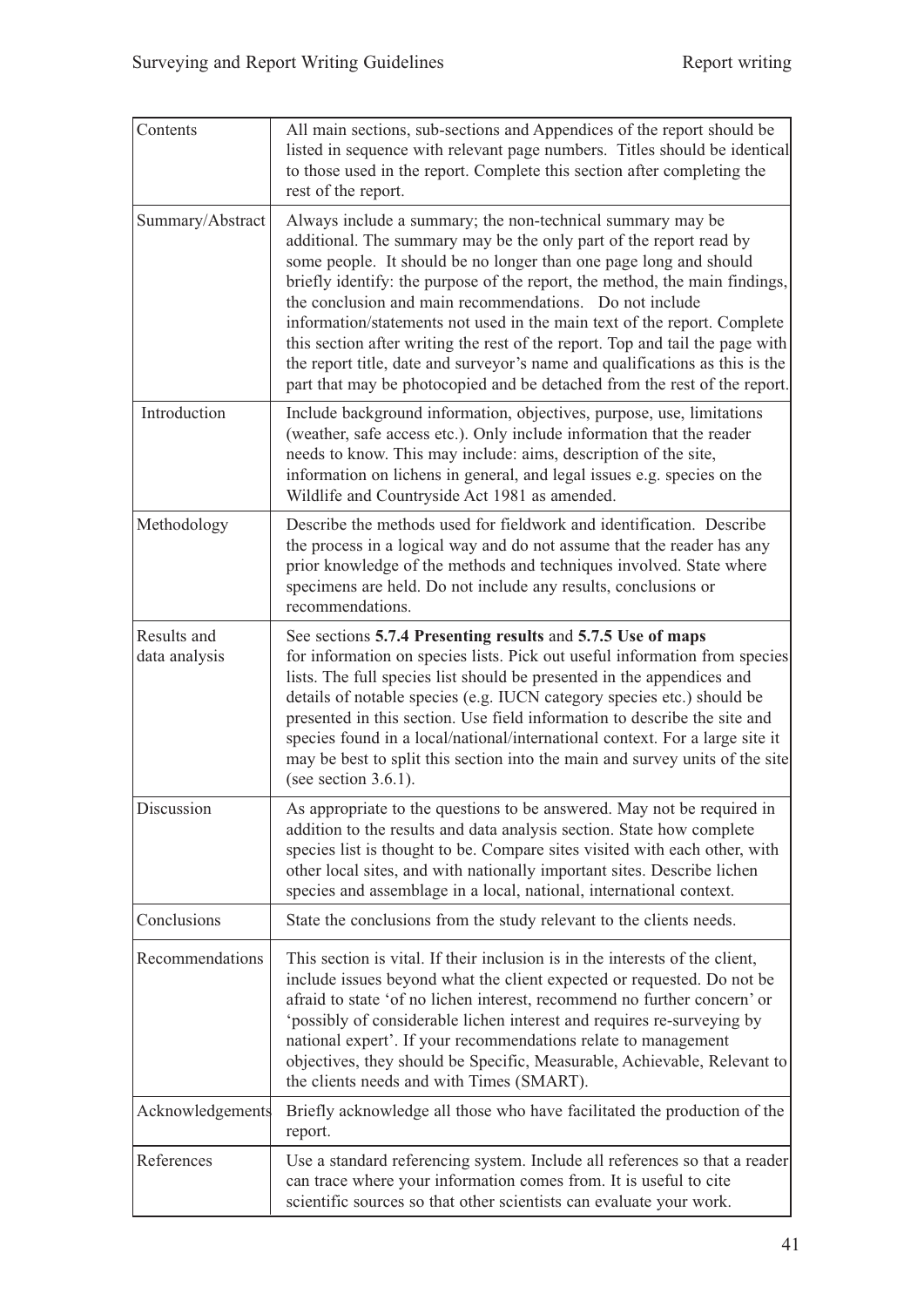| Contents | All main sections, sub-sections and Appendices of the report should be listed in sequence with relevant page numbers. Titles should be identical to those used in the report. Complete this section after completing the rest of the report. |
|---|---|
| Summary/Abstract | Always include a summary; the non-technical summary may be additional. The summary may be the only part of the report read by some people. It should be no longer than one page long and should briefly identify: the purpose of the report, the method, the main findings, the conclusion and main recommendations. Do not include information/statements not used in the main text of the report. Complete this section after writing the rest of the report. Top and tail the page with the report title, date and surveyor's name and qualifications as this is the part that may be photocopied and be detached from the rest of the report. |
| Introduction | Include background information, objectives, purpose, use, limitations (weather, safe access etc.). Only include information that the reader needs to know. This may include: aims, description of the site, information on lichens in general, and legal issues e.g. species on the Wildlife and Countryside Act 1981 as amended. |
| Methodology | Describe the methods used for fieldwork and identification. Describe the process in a logical way and do not assume that the reader has any prior knowledge of the methods and techniques involved. State where specimens are held. Do not include any results, conclusions or recommendations. |
| Results and data analysis | See sections **5.7.4 Presenting results** and **5.7.5 Use of maps** for information on species lists. Pick out useful information from species lists. The full species list should be presented in the appendices and details of notable species (e.g. IUCN category species etc.) should be presented in this section. Use field information to describe the site and species found in a local/national/international context. For a large site it may be best to split this section into the main and survey units of the site (see section 3.6.1). |
| Discussion | As appropriate to the questions to be answered. May not be required in addition to the results and data analysis section. State how complete species list is thought to be. Compare sites visited with each other, with other local sites, and with nationally important sites. Describe lichen species and assemblage in a local, national, international context. |
| Conclusions | State the conclusions from the study relevant to the clients needs. |
| Recommendations | This section is vital. If their inclusion is in the interests of the client, include issues beyond what the client expected or requested. Do not be afraid to state 'of no lichen interest, recommend no further concern' or 'possibly of considerable lichen interest and requires re-surveying by national expert'. If your recommendations relate to management objectives, they should be Specific, Measurable, Achievable, Relevant to the clients needs and with Times (SMART). |
| Acknowledgements | Briefly acknowledge all those who have facilitated the production of the report. |
| References | Use a standard referencing system. Include all references so that a reader can trace where your information comes from. It is useful to cite scientific sources so that other scientists can evaluate your work. |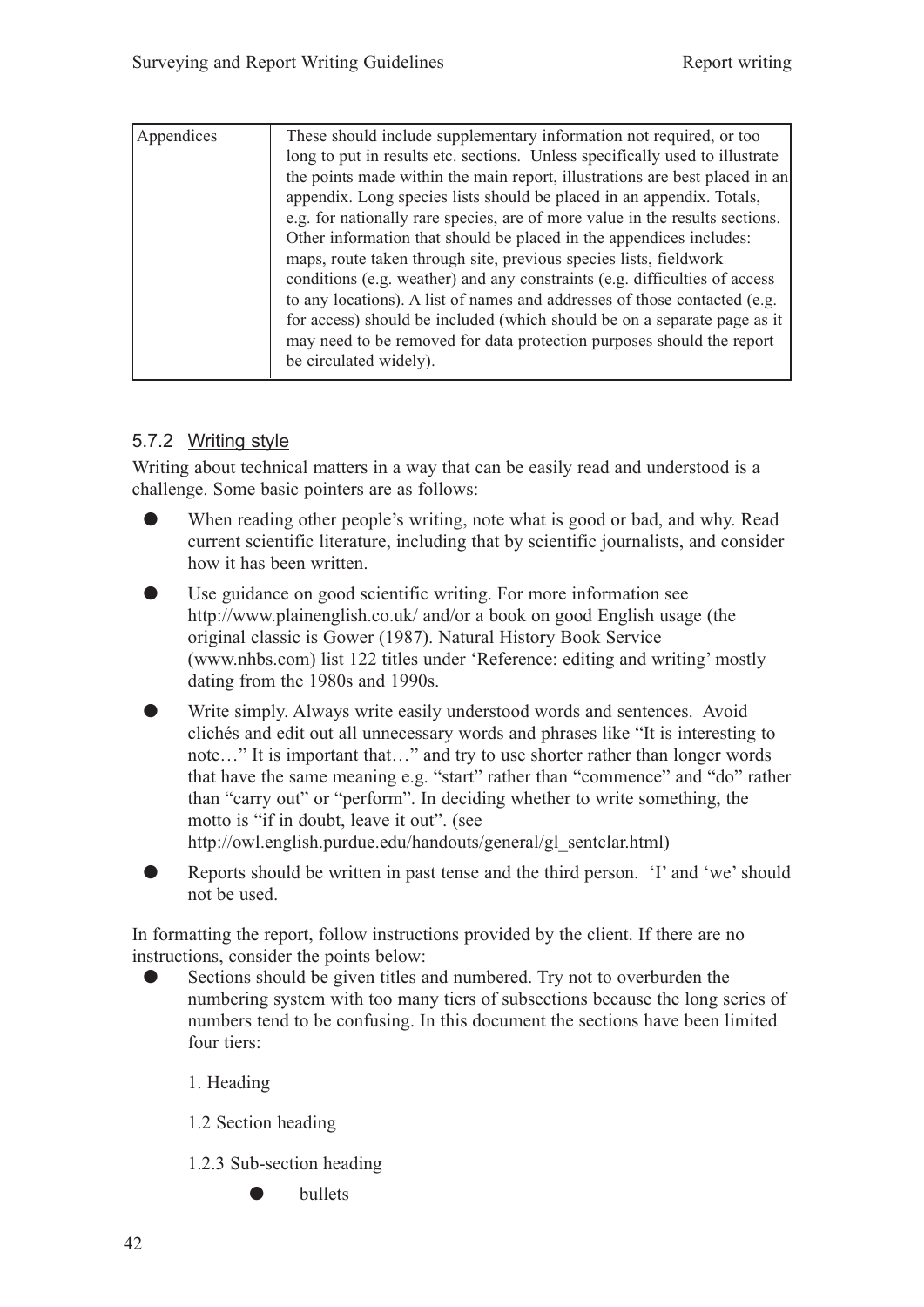| Appendices | These should include supplementary information not required, or too long to put in results etc. sections. Unless specifically used to illustrate the points made within the main report, illustrations are best placed in an appendix. Long species lists should be placed in an appendix. Totals, e.g. for nationally rare species, are of more value in the results sections. Other information that should be placed in the appendices includes: maps, route taken through site, previous species lists, fieldwork conditions (e.g. weather) and any constraints (e.g. difficulties of access to any locations). A list of names and addresses of those contacted (e.g. for access) should be included (which should be on a separate page as it may need to be removed for data protection purposes should the report be circulated widely). |
|---|---|

#### 5.7.2 Writing style

Writing about technical matters in a way that can be easily read and understood is a challenge. Some basic pointers are as follows:

- When reading other people's writing, note what is good or bad, and why. Read current scientific literature, including that by scientific journalists, and consider how it has been written.
- Use guidance on good scientific writing. For more information see http://www.plainenglish.co.uk/ and/or a book on good English usage (the original classic is Gower (1987). Natural History Book Service (www.nhbs.com) list 122 titles under 'Reference: editing and writing' mostly dating from the 1980s and 1990s.
- Write simply. Always write easily understood words and sentences. Avoid clichés and edit out all unnecessary words and phrases like "It is interesting to note…" It is important that…" and try to use shorter rather than longer words that have the same meaning e.g. "start" rather than "commence" and "do" rather than "carry out" or "perform". In deciding whether to write something, the motto is "if in doubt, leave it out". (see http://owl.english.purdue.edu/handouts/general/gl_sentclar.html)
- Reports should be written in past tense and the third person. 'I' and 'we' should not be used.

In formatting the report, follow instructions provided by the client. If there are no instructions, consider the points below:

- Sections should be given titles and numbered. Try not to overburden the numbering system with too many tiers of subsections because the long series of numbers tend to be confusing. In this document the sections have been limited four tiers:

  1. Heading

  1.2 Section heading

  1.2.3 Sub-section heading

  - bullets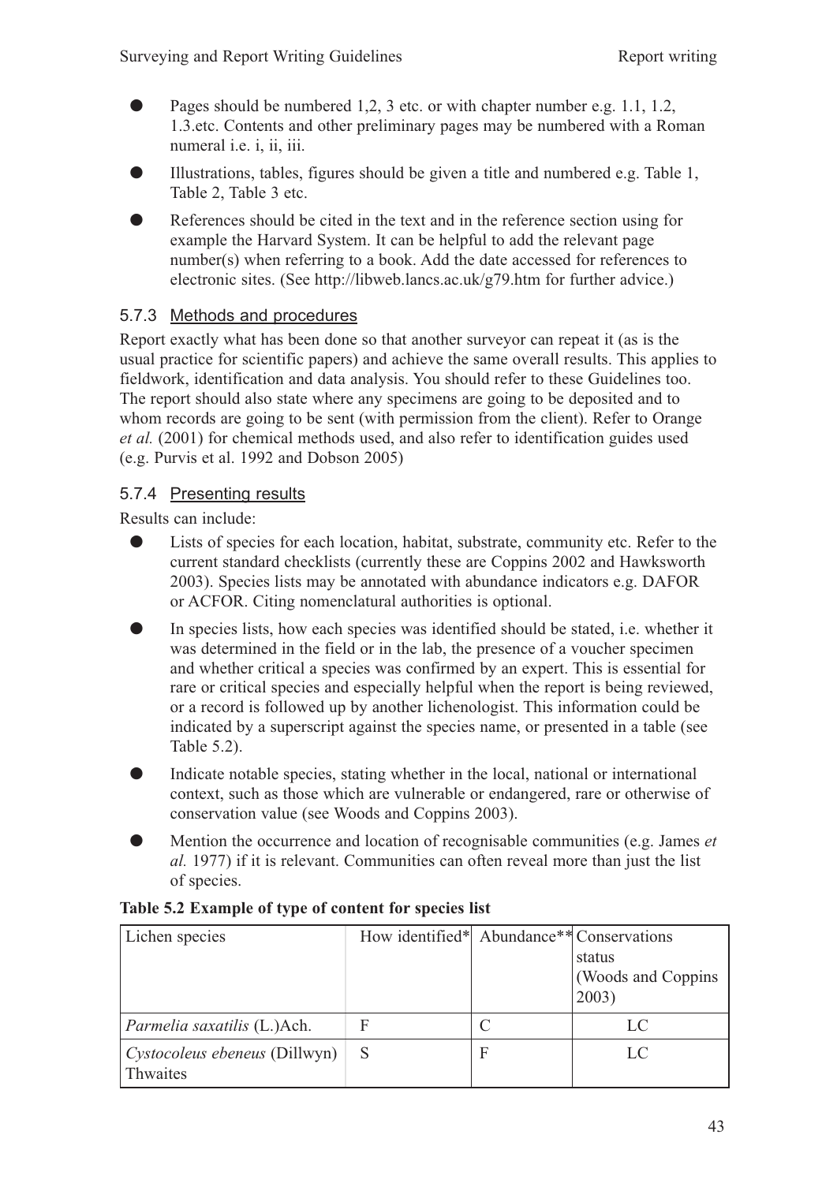- Pages should be numbered 1,2, 3 etc. or with chapter number e.g. 1.1, 1.2, 1.3.etc. Contents and other preliminary pages may be numbered with a Roman numeral i.e. i, ii, iii.
- Illustrations, tables, figures should be given a title and numbered e.g. Table 1, Table 2, Table 3 etc.
- References should be cited in the text and in the reference section using for example the Harvard System. It can be helpful to add the relevant page number(s) when referring to a book. Add the date accessed for references to electronic sites. (See http://libweb.lancs.ac.uk/g79.htm for further advice.)

### 5.7.3 Methods and procedures

Report exactly what has been done so that another surveyor can repeat it (as is the usual practice for scientific papers) and achieve the same overall results. This applies to fieldwork, identification and data analysis. You should refer to these Guidelines too. The report should also state where any specimens are going to be deposited and to whom records are going to be sent (with permission from the client). Refer to Orange *et al.* (2001) for chemical methods used, and also refer to identification guides used (e.g. Purvis et al. 1992 and Dobson 2005)

### 5.7.4 Presenting results

Results can include:

- Lists of species for each location, habitat, substrate, community etc. Refer to the current standard checklists (currently these are Coppins 2002 and Hawksworth 2003). Species lists may be annotated with abundance indicators e.g. DAFOR or ACFOR. Citing nomenclatural authorities is optional.
- In species lists, how each species was identified should be stated, i.e. whether it was determined in the field or in the lab, the presence of a voucher specimen and whether critical a species was confirmed by an expert. This is essential for rare or critical species and especially helpful when the report is being reviewed, or a record is followed up by another lichenologist. This information could be indicated by a superscript against the species name, or presented in a table (see Table 5.2).
- Indicate notable species, stating whether in the local, national or international context, such as those which are vulnerable or endangered, rare or otherwise of conservation value (see Woods and Coppins 2003).
- Mention the occurrence and location of recognisable communities (e.g. James *et al.* 1977) if it is relevant. Communities can often reveal more than just the list of species.

**Table 5.2 Example of type of content for species list**

| Lichen species | How identified* | Abundance** | Conservations status (Woods and Coppins 2003) |
|---|---|---|---|
| *Parmelia saxatilis* (L.)Ach. | F | C | LC |
| *Cystocoleus ebeneus* (Dillwyn) Thwaites | S | F | LC |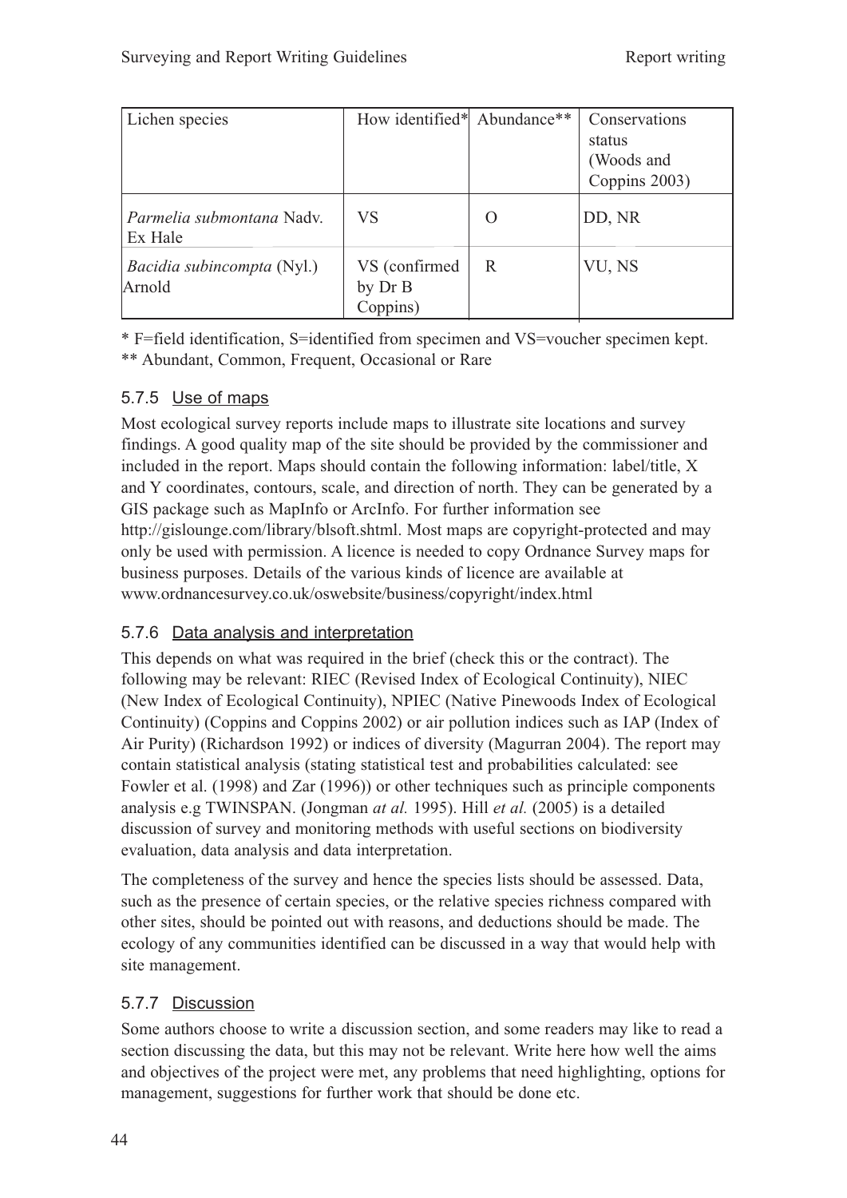| Lichen species | How identified* | Abundance** | Conservations status (Woods and Coppins 2003) |
|---|---|---|---|
| *Parmelia submontana* Nadv. Ex Hale | VS | O | DD, NR |
| *Bacidia subincompta* (Nyl.) Arnold | VS (confirmed by Dr B Coppins) | R | VU, NS |

\* F=field identification, S=identified from specimen and VS=voucher specimen kept.
\*\* Abundant, Common, Frequent, Occasional or Rare

### 5.7.5 Use of maps

Most ecological survey reports include maps to illustrate site locations and survey findings. A good quality map of the site should be provided by the commissioner and included in the report. Maps should contain the following information: label/title, X and Y coordinates, contours, scale, and direction of north. They can be generated by a GIS package such as MapInfo or ArcInfo. For further information see http://gislounge.com/library/blsoft.shtml. Most maps are copyright-protected and may only be used with permission. A licence is needed to copy Ordnance Survey maps for business purposes. Details of the various kinds of licence are available at www.ordnancesurvey.co.uk/oswebsite/business/copyright/index.html

### 5.7.6 Data analysis and interpretation

This depends on what was required in the brief (check this or the contract). The following may be relevant: RIEC (Revised Index of Ecological Continuity), NIEC (New Index of Ecological Continuity), NPIEC (Native Pinewoods Index of Ecological Continuity) (Coppins and Coppins 2002) or air pollution indices such as IAP (Index of Air Purity) (Richardson 1992) or indices of diversity (Magurran 2004). The report may contain statistical analysis (stating statistical test and probabilities calculated: see Fowler et al. (1998) and Zar (1996)) or other techniques such as principle components analysis e.g TWINSPAN. (Jongman *at al.* 1995). Hill *et al.* (2005) is a detailed discussion of survey and monitoring methods with useful sections on biodiversity evaluation, data analysis and data interpretation.

The completeness of the survey and hence the species lists should be assessed. Data, such as the presence of certain species, or the relative species richness compared with other sites, should be pointed out with reasons, and deductions should be made. The ecology of any communities identified can be discussed in a way that would help with site management.

### 5.7.7 Discussion

Some authors choose to write a discussion section, and some readers may like to read a section discussing the data, but this may not be relevant. Write here how well the aims and objectives of the project were met, any problems that need highlighting, options for management, suggestions for further work that should be done etc.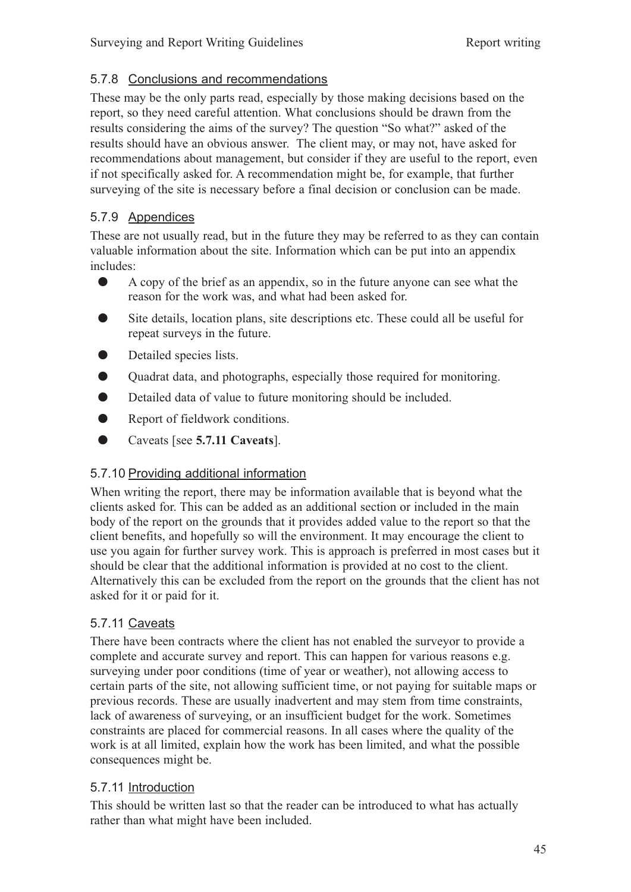### 5.7.8 Conclusions and recommendations

These may be the only parts read, especially by those making decisions based on the report, so they need careful attention. What conclusions should be drawn from the results considering the aims of the survey? The question "So what?" asked of the results should have an obvious answer. The client may, or may not, have asked for recommendations about management, but consider if they are useful to the report, even if not specifically asked for. A recommendation might be, for example, that further surveying of the site is necessary before a final decision or conclusion can be made.

### 5.7.9 Appendices

These are not usually read, but in the future they may be referred to as they can contain valuable information about the site. Information which can be put into an appendix includes:

- A copy of the brief as an appendix, so in the future anyone can see what the reason for the work was, and what had been asked for.
- Site details, location plans, site descriptions etc. These could all be useful for repeat surveys in the future.
- Detailed species lists.
- Quadrat data, and photographs, especially those required for monitoring.
- Detailed data of value to future monitoring should be included.
- Report of fieldwork conditions.
- Caveats [see **5.7.11 Caveats**].

### 5.7.10 Providing additional information

When writing the report, there may be information available that is beyond what the clients asked for. This can be added as an additional section or included in the main body of the report on the grounds that it provides added value to the report so that the client benefits, and hopefully so will the environment. It may encourage the client to use you again for further survey work. This is approach is preferred in most cases but it should be clear that the additional information is provided at no cost to the client. Alternatively this can be excluded from the report on the grounds that the client has not asked for it or paid for it.

### 5.7.11 Caveats

There have been contracts where the client has not enabled the surveyor to provide a complete and accurate survey and report. This can happen for various reasons e.g. surveying under poor conditions (time of year or weather), not allowing access to certain parts of the site, not allowing sufficient time, or not paying for suitable maps or previous records. These are usually inadvertent and may stem from time constraints, lack of awareness of surveying, or an insufficient budget for the work. Sometimes constraints are placed for commercial reasons. In all cases where the quality of the work is at all limited, explain how the work has been limited, and what the possible consequences might be.

### 5.7.11 Introduction

This should be written last so that the reader can be introduced to what has actually rather than what might have been included.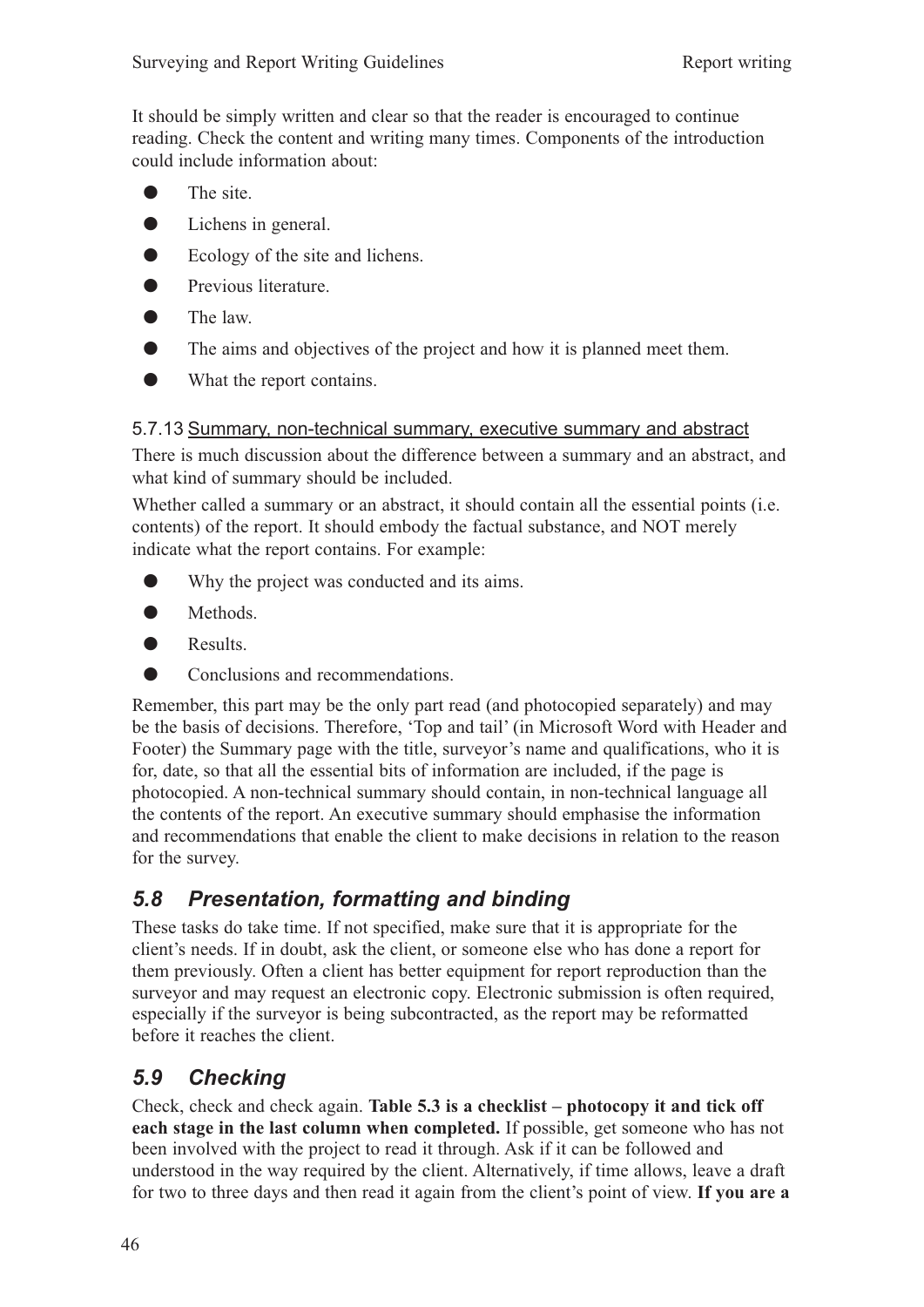It should be simply written and clear so that the reader is encouraged to continue reading. Check the content and writing many times. Components of the introduction could include information about:

- The site.
- Lichens in general.
- Ecology of the site and lichens.
- Previous literature.
- The law.
- The aims and objectives of the project and how it is planned meet them.
- What the report contains.

#### 5.7.13 Summary, non-technical summary, executive summary and abstract

There is much discussion about the difference between a summary and an abstract, and what kind of summary should be included.

Whether called a summary or an abstract, it should contain all the essential points (i.e. contents) of the report. It should embody the factual substance, and NOT merely indicate what the report contains. For example:

- Why the project was conducted and its aims.
- Methods.
- Results.
- Conclusions and recommendations.

Remember, this part may be the only part read (and photocopied separately) and may be the basis of decisions. Therefore, 'Top and tail' (in Microsoft Word with Header and Footer) the Summary page with the title, surveyor's name and qualifications, who it is for, date, so that all the essential bits of information are included, if the page is photocopied. A non-technical summary should contain, in non-technical language all the contents of the report. An executive summary should emphasise the information and recommendations that enable the client to make decisions in relation to the reason for the survey.

## *5.8 Presentation, formatting and binding*

These tasks do take time. If not specified, make sure that it is appropriate for the client's needs. If in doubt, ask the client, or someone else who has done a report for them previously. Often a client has better equipment for report reproduction than the surveyor and may request an electronic copy. Electronic submission is often required, especially if the surveyor is being subcontracted, as the report may be reformatted before it reaches the client.

## *5.9 Checking*

Check, check and check again. **Table 5.3 is a checklist – photocopy it and tick off each stage in the last column when completed.** If possible, get someone who has not been involved with the project to read it through. Ask if it can be followed and understood in the way required by the client. Alternatively, if time allows, leave a draft for two to three days and then read it again from the client's point of view. **If you are a**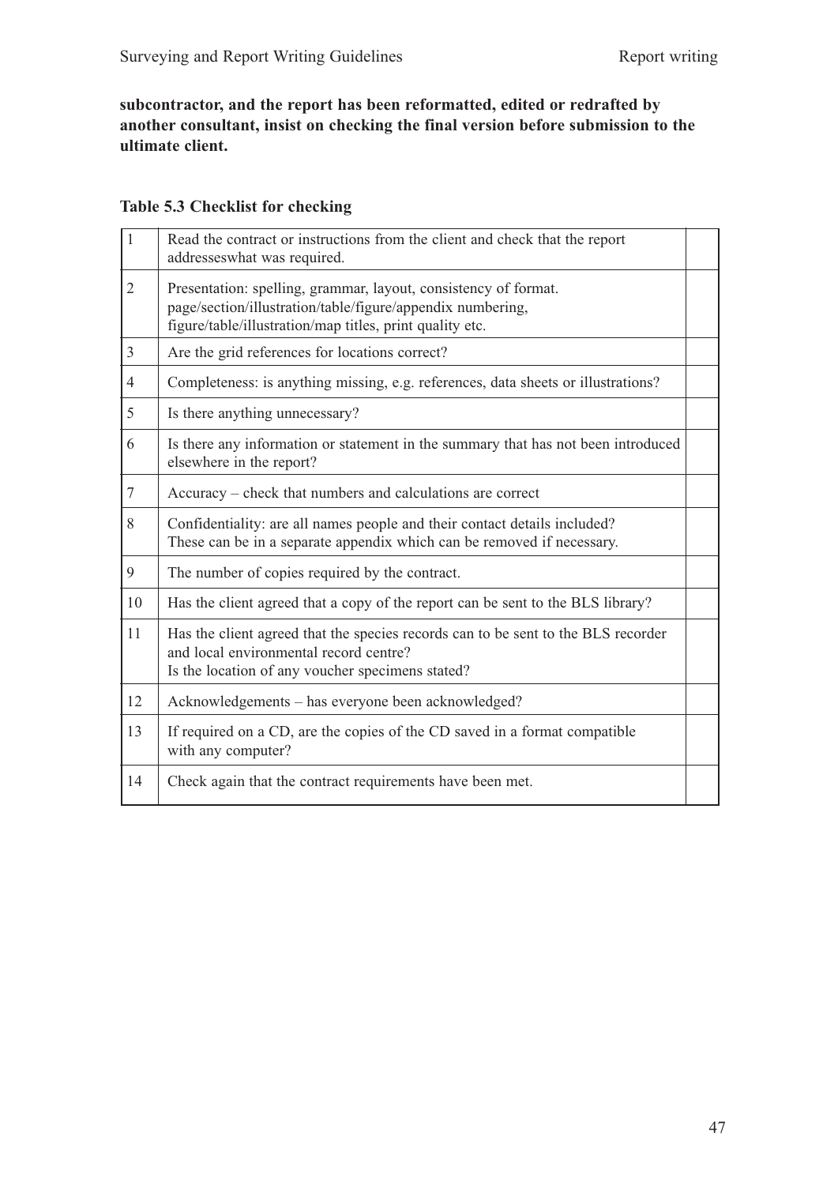**subcontractor, and the report has been reformatted, edited or redrafted by another consultant, insist on checking the final version before submission to the ultimate client.**

**Table 5.3 Checklist for checking**

| | | |
|---|---|---|
| 1 | Read the contract or instructions from the client and check that the report addresseswhat was required. | |
| 2 | Presentation: spelling, grammar, layout, consistency of format. page/section/illustration/table/figure/appendix numbering, figure/table/illustration/map titles, print quality etc. | |
| 3 | Are the grid references for locations correct? | |
| 4 | Completeness: is anything missing, e.g. references, data sheets or illustrations? | |
| 5 | Is there anything unnecessary? | |
| 6 | Is there any information or statement in the summary that has not been introduced elsewhere in the report? | |
| 7 | Accuracy – check that numbers and calculations are correct | |
| 8 | Confidentiality: are all names people and their contact details included? These can be in a separate appendix which can be removed if necessary. | |
| 9 | The number of copies required by the contract. | |
| 10 | Has the client agreed that a copy of the report can be sent to the BLS library? | |
| 11 | Has the client agreed that the species records can to be sent to the BLS recorder and local environmental record centre? Is the location of any voucher specimens stated? | |
| 12 | Acknowledgements – has everyone been acknowledged? | |
| 13 | If required on a CD, are the copies of the CD saved in a format compatible with any computer? | |
| 14 | Check again that the contract requirements have been met. | |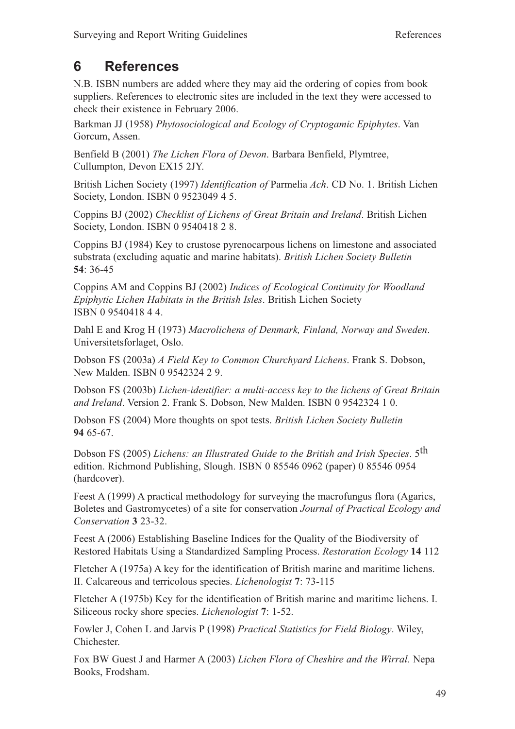# 6 References

N.B. ISBN numbers are added where they may aid the ordering of copies from book suppliers. References to electronic sites are included in the text they were accessed to check their existence in February 2006.

Barkman JJ (1958) *Phytosociological and Ecology of Cryptogamic Epiphytes*. Van Gorcum, Assen.

Benfield B (2001) *The Lichen Flora of Devon*. Barbara Benfield, Plymtree, Cullumpton, Devon EX15 2JY.

British Lichen Society (1997) *Identification of* Parmelia *Ach*. CD No. 1. British Lichen Society, London. ISBN 0 9523049 4 5.

Coppins BJ (2002) *Checklist of Lichens of Great Britain and Ireland*. British Lichen Society, London. ISBN 0 9540418 2 8.

Coppins BJ (1984) Key to crustose pyrenocarpous lichens on limestone and associated substrata (excluding aquatic and marine habitats). *British Lichen Society Bulletin* **54**: 36-45

Coppins AM and Coppins BJ (2002) *Indices of Ecological Continuity for Woodland Epiphytic Lichen Habitats in the British Isles*. British Lichen Society ISBN 0 9540418 4 4.

Dahl E and Krog H (1973) *Macrolichens of Denmark, Finland, Norway and Sweden*. Universitetsforlaget, Oslo.

Dobson FS (2003a) *A Field Key to Common Churchyard Lichens*. Frank S. Dobson, New Malden. ISBN 0 9542324 2 9.

Dobson FS (2003b) *Lichen-identifier: a multi-access key to the lichens of Great Britain and Ireland*. Version 2. Frank S. Dobson, New Malden. ISBN 0 9542324 1 0.

Dobson FS (2004) More thoughts on spot tests. *British Lichen Society Bulletin* **94** 65-67.

Dobson FS (2005) *Lichens: an Illustrated Guide to the British and Irish Species*. 5th edition. Richmond Publishing, Slough. ISBN 0 85546 0962 (paper) 0 85546 0954 (hardcover).

Feest A (1999) A practical methodology for surveying the macrofungus flora (Agarics, Boletes and Gastromycetes) of a site for conservation *Journal of Practical Ecology and Conservation* **3** 23-32.

Feest A (2006) Establishing Baseline Indices for the Quality of the Biodiversity of Restored Habitats Using a Standardized Sampling Process. *Restoration Ecology* **14** 112

Fletcher A (1975a) A key for the identification of British marine and maritime lichens. II. Calcareous and terricolous species. *Lichenologist* **7**: 73-115

Fletcher A (1975b) Key for the identification of British marine and maritime lichens. I. Siliceous rocky shore species. *Lichenologist* **7**: 1-52.

Fowler J, Cohen L and Jarvis P (1998) *Practical Statistics for Field Biology*. Wiley, Chichester.

Fox BW Guest J and Harmer A (2003) *Lichen Flora of Cheshire and the Wirral.* Nepa Books, Frodsham.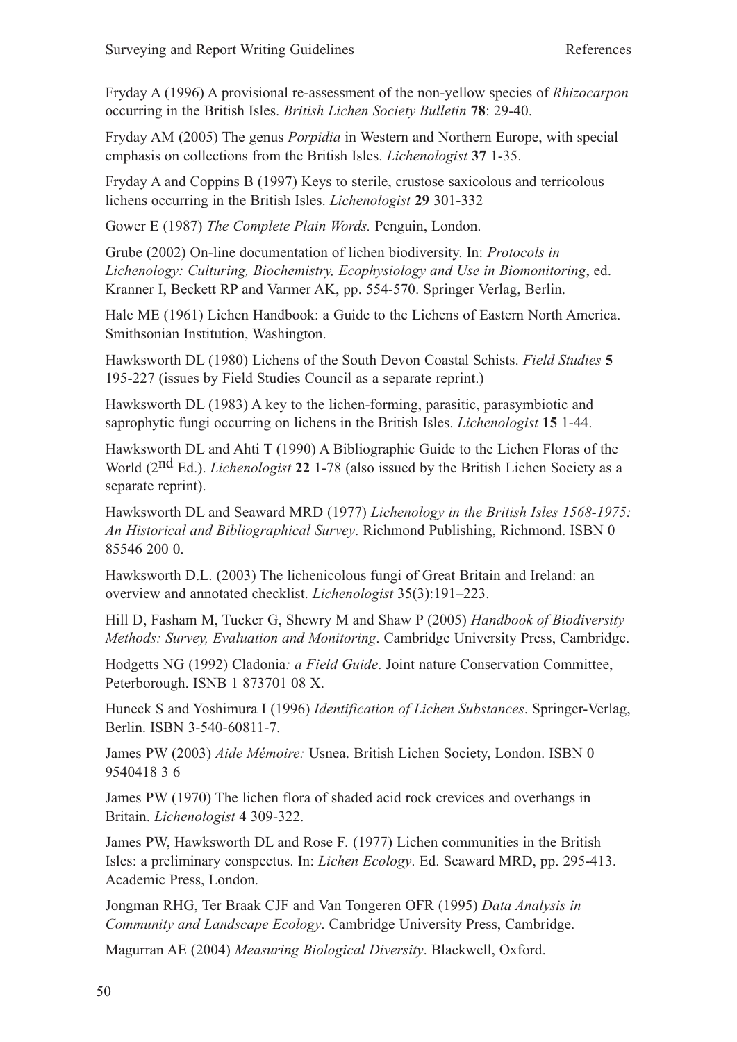Fryday A (1996) A provisional re-assessment of the non-yellow species of *Rhizocarpon* occurring in the British Isles. *British Lichen Society Bulletin* **78**: 29-40.

Fryday AM (2005) The genus *Porpidia* in Western and Northern Europe, with special emphasis on collections from the British Isles. *Lichenologist* **37** 1-35.

Fryday A and Coppins B (1997) Keys to sterile, crustose saxicolous and terricolous lichens occurring in the British Isles. *Lichenologist* **29** 301-332

Gower E (1987) *The Complete Plain Words.* Penguin, London.

Grube (2002) On-line documentation of lichen biodiversity. In: *Protocols in Lichenology: Culturing, Biochemistry, Ecophysiology and Use in Biomonitoring*, ed. Kranner I, Beckett RP and Varmer AK, pp. 554-570. Springer Verlag, Berlin.

Hale ME (1961) Lichen Handbook: a Guide to the Lichens of Eastern North America. Smithsonian Institution, Washington.

Hawksworth DL (1980) Lichens of the South Devon Coastal Schists. *Field Studies* **5** 195-227 (issues by Field Studies Council as a separate reprint.)

Hawksworth DL (1983) A key to the lichen-forming, parasitic, parasymbiotic and saprophytic fungi occurring on lichens in the British Isles. *Lichenologist* **15** 1-44.

Hawksworth DL and Ahti T (1990) A Bibliographic Guide to the Lichen Floras of the World (2nd Ed.). *Lichenologist* **22** 1-78 (also issued by the British Lichen Society as a separate reprint).

Hawksworth DL and Seaward MRD (1977) *Lichenology in the British Isles 1568-1975: An Historical and Bibliographical Survey*. Richmond Publishing, Richmond. ISBN 0 85546 200 0.

Hawksworth D.L. (2003) The lichenicolous fungi of Great Britain and Ireland: an overview and annotated checklist. *Lichenologist* 35(3):191–223.

Hill D, Fasham M, Tucker G, Shewry M and Shaw P (2005) *Handbook of Biodiversity Methods: Survey, Evaluation and Monitoring*. Cambridge University Press, Cambridge.

Hodgetts NG (1992) Cladonia*: a Field Guide*. Joint nature Conservation Committee, Peterborough. ISNB 1 873701 08 X.

Huneck S and Yoshimura I (1996) *Identification of Lichen Substances*. Springer-Verlag, Berlin. ISBN 3-540-60811-7.

James PW (2003) *Aide Mémoire:* Usnea. British Lichen Society, London. ISBN 0 9540418 3 6

James PW (1970) The lichen flora of shaded acid rock crevices and overhangs in Britain. *Lichenologist* **4** 309-322.

James PW, Hawksworth DL and Rose F. (1977) Lichen communities in the British Isles: a preliminary conspectus. In: *Lichen Ecology*. Ed. Seaward MRD, pp. 295-413. Academic Press, London.

Jongman RHG, Ter Braak CJF and Van Tongeren OFR (1995) *Data Analysis in Community and Landscape Ecology*. Cambridge University Press, Cambridge.

Magurran AE (2004) *Measuring Biological Diversity*. Blackwell, Oxford.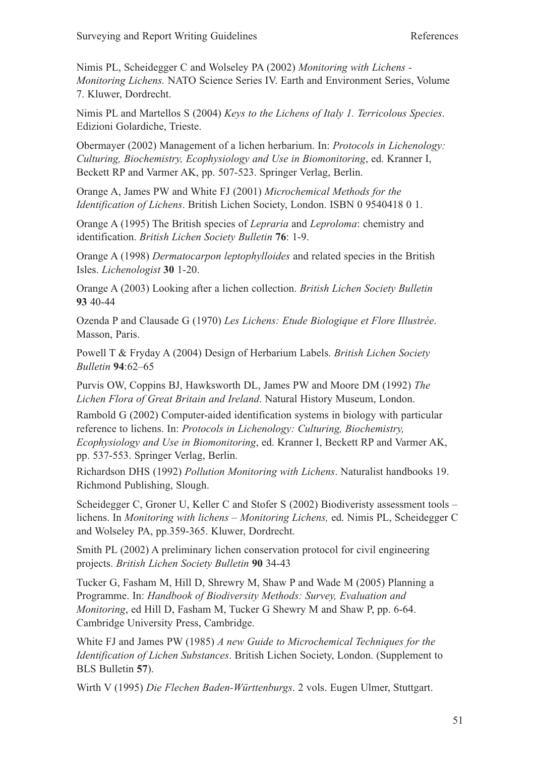Nimis PL, Scheidegger C and Wolseley PA (2002) *Monitoring with Lichens - Monitoring Lichens.* NATO Science Series IV. Earth and Environment Series, Volume 7. Kluwer, Dordrecht.

Nimis PL and Martellos S (2004) *Keys to the Lichens of Italy 1. Terricolous Species*. Edizioni Golardiche, Trieste.

Obermayer (2002) Management of a lichen herbarium. In: *Protocols in Lichenology: Culturing, Biochemistry, Ecophysiology and Use in Biomonitoring*, ed. Kranner I, Beckett RP and Varmer AK, pp. 507-523. Springer Verlag, Berlin.

Orange A, James PW and White FJ (2001) *Microchemical Methods for the Identification of Lichens*. British Lichen Society, London. ISBN 0 9540418 0 1.

Orange A (1995) The British species of *Lepraria* and *Leproloma*: chemistry and identification. *British Lichen Society Bulletin* **76**: 1-9.

Orange A (1998) *Dermatocarpon leptophylloides* and related species in the British Isles. *Lichenologist* **30** 1-20.

Orange A (2003) Looking after a lichen collection. *British Lichen Society Bulletin* **93** 40-44

Ozenda P and Clausade G (1970) *Les Lichens: Etude Biologique et Flore Illustrée*. Masson, Paris.

Powell T & Fryday A (2004) Design of Herbarium Labels. *British Lichen Society Bulletin* **94**:62–65

Purvis OW, Coppins BJ, Hawksworth DL, James PW and Moore DM (1992) *The Lichen Flora of Great Britain and Ireland*. Natural History Museum, London.

Rambold G (2002) Computer-aided identification systems in biology with particular reference to lichens. In: *Protocols in Lichenology: Culturing, Biochemistry, Ecophysiology and Use in Biomonitoring*, ed. Kranner I, Beckett RP and Varmer AK, pp. 537-553. Springer Verlag, Berlin.

Richardson DHS (1992) *Pollution Monitoring with Lichens*. Naturalist handbooks 19. Richmond Publishing, Slough.

Scheidegger C, Groner U, Keller C and Stofer S (2002) Biodiveristy assessment tools – lichens. In *Monitoring with lichens – Monitoring Lichens,* ed. Nimis PL, Scheidegger C and Wolseley PA, pp.359-365. Kluwer, Dordrecht.

Smith PL (2002) A preliminary lichen conservation protocol for civil engineering projects. *British Lichen Society Bulletin* **90** 34-43

Tucker G, Fasham M, Hill D, Shrewry M, Shaw P and Wade M (2005) Planning a Programme. In: *Handbook of Biodiversity Methods: Survey, Evaluation and Monitoring*, ed Hill D, Fasham M, Tucker G Shewry M and Shaw P, pp. 6-64. Cambridge University Press, Cambridge.

White FJ and James PW (1985) *A new Guide to Microchemical Techniques for the Identification of Lichen Substances*. British Lichen Society, London. (Supplement to BLS Bulletin **57**).

Wirth V (1995) *Die Flechen Baden-Württenburgs*. 2 vols. Eugen Ulmer, Stuttgart.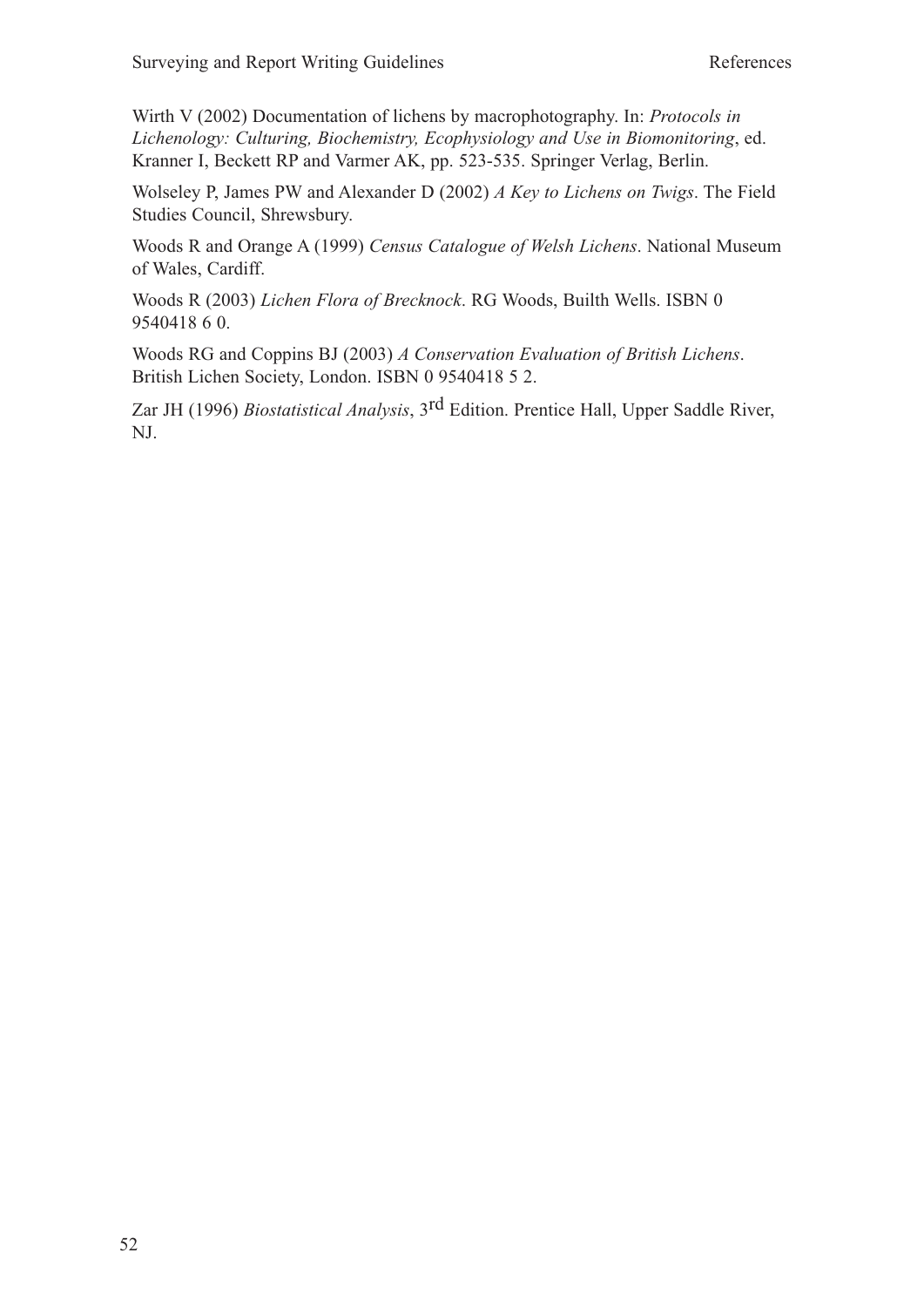Wirth V (2002) Documentation of lichens by macrophotography. In: *Protocols in Lichenology: Culturing, Biochemistry, Ecophysiology and Use in Biomonitoring*, ed. Kranner I, Beckett RP and Varmer AK, pp. 523-535. Springer Verlag, Berlin.

Wolseley P, James PW and Alexander D (2002) *A Key to Lichens on Twigs*. The Field Studies Council, Shrewsbury.

Woods R and Orange A (1999) *Census Catalogue of Welsh Lichens*. National Museum of Wales, Cardiff.

Woods R (2003) *Lichen Flora of Brecknock*. RG Woods, Builth Wells. ISBN 0 9540418 6 0.

Woods RG and Coppins BJ (2003) *A Conservation Evaluation of British Lichens*. British Lichen Society, London. ISBN 0 9540418 5 2.

Zar JH (1996) *Biostatistical Analysis*, 3rd Edition. Prentice Hall, Upper Saddle River, NJ.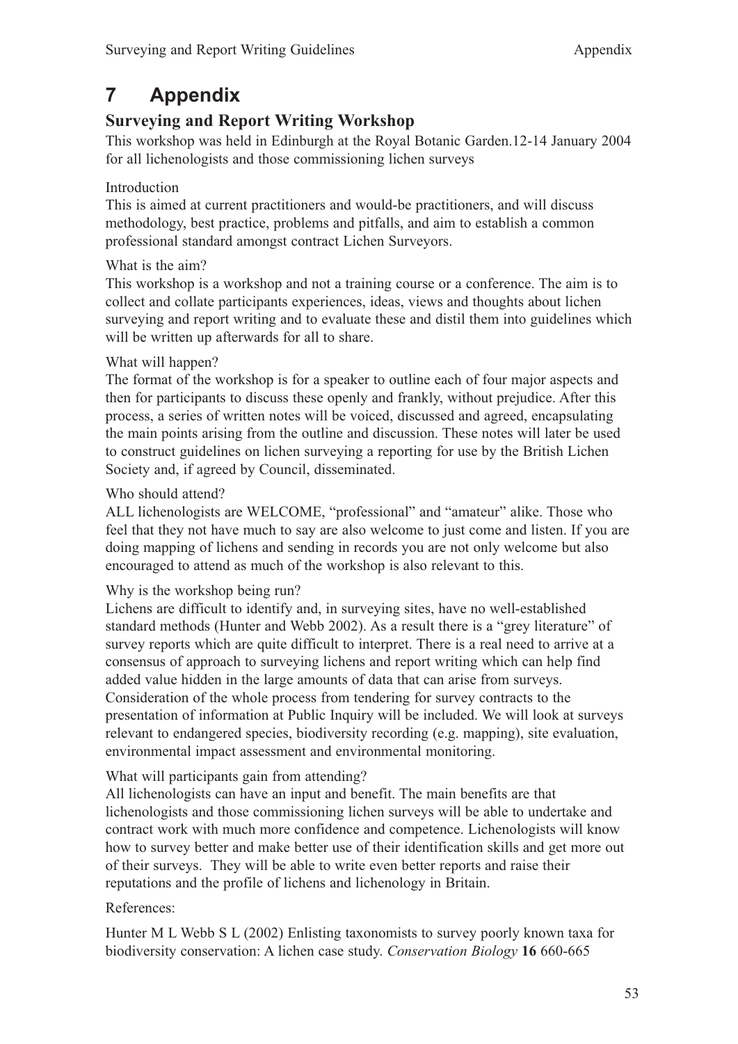# 7 Appendix

## Surveying and Report Writing Workshop

This workshop was held in Edinburgh at the Royal Botanic Garden.12-14 January 2004 for all lichenologists and those commissioning lichen surveys

Introduction

This is aimed at current practitioners and would-be practitioners, and will discuss methodology, best practice, problems and pitfalls, and aim to establish a common professional standard amongst contract Lichen Surveyors.

What is the aim?

This workshop is a workshop and not a training course or a conference. The aim is to collect and collate participants experiences, ideas, views and thoughts about lichen surveying and report writing and to evaluate these and distil them into guidelines which will be written up afterwards for all to share.

What will happen?

The format of the workshop is for a speaker to outline each of four major aspects and then for participants to discuss these openly and frankly, without prejudice. After this process, a series of written notes will be voiced, discussed and agreed, encapsulating the main points arising from the outline and discussion. These notes will later be used to construct guidelines on lichen surveying a reporting for use by the British Lichen Society and, if agreed by Council, disseminated.

Who should attend?

ALL lichenologists are WELCOME, "professional" and "amateur" alike. Those who feel that they not have much to say are also welcome to just come and listen. If you are doing mapping of lichens and sending in records you are not only welcome but also encouraged to attend as much of the workshop is also relevant to this.

Why is the workshop being run?

Lichens are difficult to identify and, in surveying sites, have no well-established standard methods (Hunter and Webb 2002). As a result there is a "grey literature" of survey reports which are quite difficult to interpret. There is a real need to arrive at a consensus of approach to surveying lichens and report writing which can help find added value hidden in the large amounts of data that can arise from surveys. Consideration of the whole process from tendering for survey contracts to the presentation of information at Public Inquiry will be included. We will look at surveys relevant to endangered species, biodiversity recording (e.g. mapping), site evaluation, environmental impact assessment and environmental monitoring.

What will participants gain from attending?

All lichenologists can have an input and benefit. The main benefits are that lichenologists and those commissioning lichen surveys will be able to undertake and contract work with much more confidence and competence. Lichenologists will know how to survey better and make better use of their identification skills and get more out of their surveys. They will be able to write even better reports and raise their reputations and the profile of lichens and lichenology in Britain.

References:

Hunter M L Webb S L (2002) Enlisting taxonomists to survey poorly known taxa for biodiversity conservation: A lichen case study. *Conservation Biology* **16** 660-665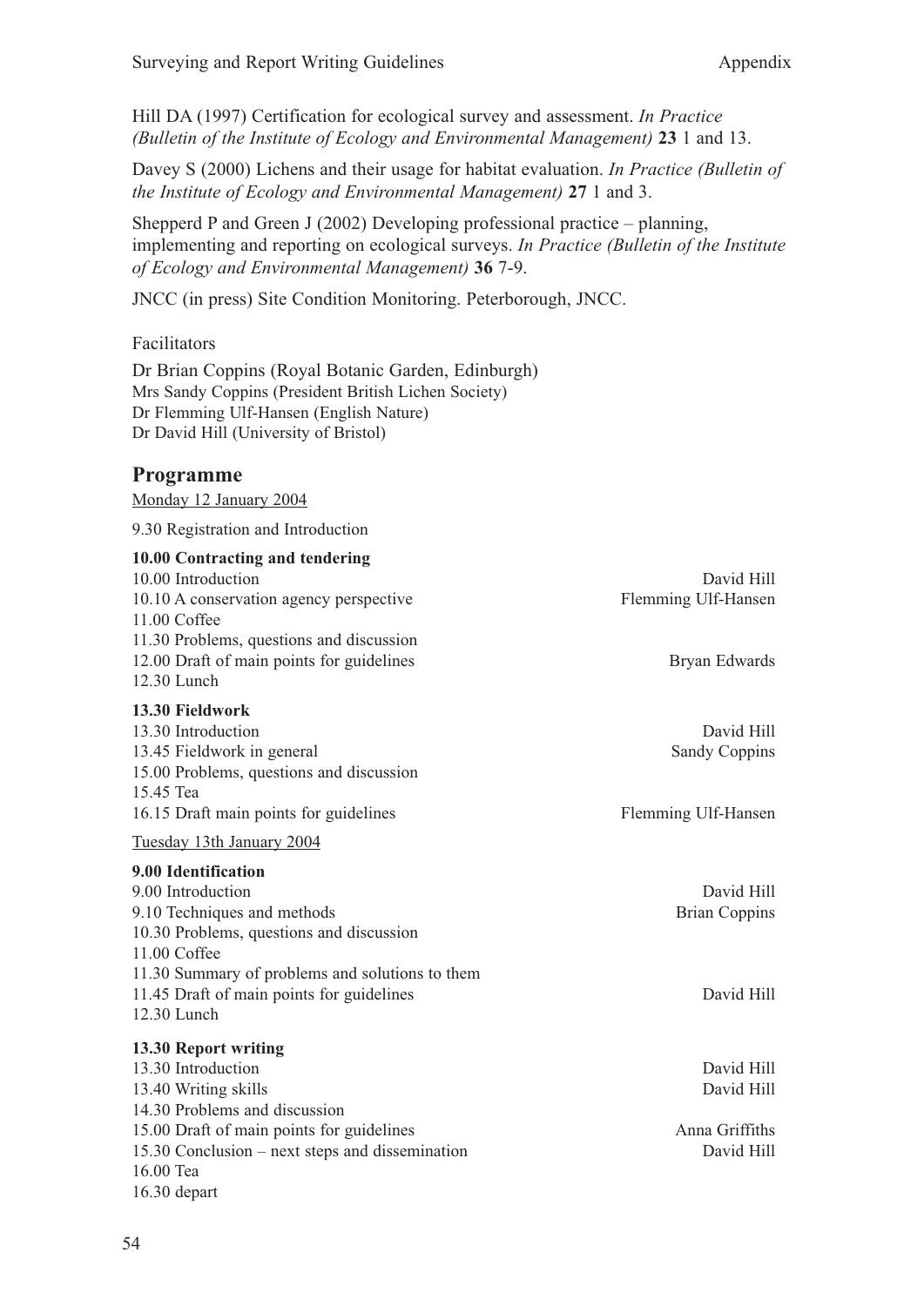Hill DA (1997) Certification for ecological survey and assessment. *In Practice (Bulletin of the Institute of Ecology and Environmental Management)* **23** 1 and 13.

Davey S (2000) Lichens and their usage for habitat evaluation. *In Practice (Bulletin of the Institute of Ecology and Environmental Management)* **27** 1 and 3.

Shepperd P and Green J (2002) Developing professional practice – planning, implementing and reporting on ecological surveys. *In Practice (Bulletin of the Institute of Ecology and Environmental Management)* **36** 7-9.

JNCC (in press) Site Condition Monitoring. Peterborough, JNCC.

Facilitators

Dr Brian Coppins (Royal Botanic Garden, Edinburgh)
Mrs Sandy Coppins (President British Lichen Society)
Dr Flemming Ulf-Hansen (English Nature)
Dr David Hill (University of Bristol)

## Programme

Monday 12 January 2004

9.30 Registration and Introduction

**10.00 Contracting and tendering**

| | |
|---|---|
| 10.00 Introduction | David Hill |
| 10.10 A conservation agency perspective | Flemming Ulf-Hansen |
| 11.00 Coffee | |
| 11.30 Problems, questions and discussion | |
| 12.00 Draft of main points for guidelines | Bryan Edwards |
| 12.30 Lunch | |

**13.30 Fieldwork**

| | |
|---|---|
| 13.30 Introduction | David Hill |
| 13.45 Fieldwork in general | Sandy Coppins |
| 15.00 Problems, questions and discussion | |
| 15.45 Tea | |
| 16.15 Draft main points for guidelines | Flemming Ulf-Hansen |

Tuesday 13th January 2004

**9.00 Identification**

| | |
|---|---|
| 9.00 Introduction | David Hill |
| 9.10 Techniques and methods | Brian Coppins |
| 10.30 Problems, questions and discussion | |
| 11.00 Coffee | |
| 11.30 Summary of problems and solutions to them | |
| 11.45 Draft of main points for guidelines | David Hill |
| 12.30 Lunch | |

**13.30 Report writing**

| | |
|---|---|
| 13.30 Introduction | David Hill |
| 13.40 Writing skills | David Hill |
| 14.30 Problems and discussion | |
| 15.00 Draft of main points for guidelines | Anna Griffiths |
| 15.30 Conclusion – next steps and dissemination | David Hill |
| 16.00 Tea | |
| 16.30 depart | |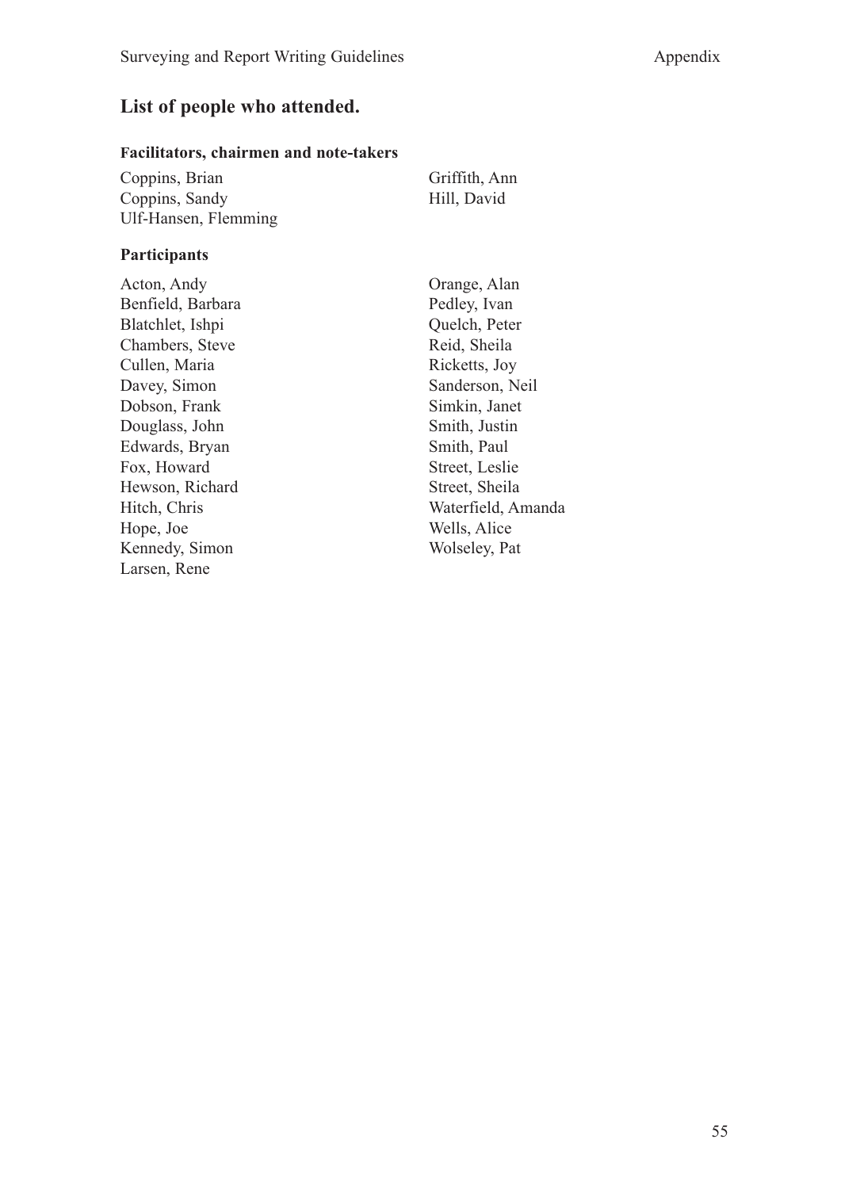## List of people who attended.

### Facilitators, chairmen and note-takers

Coppins, Brian
Coppins, Sandy
Ulf-Hansen, Flemming
Griffith, Ann
Hill, David

### Participants

Acton, Andy
Benfield, Barbara
Blatchlet, Ishpi
Chambers, Steve
Cullen, Maria
Davey, Simon
Dobson, Frank
Douglass, John
Edwards, Bryan
Fox, Howard
Hewson, Richard
Hitch, Chris
Hope, Joe
Kennedy, Simon
Larsen, Rene
Orange, Alan
Pedley, Ivan
Quelch, Peter
Reid, Sheila
Ricketts, Joy
Sanderson, Neil
Simkin, Janet
Smith, Justin
Smith, Paul
Street, Leslie
Street, Sheila
Waterfield, Amanda
Wells, Alice
Wolseley, Pat